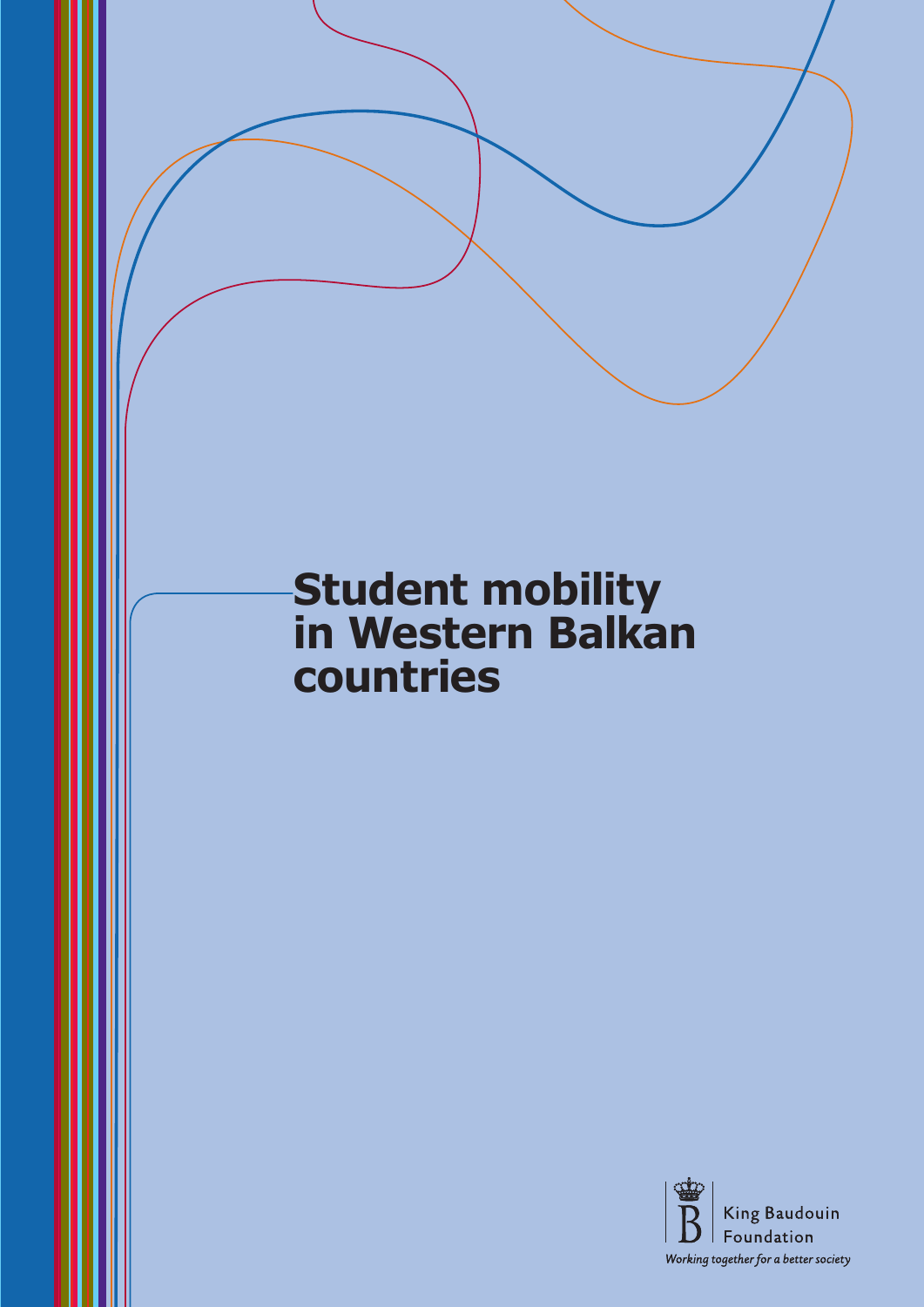# Student mobility in Western Balkan countries

King Baudouin Foundation

*Working together for a better society*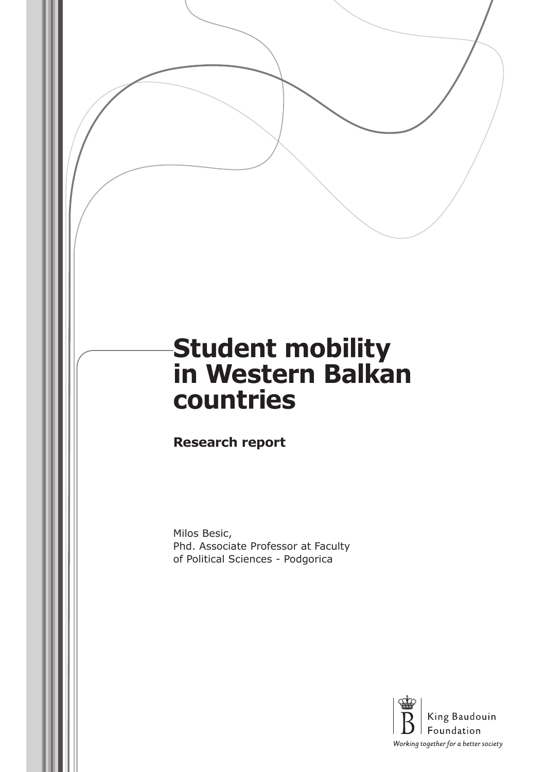# Student mobility in Western Balkan countries

## Research report

Milos Besic,
Phd. Associate Professor at Faculty
of Political Sciences - Podgorica

King Baudouin
Foundation

*Working together for a better society*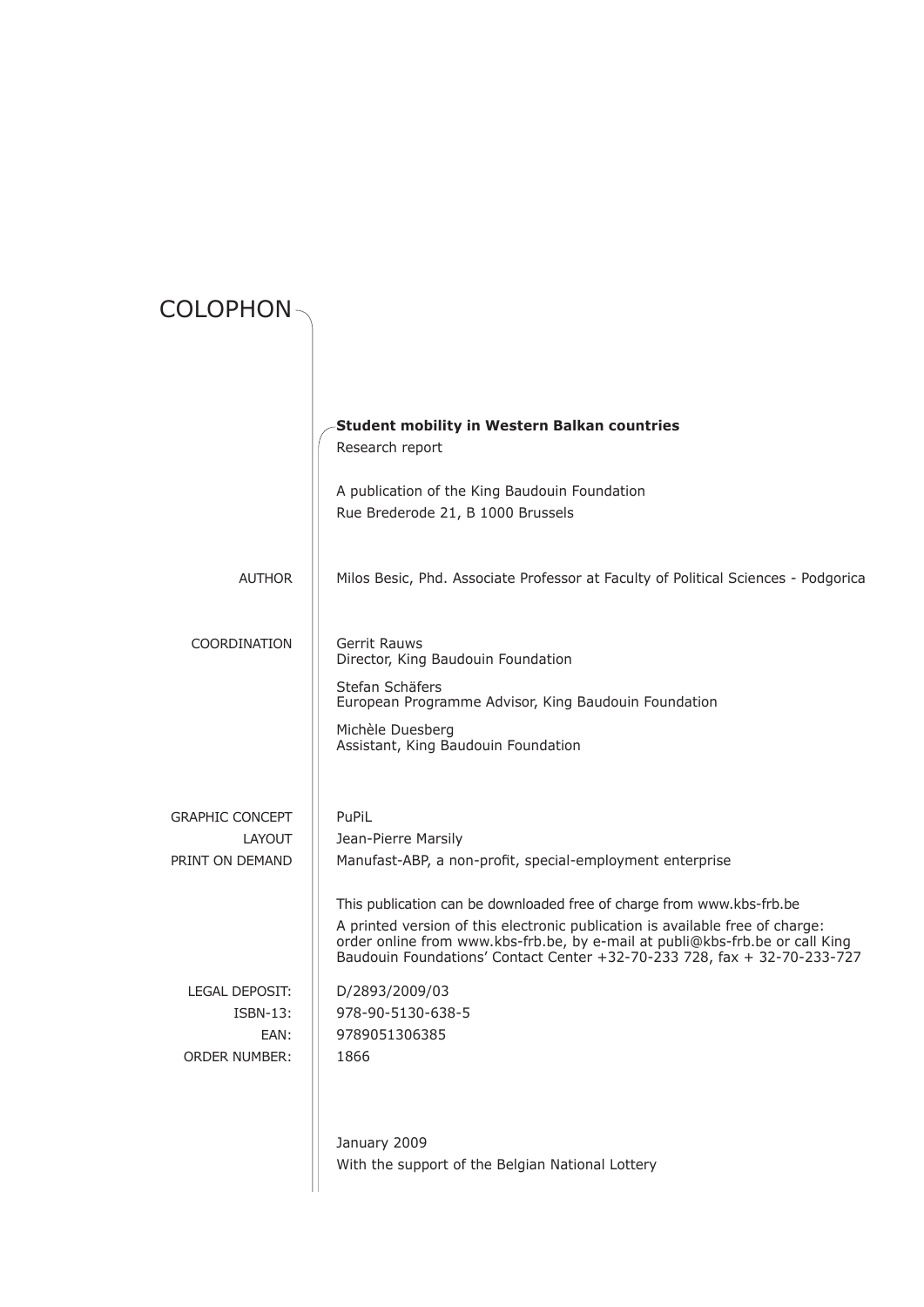# COLOPHON

**Student mobility in Western Balkan countries**

Research report

A publication of the King Baudouin Foundation
Rue Brederode 21, B 1000 Brussels

| | |
|---|---|
| AUTHOR | Milos Besic, Phd. Associate Professor at Faculty of Political Sciences - Podgorica |
| COORDINATION | Gerrit Rauws<br>Director, King Baudouin Foundation<br><br>Stefan Schäfers<br>European Programme Advisor, King Baudouin Foundation<br><br>Michèle Duesberg<br>Assistant, King Baudouin Foundation |
| GRAPHIC CONCEPT | PuPiL |
| LAYOUT | Jean-Pierre Marsily |
| PRINT ON DEMAND | Manufast-ABP, a non-profit, special-employment enterprise |

This publication can be downloaded free of charge from www.kbs-frb.be

A printed version of this electronic publication is available free of charge: order online from www.kbs-frb.be, by e-mail at publi@kbs-frb.be or call King Baudouin Foundations' Contact Center +32-70-233 728, fax + 32-70-233-727

| | |
|---|---|
| LEGAL DEPOSIT: | D/2893/2009/03 |
| ISBN-13: | 978-90-5130-638-5 |
| EAN: | 9789051306385 |
| ORDER NUMBER: | 1866 |

January 2009

With the support of the Belgian National Lottery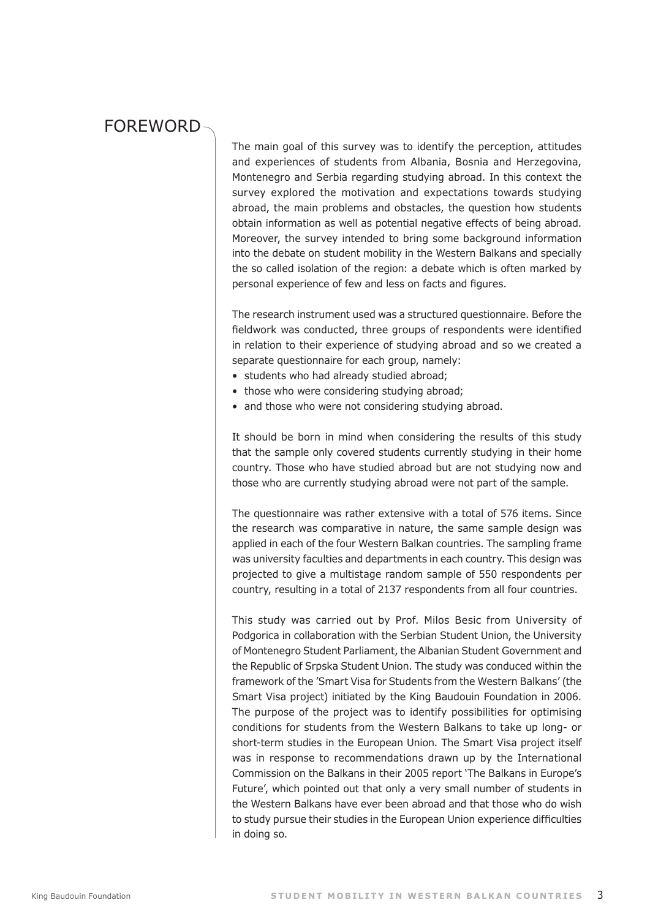# FOREWORD

The main goal of this survey was to identify the perception, attitudes and experiences of students from Albania, Bosnia and Herzegovina, Montenegro and Serbia regarding studying abroad. In this context the survey explored the motivation and expectations towards studying abroad, the main problems and obstacles, the question how students obtain information as well as potential negative effects of being abroad. Moreover, the survey intended to bring some background information into the debate on student mobility in the Western Balkans and specially the so called isolation of the region: a debate which is often marked by personal experience of few and less on facts and figures.

The research instrument used was a structured questionnaire. Before the fieldwork was conducted, three groups of respondents were identified in relation to their experience of studying abroad and so we created a separate questionnaire for each group, namely:

- students who had already studied abroad;
- those who were considering studying abroad;
- and those who were not considering studying abroad.

It should be born in mind when considering the results of this study that the sample only covered students currently studying in their home country. Those who have studied abroad but are not studying now and those who are currently studying abroad were not part of the sample.

The questionnaire was rather extensive with a total of 576 items. Since the research was comparative in nature, the same sample design was applied in each of the four Western Balkan countries. The sampling frame was university faculties and departments in each country. This design was projected to give a multistage random sample of 550 respondents per country, resulting in a total of 2137 respondents from all four countries.

This study was carried out by Prof. Milos Besic from University of Podgorica in collaboration with the Serbian Student Union, the University of Montenegro Student Parliament, the Albanian Student Government and the Republic of Srpska Student Union. The study was conduced within the framework of the 'Smart Visa for Students from the Western Balkans' (the Smart Visa project) initiated by the King Baudouin Foundation in 2006. The purpose of the project was to identify possibilities for optimising conditions for students from the Western Balkans to take up long- or short-term studies in the European Union. The Smart Visa project itself was in response to recommendations drawn up by the International Commission on the Balkans in their 2005 report 'The Balkans in Europe's Future', which pointed out that only a very small number of students in the Western Balkans have ever been abroad and that those who do wish to study pursue their studies in the European Union experience difficulties in doing so.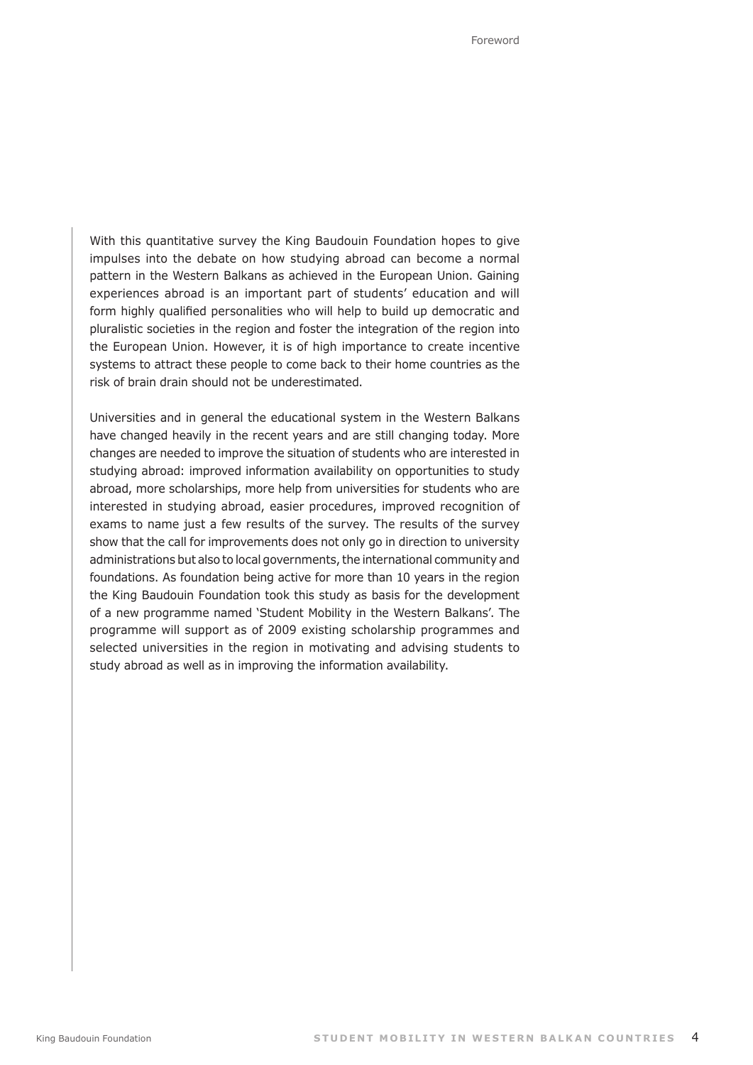With this quantitative survey the King Baudouin Foundation hopes to give impulses into the debate on how studying abroad can become a normal pattern in the Western Balkans as achieved in the European Union. Gaining experiences abroad is an important part of students' education and will form highly qualified personalities who will help to build up democratic and pluralistic societies in the region and foster the integration of the region into the European Union. However, it is of high importance to create incentive systems to attract these people to come back to their home countries as the risk of brain drain should not be underestimated.

Universities and in general the educational system in the Western Balkans have changed heavily in the recent years and are still changing today. More changes are needed to improve the situation of students who are interested in studying abroad: improved information availability on opportunities to study abroad, more scholarships, more help from universities for students who are interested in studying abroad, easier procedures, improved recognition of exams to name just a few results of the survey. The results of the survey show that the call for improvements does not only go in direction to university administrations but also to local governments, the international community and foundations. As foundation being active for more than 10 years in the region the King Baudouin Foundation took this study as basis for the development of a new programme named 'Student Mobility in the Western Balkans'. The programme will support as of 2009 existing scholarship programmes and selected universities in the region in motivating and advising students to study abroad as well as in improving the information availability.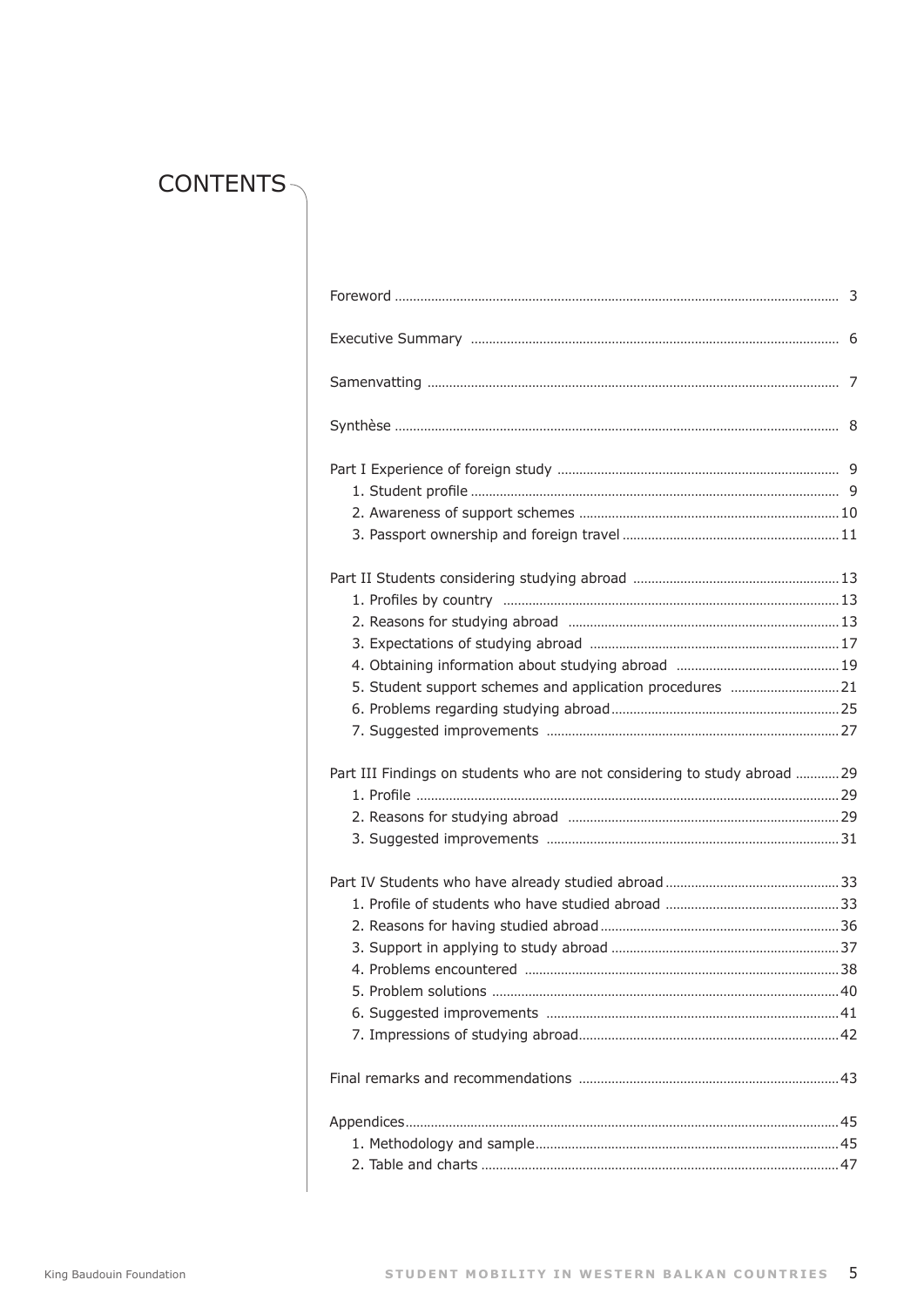# CONTENTS

Foreword ........................................................................................................... 3

Executive Summary ........................................................................................... 6

Samenvatting ..................................................................................................... 7

Synthèse ............................................................................................................ 8

Part I Experience of foreign study .................................................................... 9
- 1. Student profile ............................................................................................. 9
- 2. Awareness of support schemes ................................................................. 10
- 3. Passport ownership and foreign travel ...................................................... 11

Part II Students considering studying abroad ................................................ 13
- 1. Profiles by country .................................................................................... 13
- 2. Reasons for studying abroad .................................................................... 13
- 3. Expectations of studying abroad ............................................................... 17
- 4. Obtaining information about studying abroad .......................................... 19
- 5. Student support schemes and application procedures ............................ 21
- 6. Problems regarding studying abroad ........................................................ 25
- 7. Suggested improvements ......................................................................... 27

Part III Findings on students who are not considering to study abroad ............ 29
- 1. Profile ....................................................................................................... 29
- 2. Reasons for studying abroad .................................................................... 29
- 3. Suggested improvements ......................................................................... 31

Part IV Students who have already studied abroad ......................................... 33
- 1. Profile of students who have studied abroad ............................................ 33
- 2. Reasons for having studied abroad .......................................................... 36
- 3. Support in applying to study abroad ......................................................... 37
- 4. Problems encountered .............................................................................. 38
- 5. Problem solutions ..................................................................................... 40
- 6. Suggested improvements ......................................................................... 41
- 7. Impressions of studying abroad ................................................................ 42

Final remarks and recommendations .............................................................. 43

Appendices ...................................................................................................... 45
- 1. Methodology and sample .......................................................................... 45
- 2. Table and charts ....................................................................................... 47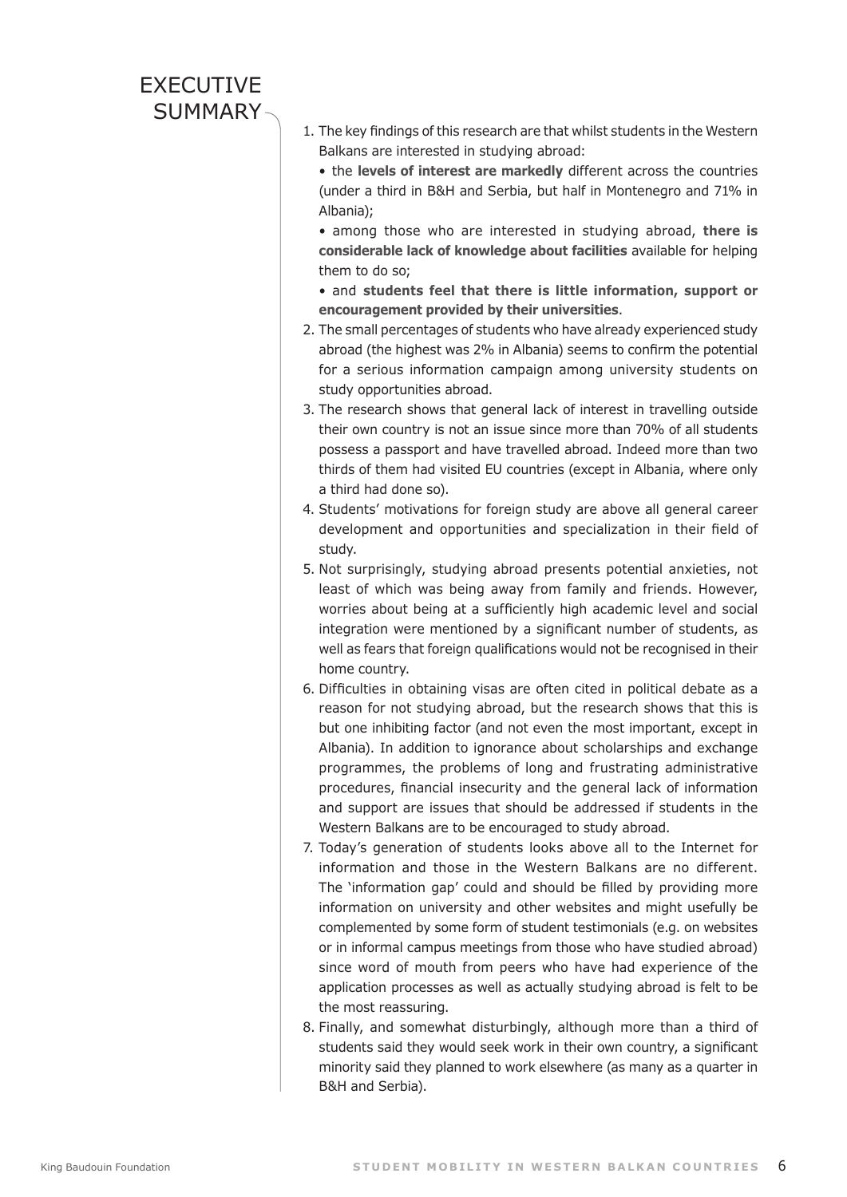# EXECUTIVE SUMMARY

1. The key findings of this research are that whilst students in the Western Balkans are interested in studying abroad:

   • the **levels of interest are markedly** different across the countries (under a third in B&H and Serbia, but half in Montenegro and 71% in Albania);

   • among those who are interested in studying abroad, **there is considerable lack of knowledge about facilities** available for helping them to do so;

   • and **students feel that there is little information, support or encouragement provided by their universities**.

2. The small percentages of students who have already experienced study abroad (the highest was 2% in Albania) seems to confirm the potential for a serious information campaign among university students on study opportunities abroad.
3. The research shows that general lack of interest in travelling outside their own country is not an issue since more than 70% of all students possess a passport and have travelled abroad. Indeed more than two thirds of them had visited EU countries (except in Albania, where only a third had done so).
4. Students' motivations for foreign study are above all general career development and opportunities and specialization in their field of study.
5. Not surprisingly, studying abroad presents potential anxieties, not least of which was being away from family and friends. However, worries about being at a sufficiently high academic level and social integration were mentioned by a significant number of students, as well as fears that foreign qualifications would not be recognised in their home country.
6. Difficulties in obtaining visas are often cited in political debate as a reason for not studying abroad, but the research shows that this is but one inhibiting factor (and not even the most important, except in Albania). In addition to ignorance about scholarships and exchange programmes, the problems of long and frustrating administrative procedures, financial insecurity and the general lack of information and support are issues that should be addressed if students in the Western Balkans are to be encouraged to study abroad.
7. Today's generation of students looks above all to the Internet for information and those in the Western Balkans are no different. The 'information gap' could and should be filled by providing more information on university and other websites and might usefully be complemented by some form of student testimonials (e.g. on websites or in informal campus meetings from those who have studied abroad) since word of mouth from peers who have had experience of the application processes as well as actually studying abroad is felt to be the most reassuring.
8. Finally, and somewhat disturbingly, although more than a third of students said they would seek work in their own country, a significant minority said they planned to work elsewhere (as many as a quarter in B&H and Serbia).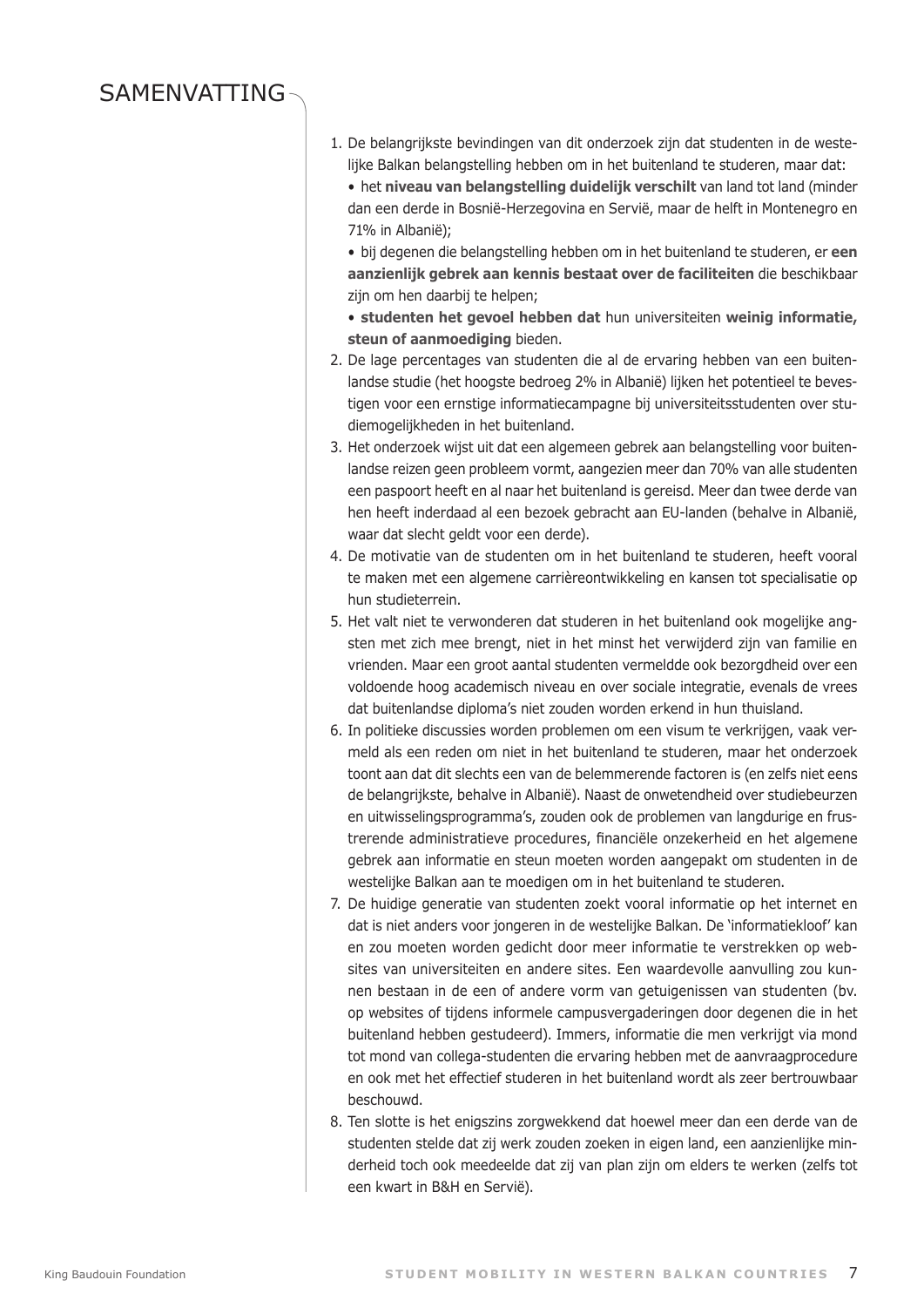# SAMENVATTING

1. De belangrijkste bevindingen van dit onderzoek zijn dat studenten in de westelijke Balkan belangstelling hebben om in het buitenland te studeren, maar dat:
   - het **niveau van belangstelling duidelijk verschilt** van land tot land (minder dan een derde in Bosnië-Herzegovina en Servië, maar de helft in Montenegro en 71% in Albanië);
   - bij degenen die belangstelling hebben om in het buitenland te studeren, er **een aanzienlijk gebrek aan kennis bestaat over de faciliteiten** die beschikbaar zijn om hen daarbij te helpen;
   - **studenten het gevoel hebben dat** hun universiteiten **weinig informatie, steun of aanmoediging** bieden.
2. De lage percentages van studenten die al de ervaring hebben van een buitenlandse studie (het hoogste bedroeg 2% in Albanië) lijken het potentieel te bevestigen voor een ernstige informatiecampagne bij universiteitsstudenten over studiemogelijkheden in het buitenland.
3. Het onderzoek wijst uit dat een algemeen gebrek aan belangstelling voor buitenlandse reizen geen probleem vormt, aangezien meer dan 70% van alle studenten een paspoort heeft en al naar het buitenland is gereisd. Meer dan twee derde van hen heeft inderdaad al een bezoek gebracht aan EU-landen (behalve in Albanië, waar dat slecht geldt voor een derde).
4. De motivatie van de studenten om in het buitenland te studeren, heeft vooral te maken met een algemene carrièreontwikkeling en kansen tot specialisatie op hun studieterrein.
5. Het valt niet te verwonderen dat studeren in het buitenland ook mogelijke angsten met zich mee brengt, niet in het minst het verwijderd zijn van familie en vrienden. Maar een groot aantal studenten vermeldde ook bezorgdheid over een voldoende hoog academisch niveau en over sociale integratie, evenals de vrees dat buitenlandse diploma's niet zouden worden erkend in hun thuisland.
6. In politieke discussies worden problemen om een visum te verkrijgen, vaak vermeld als een reden om niet in het buitenland te studeren, maar het onderzoek toont aan dat dit slechts een van de belemmerende factoren is (en zelfs niet eens de belangrijkste, behalve in Albanië). Naast de onwetendheid over studiebeurzen en uitwisselingsprogramma's, zouden ook de problemen van langdurige en frustrerende administratieve procedures, financiële onzekerheid en het algemene gebrek aan informatie en steun moeten worden aangepakt om studenten in de westelijke Balkan aan te moedigen om in het buitenland te studeren.
7. De huidige generatie van studenten zoekt vooral informatie op het internet en dat is niet anders voor jongeren in de westelijke Balkan. De 'informatiekloof' kan en zou moeten worden gedicht door meer informatie te verstrekken op websites van universiteiten en andere sites. Een waardevolle aanvulling zou kunnen bestaan in de een of andere vorm van getuigenissen van studenten (bv. op websites of tijdens informele campusvergaderingen door degenen die in het buitenland hebben gestudeerd). Immers, informatie die men verkrijgt via mond tot mond van collega-studenten die ervaring hebben met de aanvraagprocedure en ook met het effectief studeren in het buitenland wordt als zeer bertrouwbaar beschouwd.
8. Ten slotte is het enigszins zorgwekkend dat hoewel meer dan een derde van de studenten stelde dat zij werk zouden zoeken in eigen land, een aanzienlijke minderheid toch ook meedeelde dat zij van plan zijn om elders te werken (zelfs tot een kwart in B&H en Servië).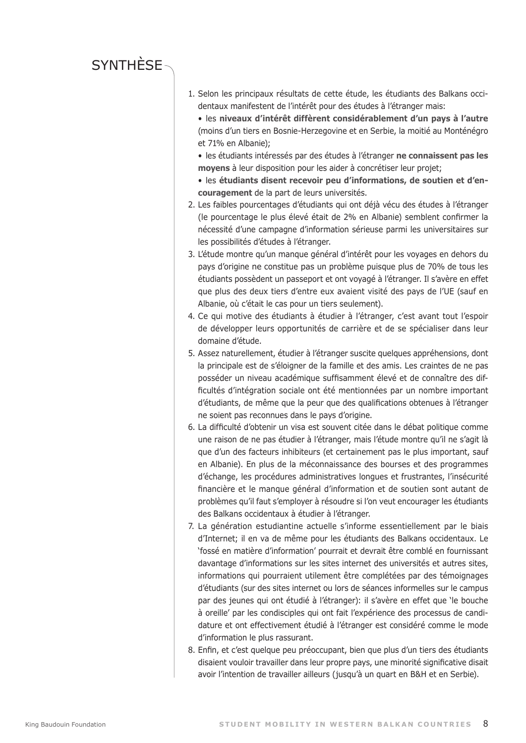# SYNTHÈSE

1. Selon les principaux résultats de cette étude, les étudiants des Balkans occidentaux manifestent de l'intérêt pour des études à l'étranger mais:
   - les **niveaux d'intérêt diffèrent considérablement d'un pays à l'autre** (moins d'un tiers en Bosnie-Herzegovine et en Serbie, la moitié au Monténégro et 71% en Albanie);
   - les étudiants intéressés par des études à l'étranger **ne connaissent pas les moyens** à leur disposition pour les aider à concrétiser leur projet;
   - les **étudiants disent recevoir peu d'informations, de soutien et d'encouragement** de la part de leurs universités.
2. Les faibles pourcentages d'étudiants qui ont déjà vécu des études à l'étranger (le pourcentage le plus élevé était de 2% en Albanie) semblent confirmer la nécessité d'une campagne d'information sérieuse parmi les universitaires sur les possibilités d'études à l'étranger.
3. L'étude montre qu'un manque général d'intérêt pour les voyages en dehors du pays d'origine ne constitue pas un problème puisque plus de 70% de tous les étudiants possèdent un passeport et ont voyagé à l'étranger. Il s'avère en effet que plus des deux tiers d'entre eux avaient visité des pays de l'UE (sauf en Albanie, où c'était le cas pour un tiers seulement).
4. Ce qui motive des étudiants à étudier à l'étranger, c'est avant tout l'espoir de développer leurs opportunités de carrière et de se spécialiser dans leur domaine d'étude.
5. Assez naturellement, étudier à l'étranger suscite quelques appréhensions, dont la principale est de s'éloigner de la famille et des amis. Les craintes de ne pas posséder un niveau académique suffisamment élevé et de connaître des difficultés d'intégration sociale ont été mentionnées par un nombre important d'étudiants, de même que la peur que des qualifications obtenues à l'étranger ne soient pas reconnues dans le pays d'origine.
6. La difficulté d'obtenir un visa est souvent citée dans le débat politique comme une raison de ne pas étudier à l'étranger, mais l'étude montre qu'il ne s'agit là que d'un des facteurs inhibiteurs (et certainement pas le plus important, sauf en Albanie). En plus de la méconnaissance des bourses et des programmes d'échange, les procédures administratives longues et frustrantes, l'insécurité financière et le manque général d'information et de soutien sont autant de problèmes qu'il faut s'employer à résoudre si l'on veut encourager les étudiants des Balkans occidentaux à étudier à l'étranger.
7. La génération estudiantine actuelle s'informe essentiellement par le biais d'Internet; il en va de même pour les étudiants des Balkans occidentaux. Le 'fossé en matière d'information' pourrait et devrait être comblé en fournissant davantage d'informations sur les sites internet des universités et autres sites, informations qui pourraient utilement être complétées par des témoignages d'étudiants (sur des sites internet ou lors de séances informelles sur le campus par des jeunes qui ont étudié à l'étranger): il s'avère en effet que 'le bouche à oreille' par les condisciples qui ont fait l'expérience des processus de candidature et ont effectivement étudié à l'étranger est considéré comme le mode d'information le plus rassurant.
8. Enfin, et c'est quelque peu préoccupant, bien que plus d'un tiers des étudiants disaient vouloir travailler dans leur propre pays, une minorité significative disait avoir l'intention de travailler ailleurs (jusqu'à un quart en B&H et en Serbie).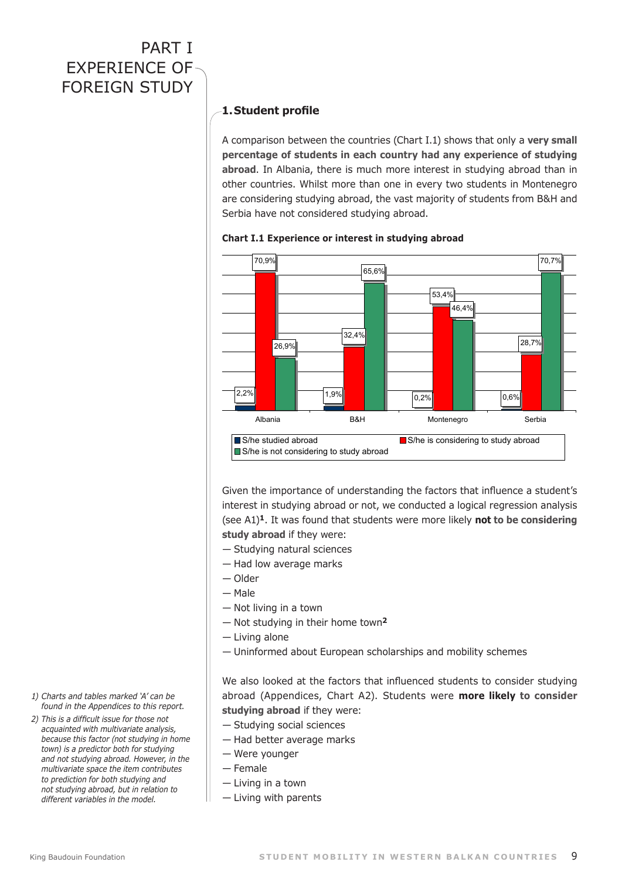# PART I EXPERIENCE OF FOREIGN STUDY

## 1. Student profile

A comparison between the countries (Chart I.1) shows that only a **very small percentage of students in each country had any experience of studying abroad**. In Albania, there is much more interest in studying abroad than in other countries. Whilst more than one in every two students in Montenegro are considering studying abroad, the vast majority of students from B&H and Serbia have not considered studying abroad.

**Chart I.1 Experience or interest in studying abroad**

| | Albania | B&H | Montenegro | Serbia |
|---|---|---|---|---|
| S/he studied abroad | 2,2% | 1,9% | 0,2% | 0,6% |
| S/he is considering to study abroad | 70,9% | 32,4% | 53,4% | 28,7% |
| S/he is not considering to study abroad | 26,9% | 65,6% | 46,4% | 70,7% |

Given the importance of understanding the factors that influence a student's interest in studying abroad or not, we conducted a logical regression analysis (see A1)[1]. It was found that students were more likely **not to be considering study abroad** if they were:

— Studying natural sciences
— Had low average marks
— Older
— Male
— Not living in a town
— Not studying in their home town[2]
— Living alone
— Uninformed about European scholarships and mobility schemes

We also looked at the factors that influenced students to consider studying abroad (Appendices, Chart A2). Students were **more likely to consider studying abroad** if they were:

— Studying social sciences
— Had better average marks
— Were younger
— Female
— Living in a town
— Living with parents

*1) Charts and tables marked 'A' can be found in the Appendices to this report.*

*2) This is a difficult issue for those not acquainted with multivariate analysis, because this factor (not studying in home town) is a predictor both for studying and not studying abroad. However, in the multivariate space the item contributes to prediction for both studying and not studying abroad, but in relation to different variables in the model.*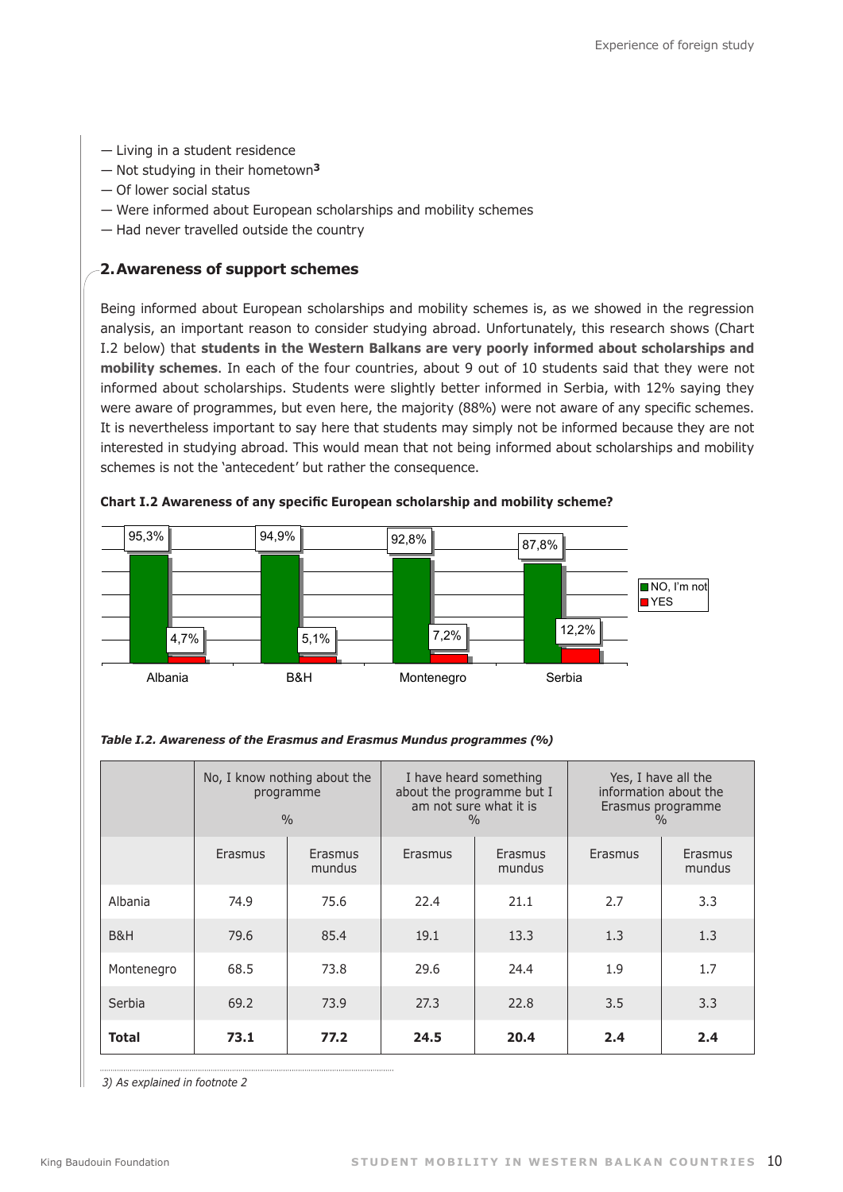— Living in a student residence
— Not studying in their hometown[3]
— Of lower social status
— Were informed about European scholarships and mobility schemes
— Had never travelled outside the country

## 2. Awareness of support schemes

Being informed about European scholarships and mobility schemes is, as we showed in the regression analysis, an important reason to consider studying abroad. Unfortunately, this research shows (Chart I.2 below) that **students in the Western Balkans are very poorly informed about scholarships and mobility schemes**. In each of the four countries, about 9 out of 10 students said that they were not informed about scholarships. Students were slightly better informed in Serbia, with 12% saying they were aware of programmes, but even here, the majority (88%) were not aware of any specific schemes. It is nevertheless important to say here that students may simply not be informed because they are not interested in studying abroad. This would mean that not being informed about scholarships and mobility schemes is not the 'antecedent' but rather the consequence.

**Chart I.2 Awareness of any specific European scholarship and mobility scheme?**

| | NO, I'm not | YES |
|---|---|---|
| Albania | 95,3% | 4,7% |
| B&H | 94,9% | 5,1% |
| Montenegro | 92,8% | 7,2% |
| Serbia | 87,8% | 12,2% |

*Table I.2. Awareness of the Erasmus and Erasmus Mundus programmes (%)*

| | No, I know nothing about the programme % | | I have heard something about the programme but I am not sure what it is % | | Yes, I have all the information about the Erasmus programme % | |
|---|---|---|---|---|---|---|
| | Erasmus | Erasmus mundus | Erasmus | Erasmus mundus | Erasmus | Erasmus mundus |
| Albania | 74.9 | 75.6 | 22.4 | 21.1 | 2.7 | 3.3 |
| B&H | 79.6 | 85.4 | 19.1 | 13.3 | 1.3 | 1.3 |
| Montenegro | 68.5 | 73.8 | 29.6 | 24.4 | 1.9 | 1.7 |
| Serbia | 69.2 | 73.9 | 27.3 | 22.8 | 3.5 | 3.3 |
| **Total** | **73.1** | **77.2** | **24.5** | **20.4** | **2.4** | **2.4** |

*3) As explained in footnote 2*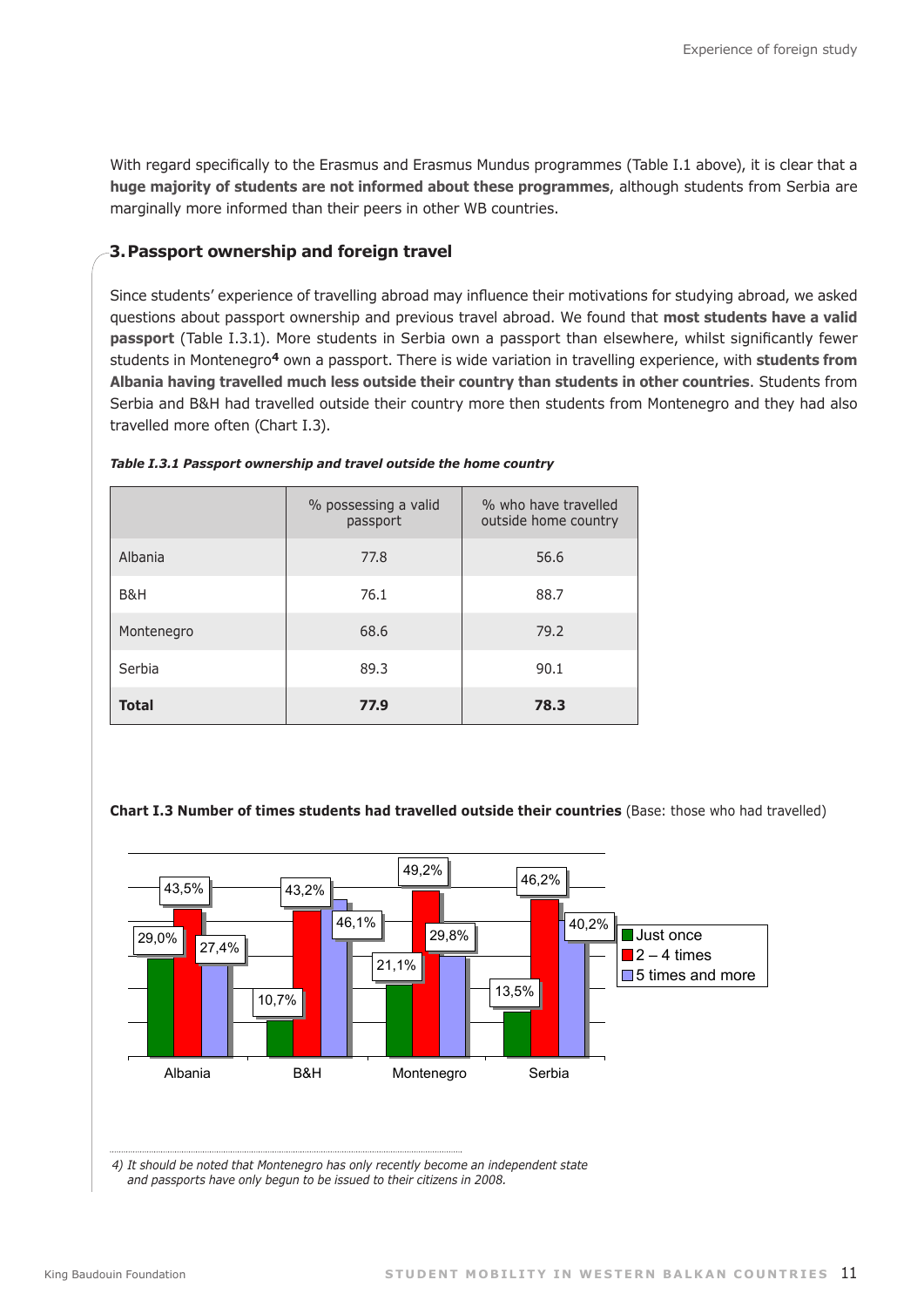With regard specifically to the Erasmus and Erasmus Mundus programmes (Table I.1 above), it is clear that a **huge majority of students are not informed about these programmes**, although students from Serbia are marginally more informed than their peers in other WB countries.

## 3. Passport ownership and foreign travel

Since students' experience of travelling abroad may influence their motivations for studying abroad, we asked questions about passport ownership and previous travel abroad. We found that **most students have a valid passport** (Table I.3.1). More students in Serbia own a passport than elsewhere, whilst significantly fewer students in Montenegro[4] own a passport. There is wide variation in travelling experience, with **students from Albania having travelled much less outside their country than students in other countries**. Students from Serbia and B&H had travelled outside their country more then students from Montenegro and they had also travelled more often (Chart I.3).

***Table I.3.1 Passport ownership and travel outside the home country***

| | % possessing a valid passport | % who have travelled outside home country |
|---|---|---|
| Albania | 77.8 | 56.6 |
| B&H | 76.1 | 88.7 |
| Montenegro | 68.6 | 79.2 |
| Serbia | 89.3 | 90.1 |
| **Total** | **77.9** | **78.3** |

**Chart I.3 Number of times students had travelled outside their countries** (Base: those who had travelled)

| | Just once | 2 – 4 times | 5 times and more |
|---|---|---|---|
| Albania | 29,0% | 43,5% | 27,4% |
| B&H | 10,7% | 43,2% | 46,1% |
| Montenegro | 21,1% | 49,2% | 29,8% |
| Serbia | 13,5% | 46,2% | 40,2% |

4) *It should be noted that Montenegro has only recently become an independent state and passports have only begun to be issued to their citizens in 2008.*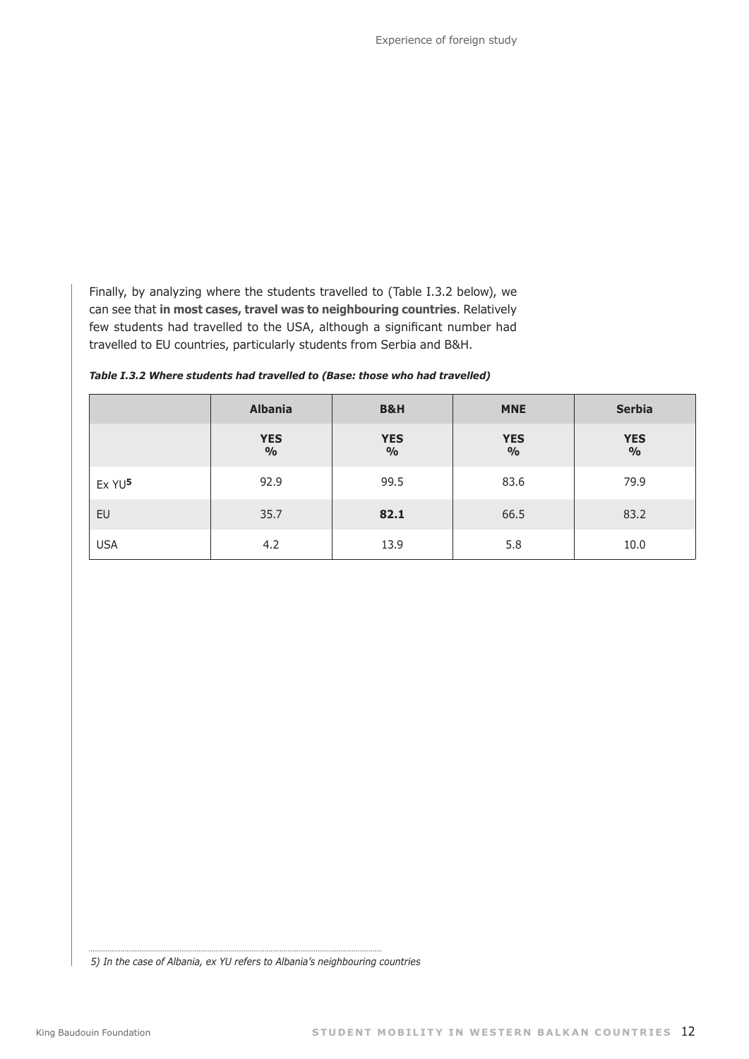Finally, by analyzing where the students travelled to (Table I.3.2 below), we can see that **in most cases, travel was to neighbouring countries**. Relatively few students had travelled to the USA, although a significant number had travelled to EU countries, particularly students from Serbia and B&H.

***Table I.3.2 Where students had travelled to (Base: those who had travelled)***

| | **Albania** | **B&H** | **MNE** | **Serbia** |
|---|---|---|---|---|
| | **YES %** | **YES %** | **YES %** | **YES %** |
| Ex YU[5] | 92.9 | 99.5 | 83.6 | 79.9 |
| EU | 35.7 | **82.1** | 66.5 | 83.2 |
| USA | 4.2 | 13.9 | 5.8 | 10.0 |

*5) In the case of Albania, ex YU refers to Albania's neighbouring countries*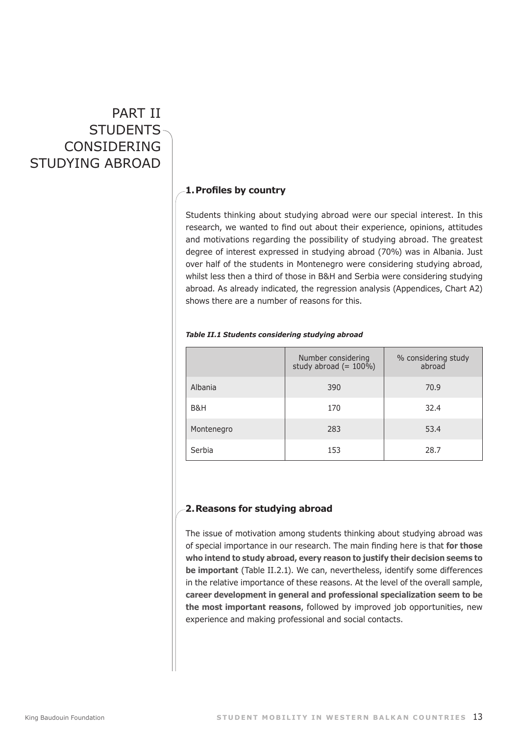# PART II STUDENTS CONSIDERING STUDYING ABROAD

## 1. Profiles by country

Students thinking about studying abroad were our special interest. In this research, we wanted to find out about their experience, opinions, attitudes and motivations regarding the possibility of studying abroad. The greatest degree of interest expressed in studying abroad (70%) was in Albania. Just over half of the students in Montenegro were considering studying abroad, whilst less then a third of those in B&H and Serbia were considering studying abroad. As already indicated, the regression analysis (Appendices, Chart A2) shows there are a number of reasons for this.

***Table II.1 Students considering studying abroad***

| | Number considering study abroad (= 100%) | % considering study abroad |
|---|---|---|
| Albania | 390 | 70.9 |
| B&H | 170 | 32.4 |
| Montenegro | 283 | 53.4 |
| Serbia | 153 | 28.7 |

## 2. Reasons for studying abroad

The issue of motivation among students thinking about studying abroad was of special importance in our research. The main finding here is that **for those who intend to study abroad, every reason to justify their decision seems to be important** (Table II.2.1). We can, nevertheless, identify some differences in the relative importance of these reasons. At the level of the overall sample, **career development in general and professional specialization seem to be the most important reasons**, followed by improved job opportunities, new experience and making professional and social contacts.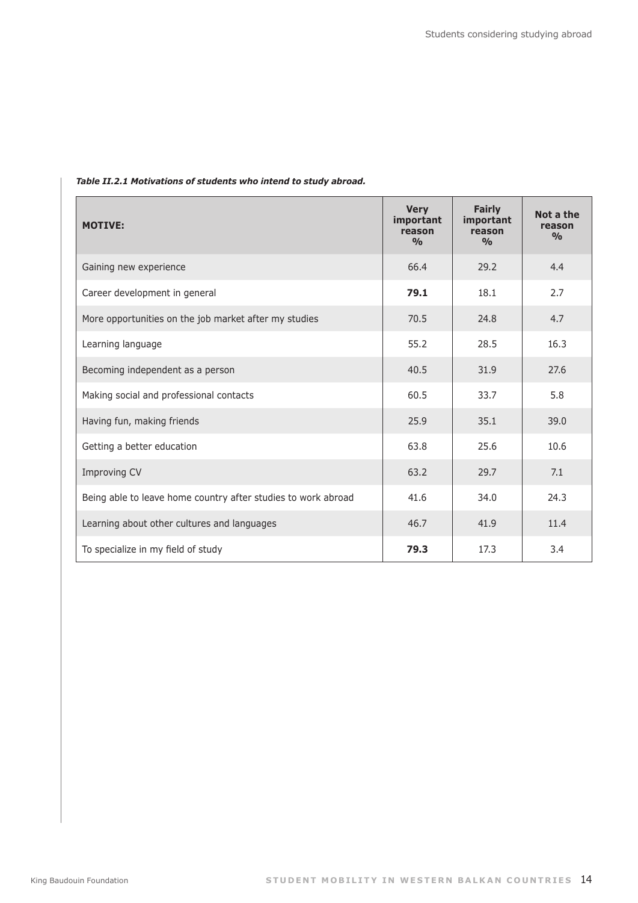***Table II.2.1 Motivations of students who intend to study abroad.***

| **MOTIVE:** | **Very important reason %** | **Fairly important reason %** | **Not a the reason %** |
|---|---|---|---|
| Gaining new experience | 66.4 | 29.2 | 4.4 |
| Career development in general | **79.1** | 18.1 | 2.7 |
| More opportunities on the job market after my studies | 70.5 | 24.8 | 4.7 |
| Learning language | 55.2 | 28.5 | 16.3 |
| Becoming independent as a person | 40.5 | 31.9 | 27.6 |
| Making social and professional contacts | 60.5 | 33.7 | 5.8 |
| Having fun, making friends | 25.9 | 35.1 | 39.0 |
| Getting a better education | 63.8 | 25.6 | 10.6 |
| Improving CV | 63.2 | 29.7 | 7.1 |
| Being able to leave home country after studies to work abroad | 41.6 | 34.0 | 24.3 |
| Learning about other cultures and languages | 46.7 | 41.9 | 11.4 |
| To specialize in my field of study | **79.3** | 17.3 | 3.4 |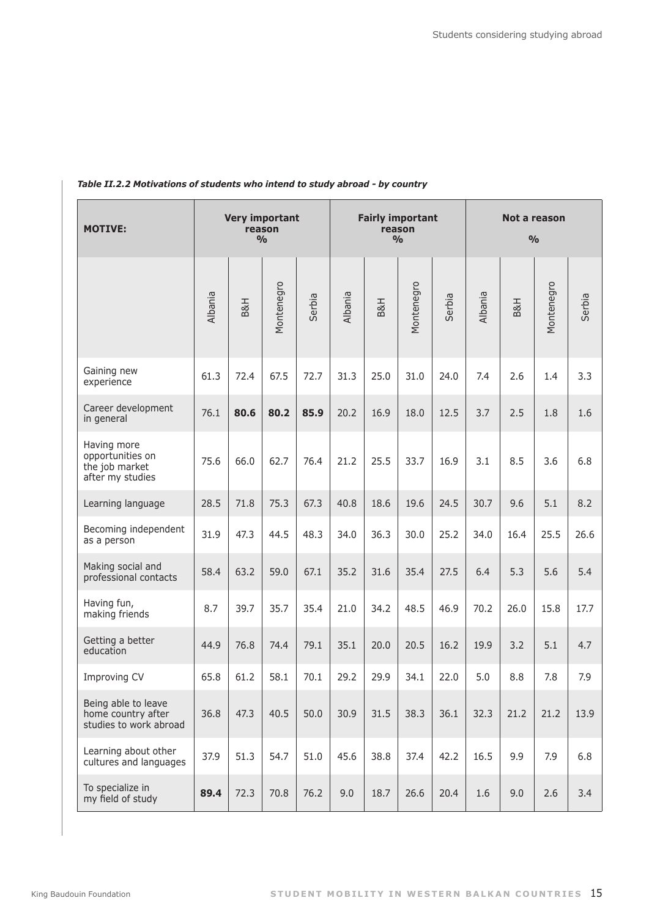*Table II.2.2 Motivations of students who intend to study abroad - by country*

| MOTIVE: | Very important reason % | | | | Fairly important reason % | | | | Not a reason % | | | |
|---|---|---|---|---|---|---|---|---|---|---|---|---|
| | Albania | B&H | Montenegro | Serbia | Albania | B&H | Montenegro | Serbia | Albania | B&H | Montenegro | Serbia |
| Gaining new experience | 61.3 | 72.4 | 67.5 | 72.7 | 31.3 | 25.0 | 31.0 | 24.0 | 7.4 | 2.6 | 1.4 | 3.3 |
| Career development in general | 76.1 | **80.6** | **80.2** | **85.9** | 20.2 | 16.9 | 18.0 | 12.5 | 3.7 | 2.5 | 1.8 | 1.6 |
| Having more opportunities on the job market after my studies | 75.6 | 66.0 | 62.7 | 76.4 | 21.2 | 25.5 | 33.7 | 16.9 | 3.1 | 8.5 | 3.6 | 6.8 |
| Learning language | 28.5 | 71.8 | 75.3 | 67.3 | 40.8 | 18.6 | 19.6 | 24.5 | 30.7 | 9.6 | 5.1 | 8.2 |
| Becoming independent as a person | 31.9 | 47.3 | 44.5 | 48.3 | 34.0 | 36.3 | 30.0 | 25.2 | 34.0 | 16.4 | 25.5 | 26.6 |
| Making social and professional contacts | 58.4 | 63.2 | 59.0 | 67.1 | 35.2 | 31.6 | 35.4 | 27.5 | 6.4 | 5.3 | 5.6 | 5.4 |
| Having fun, making friends | 8.7 | 39.7 | 35.7 | 35.4 | 21.0 | 34.2 | 48.5 | 46.9 | 70.2 | 26.0 | 15.8 | 17.7 |
| Getting a better education | 44.9 | 76.8 | 74.4 | 79.1 | 35.1 | 20.0 | 20.5 | 16.2 | 19.9 | 3.2 | 5.1 | 4.7 |
| Improving CV | 65.8 | 61.2 | 58.1 | 70.1 | 29.2 | 29.9 | 34.1 | 22.0 | 5.0 | 8.8 | 7.8 | 7.9 |
| Being able to leave home country after studies to work abroad | 36.8 | 47.3 | 40.5 | 50.0 | 30.9 | 31.5 | 38.3 | 36.1 | 32.3 | 21.2 | 21.2 | 13.9 |
| Learning about other cultures and languages | 37.9 | 51.3 | 54.7 | 51.0 | 45.6 | 38.8 | 37.4 | 42.2 | 16.5 | 9.9 | 7.9 | 6.8 |
| To specialize in my field of study | **89.4** | 72.3 | 70.8 | 76.2 | 9.0 | 18.7 | 26.6 | 20.4 | 1.6 | 9.0 | 2.6 | 3.4 |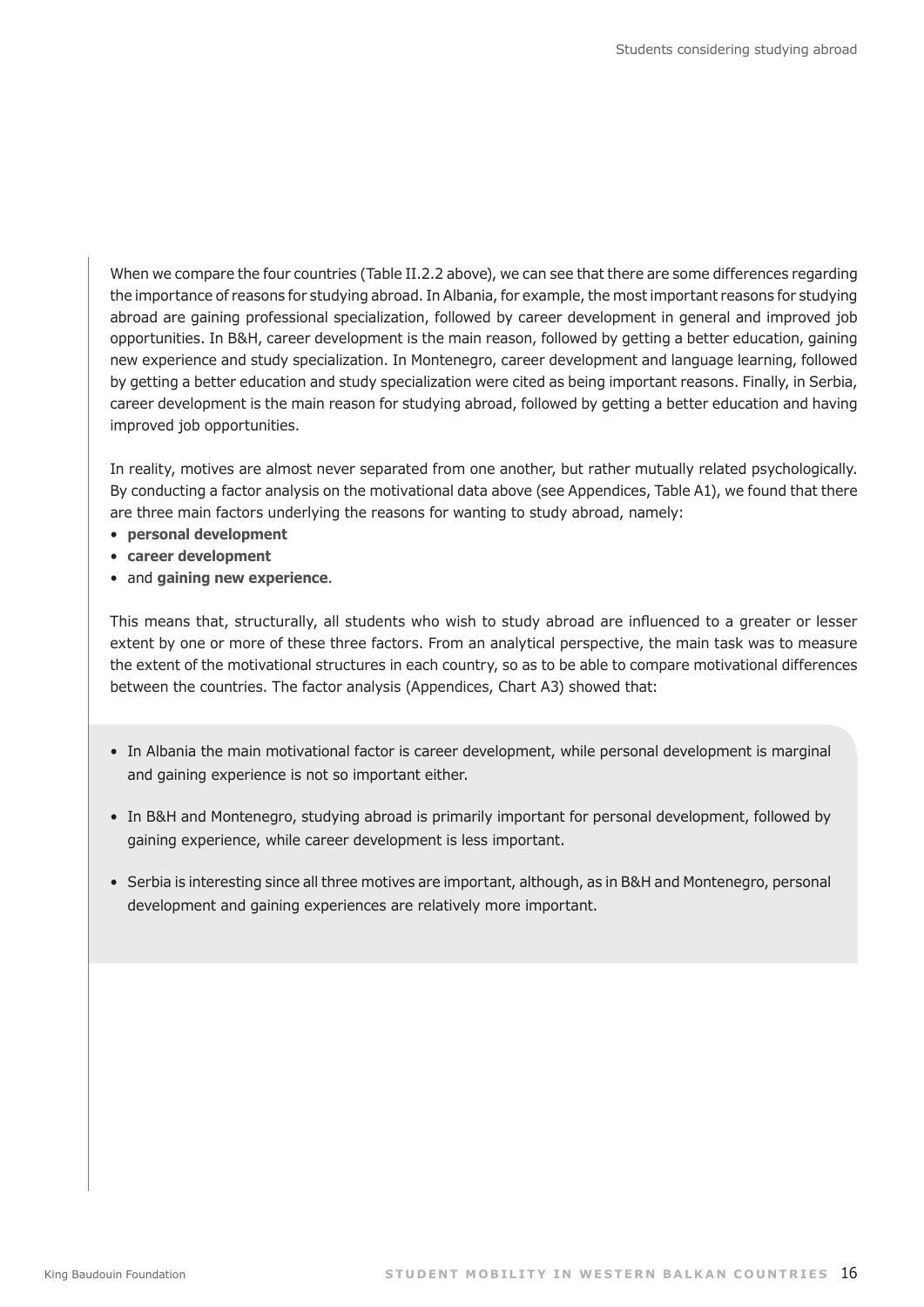When we compare the four countries (Table II.2.2 above), we can see that there are some differences regarding the importance of reasons for studying abroad. In Albania, for example, the most important reasons for studying abroad are gaining professional specialization, followed by career development in general and improved job opportunities. In B&H, career development is the main reason, followed by getting a better education, gaining new experience and study specialization. In Montenegro, career development and language learning, followed by getting a better education and study specialization were cited as being important reasons. Finally, in Serbia, career development is the main reason for studying abroad, followed by getting a better education and having improved job opportunities.

In reality, motives are almost never separated from one another, but rather mutually related psychologically. By conducting a factor analysis on the motivational data above (see Appendices, Table A1), we found that there are three main factors underlying the reasons for wanting to study abroad, namely:

- **personal development**
- **career development**
- and **gaining new experience**.

This means that, structurally, all students who wish to study abroad are influenced to a greater or lesser extent by one or more of these three factors. From an analytical perspective, the main task was to measure the extent of the motivational structures in each country, so as to be able to compare motivational differences between the countries. The factor analysis (Appendices, Chart A3) showed that:

- In Albania the main motivational factor is career development, while personal development is marginal and gaining experience is not so important either.
- In B&H and Montenegro, studying abroad is primarily important for personal development, followed by gaining experience, while career development is less important.
- Serbia is interesting since all three motives are important, although, as in B&H and Montenegro, personal development and gaining experiences are relatively more important.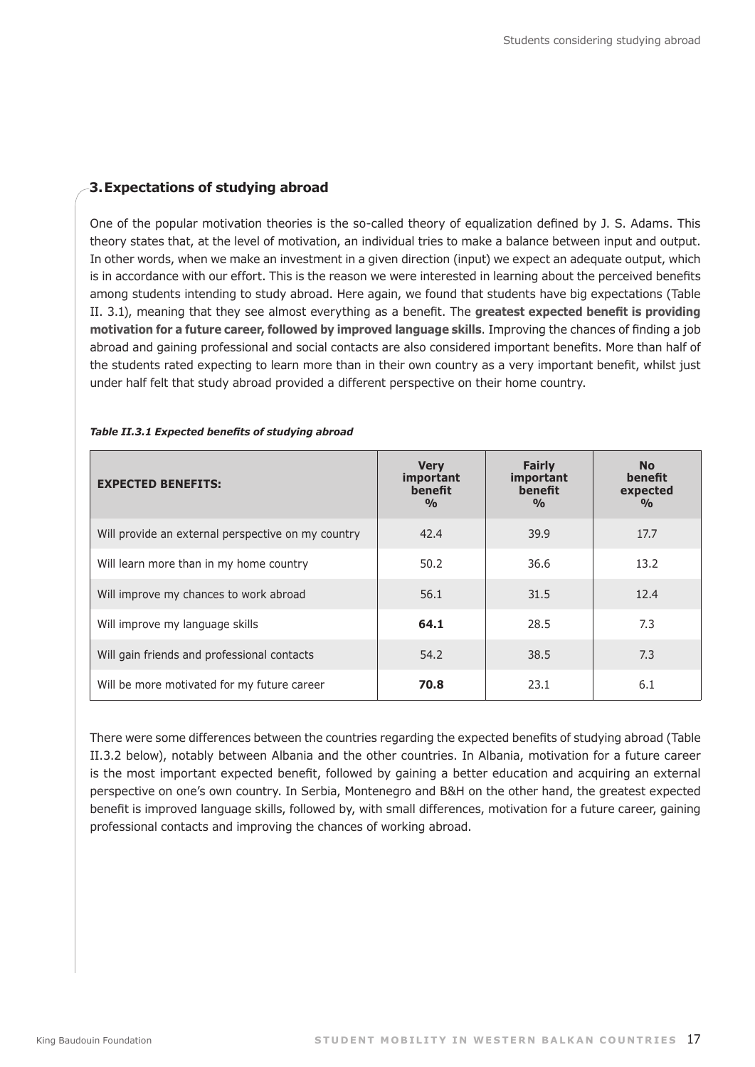## 3. Expectations of studying abroad

One of the popular motivation theories is the so-called theory of equalization defined by J. S. Adams. This theory states that, at the level of motivation, an individual tries to make a balance between input and output. In other words, when we make an investment in a given direction (input) we expect an adequate output, which is in accordance with our effort. This is the reason we were interested in learning about the perceived benefits among students intending to study abroad. Here again, we found that students have big expectations (Table II. 3.1), meaning that they see almost everything as a benefit. The **greatest expected benefit is providing motivation for a future career, followed by improved language skills**. Improving the chances of finding a job abroad and gaining professional and social contacts are also considered important benefits. More than half of the students rated expecting to learn more than in their own country as a very important benefit, whilst just under half felt that study abroad provided a different perspective on their home country.

***Table II.3.1 Expected benefits of studying abroad***

| EXPECTED BENEFITS: | Very important benefit % | Fairly important benefit % | No benefit expected % |
|---|---|---|---|
| Will provide an external perspective on my country | 42.4 | 39.9 | 17.7 |
| Will learn more than in my home country | 50.2 | 36.6 | 13.2 |
| Will improve my chances to work abroad | 56.1 | 31.5 | 12.4 |
| Will improve my language skills | **64.1** | 28.5 | 7.3 |
| Will gain friends and professional contacts | 54.2 | 38.5 | 7.3 |
| Will be more motivated for my future career | **70.8** | 23.1 | 6.1 |

There were some differences between the countries regarding the expected benefits of studying abroad (Table II.3.2 below), notably between Albania and the other countries. In Albania, motivation for a future career is the most important expected benefit, followed by gaining a better education and acquiring an external perspective on one's own country. In Serbia, Montenegro and B&H on the other hand, the greatest expected benefit is improved language skills, followed by, with small differences, motivation for a future career, gaining professional contacts and improving the chances of working abroad.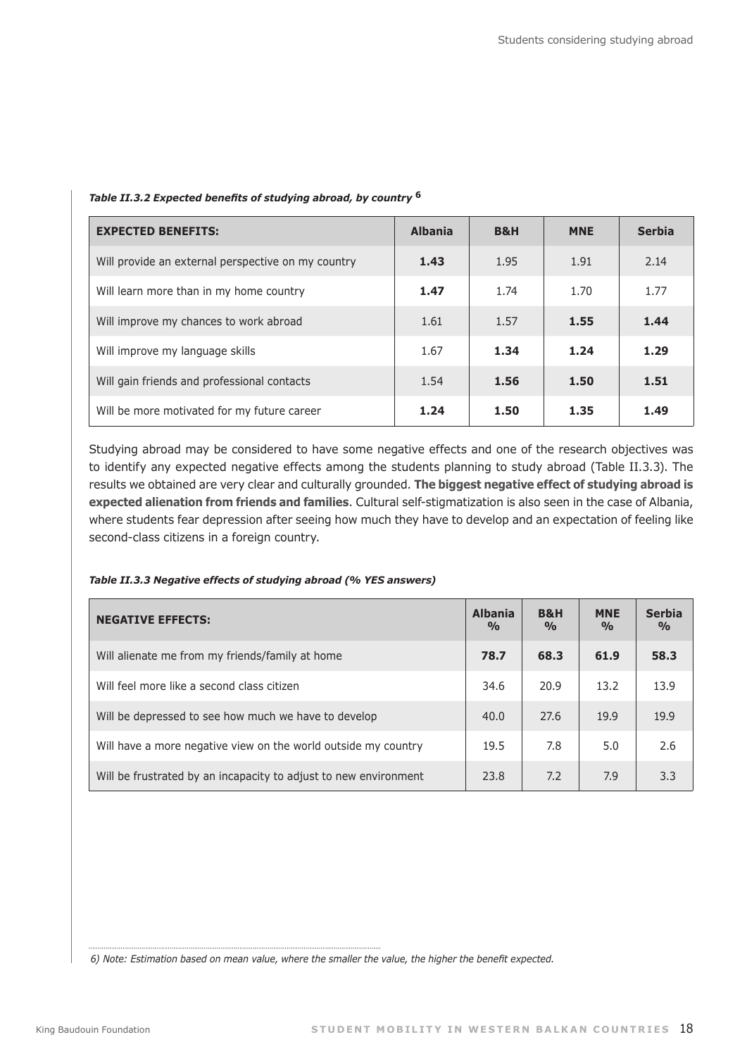***Table II.3.2 Expected benefits of studying abroad, by country* [6]**

| EXPECTED BENEFITS: | Albania | B&H | MNE | Serbia |
|---|---|---|---|---|
| Will provide an external perspective on my country | **1.43** | 1.95 | 1.91 | 2.14 |
| Will learn more than in my home country | **1.47** | 1.74 | 1.70 | 1.77 |
| Will improve my chances to work abroad | 1.61 | 1.57 | **1.55** | **1.44** |
| Will improve my language skills | 1.67 | **1.34** | **1.24** | **1.29** |
| Will gain friends and professional contacts | 1.54 | **1.56** | **1.50** | **1.51** |
| Will be more motivated for my future career | **1.24** | **1.50** | **1.35** | **1.49** |

Studying abroad may be considered to have some negative effects and one of the research objectives was to identify any expected negative effects among the students planning to study abroad (Table II.3.3). The results we obtained are very clear and culturally grounded. **The biggest negative effect of studying abroad is expected alienation from friends and families**. Cultural self-stigmatization is also seen in the case of Albania, where students fear depression after seeing how much they have to develop and an expectation of feeling like second-class citizens in a foreign country.

***Table II.3.3 Negative effects of studying abroad (% YES answers)***

| NEGATIVE EFFECTS: | Albania % | B&H % | MNE % | Serbia % |
|---|---|---|---|---|
| Will alienate me from my friends/family at home | **78.7** | **68.3** | **61.9** | **58.3** |
| Will feel more like a second class citizen | 34.6 | 20.9 | 13.2 | 13.9 |
| Will be depressed to see how much we have to develop | 40.0 | 27.6 | 19.9 | 19.9 |
| Will have a more negative view on the world outside my country | 19.5 | 7.8 | 5.0 | 2.6 |
| Will be frustrated by an incapacity to adjust to new environment | 23.8 | 7.2 | 7.9 | 3.3 |

*6) Note: Estimation based on mean value, where the smaller the value, the higher the benefit expected.*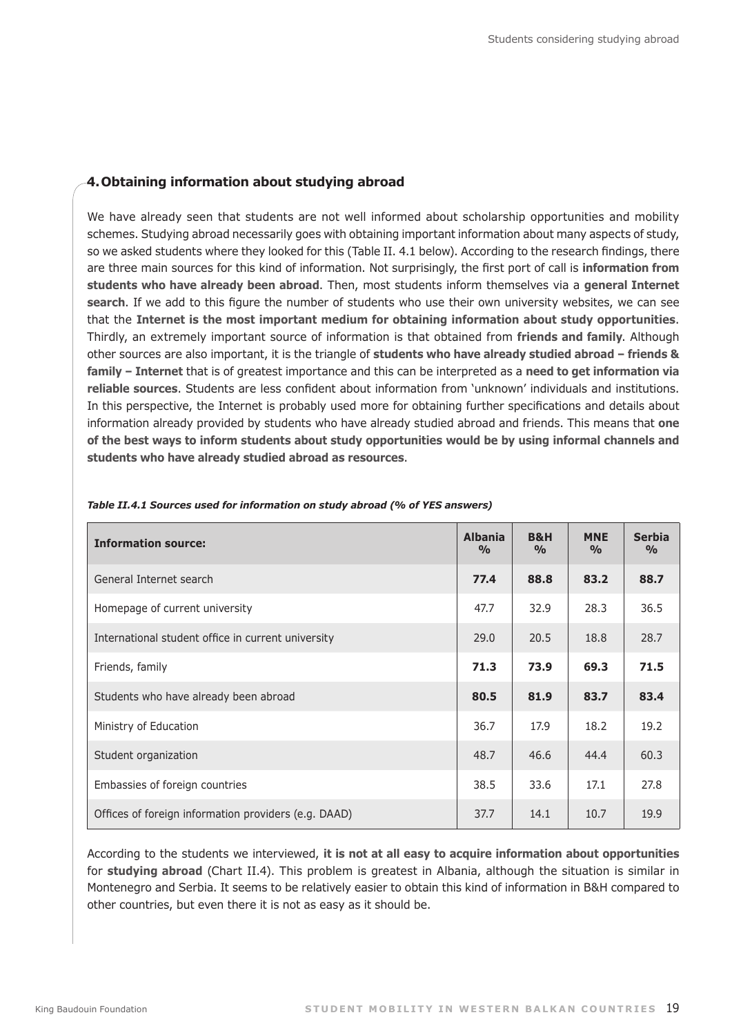## 4. Obtaining information about studying abroad

We have already seen that students are not well informed about scholarship opportunities and mobility schemes. Studying abroad necessarily goes with obtaining important information about many aspects of study, so we asked students where they looked for this (Table II. 4.1 below). According to the research findings, there are three main sources for this kind of information. Not surprisingly, the first port of call is **information from students who have already been abroad**. Then, most students inform themselves via a **general Internet search**. If we add to this figure the number of students who use their own university websites, we can see that the **Internet is the most important medium for obtaining information about study opportunities**. Thirdly, an extremely important source of information is that obtained from **friends and family**. Although other sources are also important, it is the triangle of **students who have already studied abroad – friends & family – Internet** that is of greatest importance and this can be interpreted as a **need to get information via reliable sources**. Students are less confident about information from 'unknown' individuals and institutions. In this perspective, the Internet is probably used more for obtaining further specifications and details about information already provided by students who have already studied abroad and friends. This means that **one of the best ways to inform students about study opportunities would be by using informal channels and students who have already studied abroad as resources**.

***Table II.4.1 Sources used for information on study abroad (% of YES answers)***

| Information source: | Albania % | B&H % | MNE % | Serbia % |
|---|---|---|---|---|
| General Internet search | **77.4** | **88.8** | **83.2** | **88.7** |
| Homepage of current university | 47.7 | 32.9 | 28.3 | 36.5 |
| International student office in current university | 29.0 | 20.5 | 18.8 | 28.7 |
| Friends, family | **71.3** | **73.9** | **69.3** | **71.5** |
| Students who have already been abroad | **80.5** | **81.9** | **83.7** | **83.4** |
| Ministry of Education | 36.7 | 17.9 | 18.2 | 19.2 |
| Student organization | 48.7 | 46.6 | 44.4 | 60.3 |
| Embassies of foreign countries | 38.5 | 33.6 | 17.1 | 27.8 |
| Offices of foreign information providers (e.g. DAAD) | 37.7 | 14.1 | 10.7 | 19.9 |

According to the students we interviewed, **it is not at all easy to acquire information about opportunities** for **studying abroad** (Chart II.4). This problem is greatest in Albania, although the situation is similar in Montenegro and Serbia. It seems to be relatively easier to obtain this kind of information in B&H compared to other countries, but even there it is not as easy as it should be.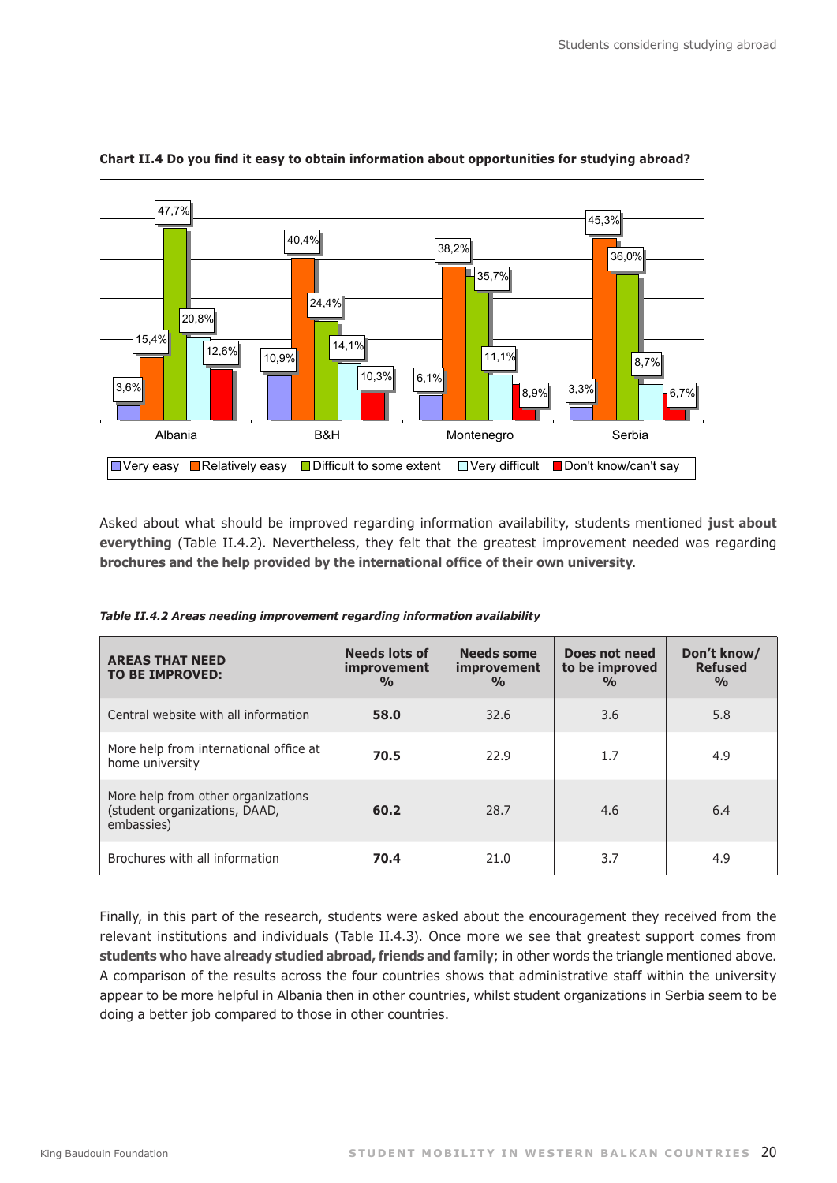**Chart II.4 Do you find it easy to obtain information about opportunities for studying abroad?**

| | Very easy | Relatively easy | Difficult to some extent | Very difficult | Don't know/can't say |
|---|---|---|---|---|---|
| Albania | 3,6% | 15,4% | 47,7% | 20,8% | 12,6% |
| B&H | 10,9% | 40,4% | 24,4% | 14,1% | 10,3% |
| Montenegro | 6,1% | 38,2% | 35,7% | 11,1% | 8,9% |
| Serbia | 3,3% | 45,3% | 36,0% | 8,7% | 6,7% |

Asked about what should be improved regarding information availability, students mentioned **just about everything** (Table II.4.2). Nevertheless, they felt that the greatest improvement needed was regarding **brochures and the help provided by the international office of their own university**.

***Table II.4.2 Areas needing improvement regarding information availability***

| AREAS THAT NEED TO BE IMPROVED: | Needs lots of improvement % | Needs some improvement % | Does not need to be improved % | Don't know/ Refused % |
|---|---|---|---|---|
| Central website with all information | **58.0** | 32.6 | 3.6 | 5.8 |
| More help from international office at home university | **70.5** | 22.9 | 1.7 | 4.9 |
| More help from other organizations (student organizations, DAAD, embassies) | **60.2** | 28.7 | 4.6 | 6.4 |
| Brochures with all information | **70.4** | 21.0 | 3.7 | 4.9 |

Finally, in this part of the research, students were asked about the encouragement they received from the relevant institutions and individuals (Table II.4.3). Once more we see that greatest support comes from **students who have already studied abroad, friends and family**; in other words the triangle mentioned above. A comparison of the results across the four countries shows that administrative staff within the university appear to be more helpful in Albania then in other countries, whilst student organizations in Serbia seem to be doing a better job compared to those in other countries.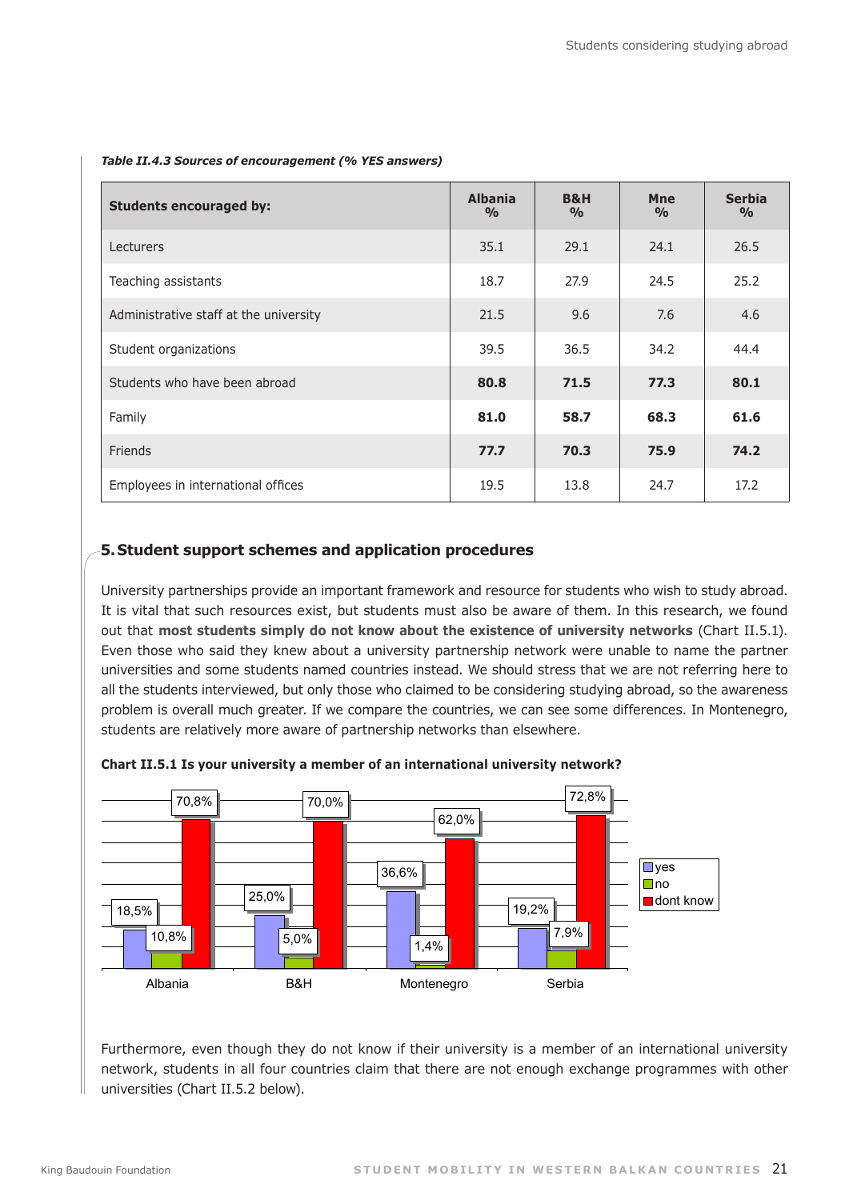*Table II.4.3 Sources of encouragement (% YES answers)*

| Students encouraged by: | Albania % | B&H % | Mne % | Serbia % |
|---|---|---|---|---|
| Lecturers | 35.1 | 29.1 | 24.1 | 26.5 |
| Teaching assistants | 18.7 | 27.9 | 24.5 | 25.2 |
| Administrative staff at the university | 21.5 | 9.6 | 7.6 | 4.6 |
| Student organizations | 39.5 | 36.5 | 34.2 | 44.4 |
| Students who have been abroad | **80.8** | **71.5** | **77.3** | **80.1** |
| Family | **81.0** | **58.7** | **68.3** | **61.6** |
| Friends | **77.7** | **70.3** | **75.9** | **74.2** |
| Employees in international offices | 19.5 | 13.8 | 24.7 | 17.2 |

## 5. Student support schemes and application procedures

University partnerships provide an important framework and resource for students who wish to study abroad. It is vital that such resources exist, but students must also be aware of them. In this research, we found out that **most students simply do not know about the existence of university networks** (Chart II.5.1). Even those who said they knew about a university partnership network were unable to name the partner universities and some students named countries instead. We should stress that we are not referring here to all the students interviewed, but only those who claimed to be considering studying abroad, so the awareness problem is overall much greater. If we compare the countries, we can see some differences. In Montenegro, students are relatively more aware of partnership networks than elsewhere.

**Chart II.5.1 Is your university a member of an international university network?**

| | yes | no | dont know |
|---|---|---|---|
| Albania | 18,5% | 10,8% | 70,8% |
| B&H | 25,0% | 5,0% | 70,0% |
| Montenegro | 36,6% | 1,4% | 62,0% |
| Serbia | 19,2% | 7,9% | 72,8% |

Furthermore, even though they do not know if their university is a member of an international university network, students in all four countries claim that there are not enough exchange programmes with other universities (Chart II.5.2 below).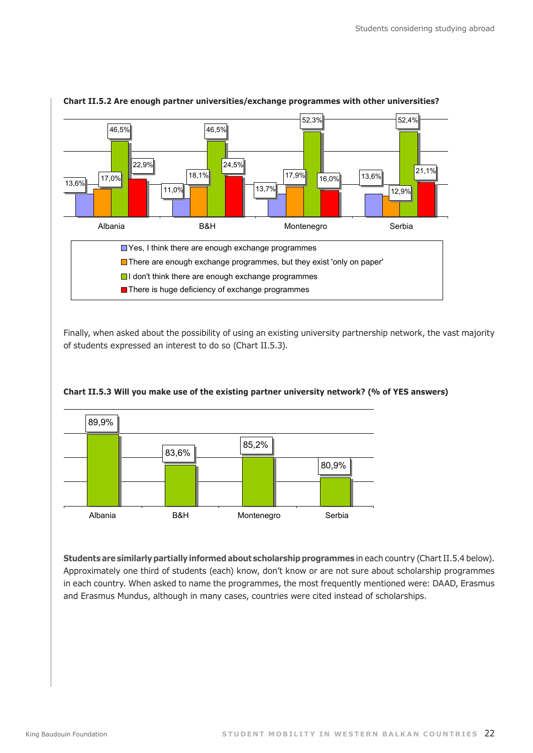**Chart II.5.2 Are enough partner universities/exchange programmes with other universities?**

| | Albania | B&H | Montenegro | Serbia |
|---|---|---|---|---|
| Yes, I think there are enough exchange programmes | 13,6% | 11,0% | 13,7% | 13,6% |
| There are enough exchange programmes, but they exist 'only on paper' | 17,0% | 18,1% | 17,9% | 12,9% |
| I don't think there are enough exchange programmes | 46,5% | 46,5% | 52,3% | 52,4% |
| There is huge deficiency of exchange programmes | 22,9% | 24,5% | 16,0% | 21,1% |

Finally, when asked about the possibility of using an existing university partnership network, the vast majority of students expressed an interest to do so (Chart II.5.3).

**Chart II.5.3 Will you make use of the existing partner university network? (% of YES answers)**

| Albania | B&H | Montenegro | Serbia |
|---|---|---|---|
| 89,9% | 83,6% | 85,2% | 80,9% |

**Students are similarly partially informed about scholarship programmes** in each country (Chart II.5.4 below). Approximately one third of students (each) know, don't know or are not sure about scholarship programmes in each country. When asked to name the programmes, the most frequently mentioned were: DAAD, Erasmus and Erasmus Mundus, although in many cases, countries were cited instead of scholarships.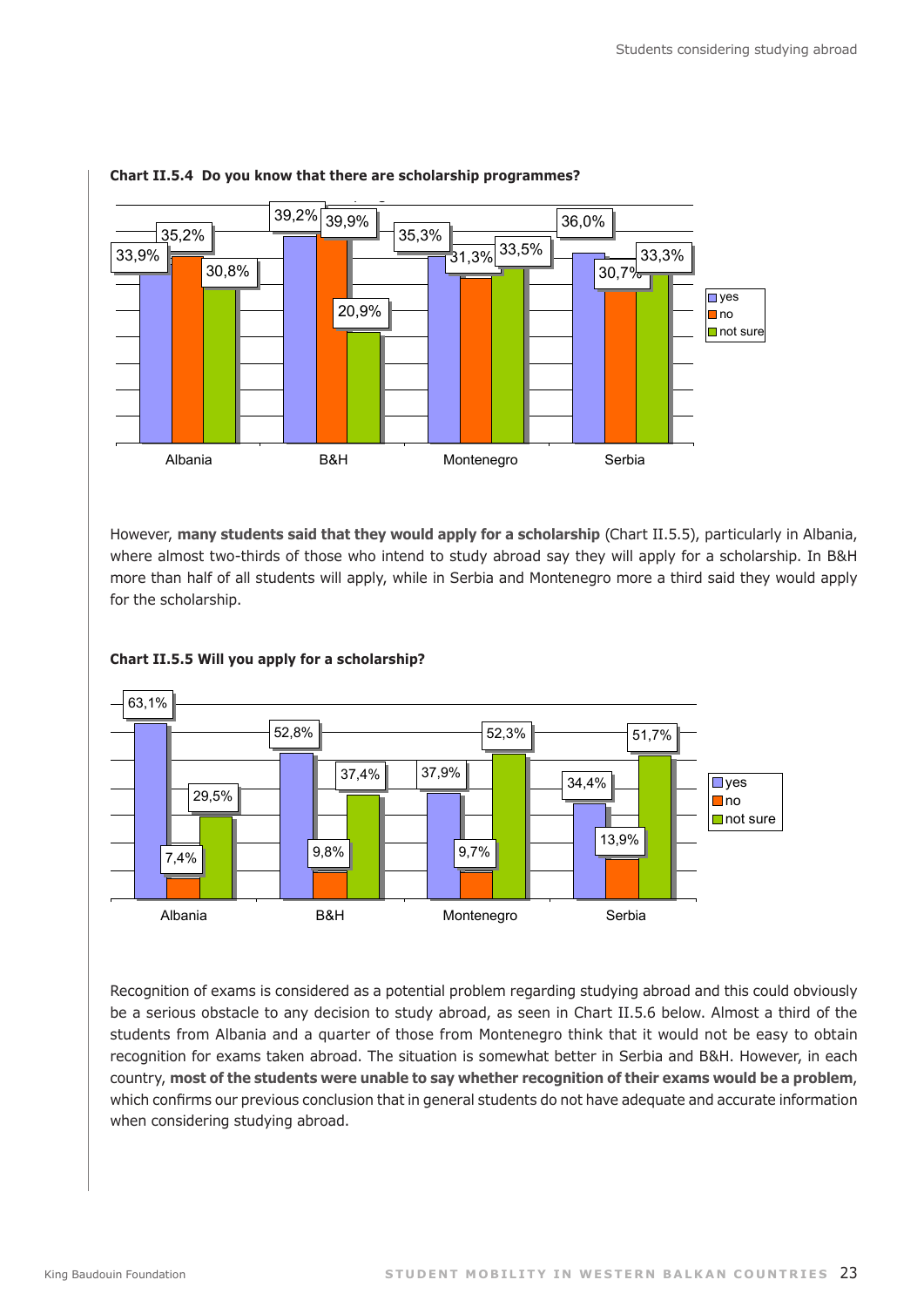**Chart II.5.4 Do you know that there are scholarship programmes?**

| | yes | no | not sure |
|---|---|---|---|
| Albania | 33,9% | 35,2% | 30,8% |
| B&H | 39,2% | 39,9% | 20,9% |
| Montenegro | 35,3% | 31,3% | 33,5% |
| Serbia | 36,0% | 30,7% | 33,3% |

However, **many students said that they would apply for a scholarship** (Chart II.5.5), particularly in Albania, where almost two-thirds of those who intend to study abroad say they will apply for a scholarship. In B&H more than half of all students will apply, while in Serbia and Montenegro more a third said they would apply for the scholarship.

**Chart II.5.5 Will you apply for a scholarship?**

| | yes | no | not sure |
|---|---|---|---|
| Albania | 63,1% | 7,4% | 29,5% |
| B&H | 52,8% | 9,8% | 37,4% |
| Montenegro | 37,9% | 9,7% | 52,3% |
| Serbia | 34,4% | 13,9% | 51,7% |

Recognition of exams is considered as a potential problem regarding studying abroad and this could obviously be a serious obstacle to any decision to study abroad, as seen in Chart II.5.6 below. Almost a third of the students from Albania and a quarter of those from Montenegro think that it would not be easy to obtain recognition for exams taken abroad. The situation is somewhat better in Serbia and B&H. However, in each country, **most of the students were unable to say whether recognition of their exams would be a problem**, which confirms our previous conclusion that in general students do not have adequate and accurate information when considering studying abroad.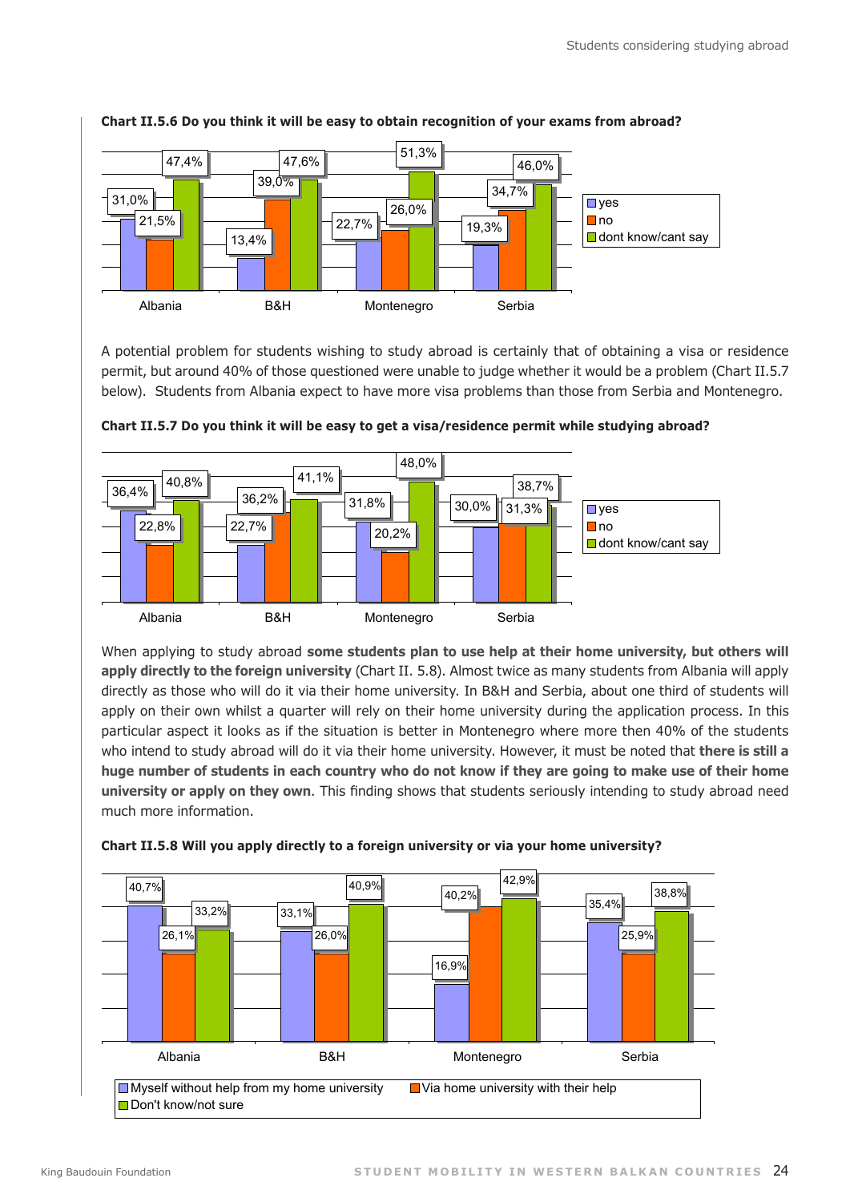**Chart II.5.6 Do you think it will be easy to obtain recognition of your exams from abroad?**

| | yes | no | dont know/cant say |
|---|---|---|---|
| Albania | 31,0% | 21,5% | 47,4% |
| B&H | 13,4% | 39,0% | 47,6% |
| Montenegro | 22,7% | 26,0% | 51,3% |
| Serbia | 19,3% | 34,7% | 46,0% |

A potential problem for students wishing to study abroad is certainly that of obtaining a visa or residence permit, but around 40% of those questioned were unable to judge whether it would be a problem (Chart II.5.7 below). Students from Albania expect to have more visa problems than those from Serbia and Montenegro.

**Chart II.5.7 Do you think it will be easy to get a visa/residence permit while studying abroad?**

| | yes | no | dont know/cant say |
|---|---|---|---|
| Albania | 36,4% | 22,8% | 40,8% |
| B&H | 22,7% | 36,2% | 41,1% |
| Montenegro | 31,8% | 20,2% | 48,0% |
| Serbia | 30,0% | 31,3% | 38,7% |

When applying to study abroad **some students plan to use help at their home university, but others will apply directly to the foreign university** (Chart II. 5.8). Almost twice as many students from Albania will apply directly as those who will do it via their home university. In B&H and Serbia, about one third of students will apply on their own whilst a quarter will rely on their home university during the application process. In this particular aspect it looks as if the situation is better in Montenegro where more then 40% of the students who intend to study abroad will do it via their home university. However, it must be noted that **there is still a huge number of students in each country who do not know if they are going to make use of their home university or apply on they own**. This finding shows that students seriously intending to study abroad need much more information.

**Chart II.5.8 Will you apply directly to a foreign university or via your home university?**

| | Myself without help from my home university | Via home university with their help | Don't know/not sure |
|---|---|---|---|
| Albania | 40,7% | 26,1% | 33,2% |
| B&H | 33,1% | 26,0% | 40,9% |
| Montenegro | 16,9% | 40,2% | 42,9% |
| Serbia | 35,4% | 25,9% | 38,8% |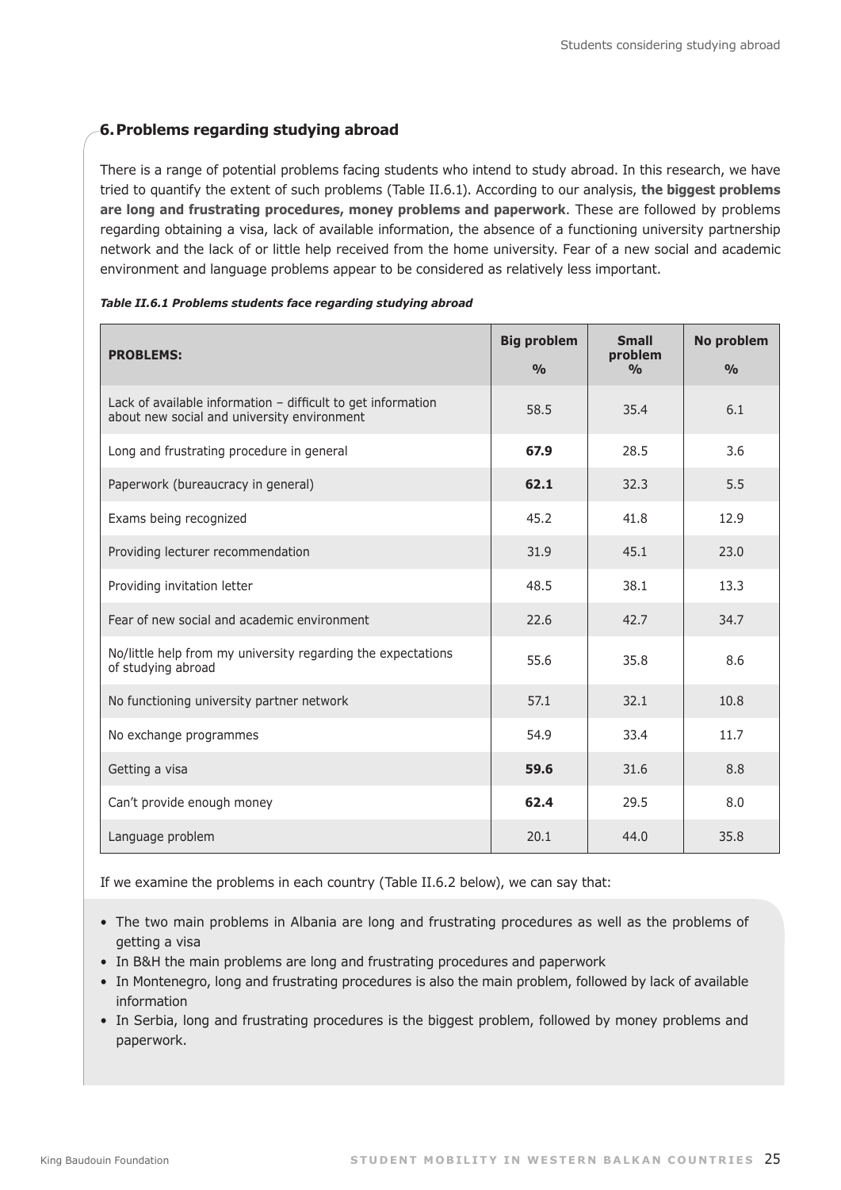## 6. Problems regarding studying abroad

There is a range of potential problems facing students who intend to study abroad. In this research, we have tried to quantify the extent of such problems (Table II.6.1). According to our analysis, **the biggest problems are long and frustrating procedures, money problems and paperwork**. These are followed by problems regarding obtaining a visa, lack of available information, the absence of a functioning university partnership network and the lack of or little help received from the home university. Fear of a new social and academic environment and language problems appear to be considered as relatively less important.

***Table II.6.1 Problems students face regarding studying abroad***

| **PROBLEMS:** | **Big problem %** | **Small problem %** | **No problem %** |
|---|---|---|---|
| Lack of available information – difficult to get information about new social and university environment | 58.5 | 35.4 | 6.1 |
| Long and frustrating procedure in general | **67.9** | 28.5 | 3.6 |
| Paperwork (bureaucracy in general) | **62.1** | 32.3 | 5.5 |
| Exams being recognized | 45.2 | 41.8 | 12.9 |
| Providing lecturer recommendation | 31.9 | 45.1 | 23.0 |
| Providing invitation letter | 48.5 | 38.1 | 13.3 |
| Fear of new social and academic environment | 22.6 | 42.7 | 34.7 |
| No/little help from my university regarding the expectations of studying abroad | 55.6 | 35.8 | 8.6 |
| No functioning university partner network | 57.1 | 32.1 | 10.8 |
| No exchange programmes | 54.9 | 33.4 | 11.7 |
| Getting a visa | **59.6** | 31.6 | 8.8 |
| Can't provide enough money | **62.4** | 29.5 | 8.0 |
| Language problem | 20.1 | 44.0 | 35.8 |

If we examine the problems in each country (Table II.6.2 below), we can say that:

- The two main problems in Albania are long and frustrating procedures as well as the problems of getting a visa
- In B&H the main problems are long and frustrating procedures and paperwork
- In Montenegro, long and frustrating procedures is also the main problem, followed by lack of available information
- In Serbia, long and frustrating procedures is the biggest problem, followed by money problems and paperwork.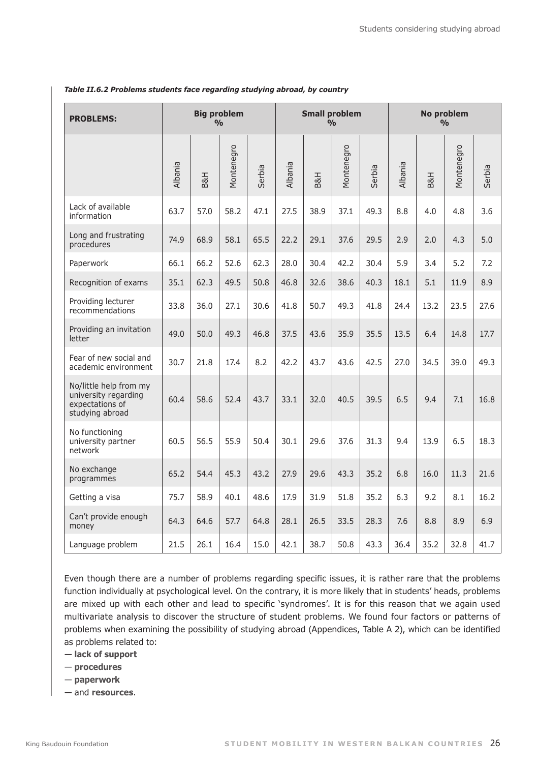*Table II.6.2 Problems students face regarding studying abroad, by country*

| PROBLEMS: | Big problem % | | | | Small problem % | | | | No problem % | | | |
|---|---|---|---|---|---|---|---|---|---|---|---|---|
| | Albania | B&H | Montenegro | Serbia | Albania | B&H | Montenegro | Serbia | Albania | B&H | Montenegro | Serbia |
| Lack of available information | 63.7 | 57.0 | 58.2 | 47.1 | 27.5 | 38.9 | 37.1 | 49.3 | 8.8 | 4.0 | 4.8 | 3.6 |
| Long and frustrating procedures | 74.9 | 68.9 | 58.1 | 65.5 | 22.2 | 29.1 | 37.6 | 29.5 | 2.9 | 2.0 | 4.3 | 5.0 |
| Paperwork | 66.1 | 66.2 | 52.6 | 62.3 | 28.0 | 30.4 | 42.2 | 30.4 | 5.9 | 3.4 | 5.2 | 7.2 |
| Recognition of exams | 35.1 | 62.3 | 49.5 | 50.8 | 46.8 | 32.6 | 38.6 | 40.3 | 18.1 | 5.1 | 11.9 | 8.9 |
| Providing lecturer recommendations | 33.8 | 36.0 | 27.1 | 30.6 | 41.8 | 50.7 | 49.3 | 41.8 | 24.4 | 13.2 | 23.5 | 27.6 |
| Providing an invitation letter | 49.0 | 50.0 | 49.3 | 46.8 | 37.5 | 43.6 | 35.9 | 35.5 | 13.5 | 6.4 | 14.8 | 17.7 |
| Fear of new social and academic environment | 30.7 | 21.8 | 17.4 | 8.2 | 42.2 | 43.7 | 43.6 | 42.5 | 27.0 | 34.5 | 39.0 | 49.3 |
| No/little help from my university regarding expectations of studying abroad | 60.4 | 58.6 | 52.4 | 43.7 | 33.1 | 32.0 | 40.5 | 39.5 | 6.5 | 9.4 | 7.1 | 16.8 |
| No functioning university partner network | 60.5 | 56.5 | 55.9 | 50.4 | 30.1 | 29.6 | 37.6 | 31.3 | 9.4 | 13.9 | 6.5 | 18.3 |
| No exchange programmes | 65.2 | 54.4 | 45.3 | 43.2 | 27.9 | 29.6 | 43.3 | 35.2 | 6.8 | 16.0 | 11.3 | 21.6 |
| Getting a visa | 75.7 | 58.9 | 40.1 | 48.6 | 17.9 | 31.9 | 51.8 | 35.2 | 6.3 | 9.2 | 8.1 | 16.2 |
| Can't provide enough money | 64.3 | 64.6 | 57.7 | 64.8 | 28.1 | 26.5 | 33.5 | 28.3 | 7.6 | 8.8 | 8.9 | 6.9 |
| Language problem | 21.5 | 26.1 | 16.4 | 15.0 | 42.1 | 38.7 | 50.8 | 43.3 | 36.4 | 35.2 | 32.8 | 41.7 |

Even though there are a number of problems regarding specific issues, it is rather rare that the problems function individually at psychological level. On the contrary, it is more likely that in students' heads, problems are mixed up with each other and lead to specific 'syndromes'. It is for this reason that we again used multivariate analysis to discover the structure of student problems. We found four factors or patterns of problems when examining the possibility of studying abroad (Appendices, Table A 2), which can be identified as problems related to:

— **lack of support**
— **procedures**
— **paperwork**
— and **resources**.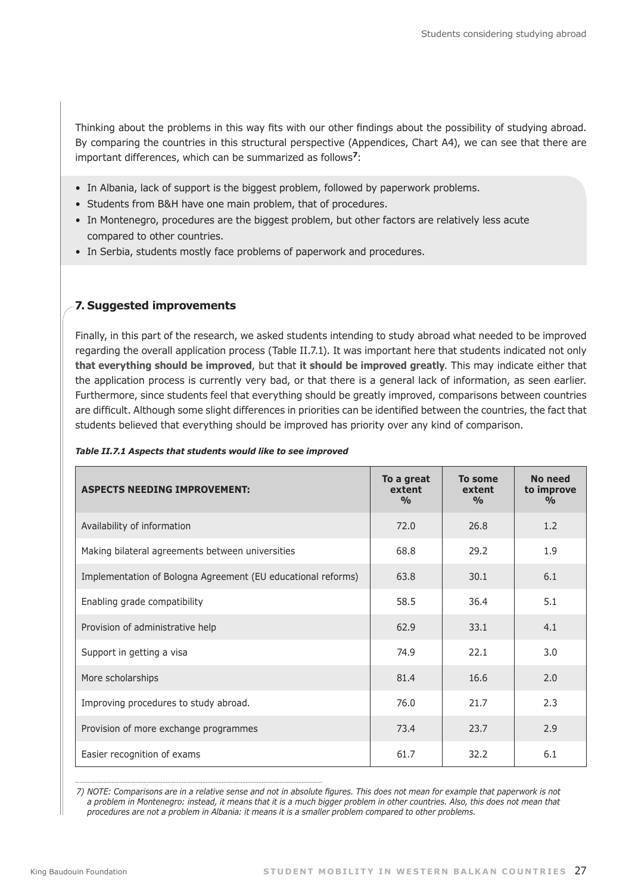Thinking about the problems in this way fits with our other findings about the possibility of studying abroad. By comparing the countries in this structural perspective (Appendices, Chart A4), we can see that there are important differences, which can be summarized as follows[7]:

- In Albania, lack of support is the biggest problem, followed by paperwork problems.
- Students from B&H have one main problem, that of procedures.
- In Montenegro, procedures are the biggest problem, but other factors are relatively less acute compared to other countries.
- In Serbia, students mostly face problems of paperwork and procedures.

## 7. Suggested improvements

Finally, in this part of the research, we asked students intending to study abroad what needed to be improved regarding the overall application process (Table II.7.1). It was important here that students indicated not only **that everything should be improved**, but that **it should be improved greatly**. This may indicate either that the application process is currently very bad, or that there is a general lack of information, as seen earlier. Furthermore, since students feel that everything should be greatly improved, comparisons between countries are difficult. Although some slight differences in priorities can be identified between the countries, the fact that students believed that everything should be improved has priority over any kind of comparison.

***Table II.7.1 Aspects that students would like to see improved***

| ASPECTS NEEDING IMPROVEMENT: | To a great extent % | To some extent % | No need to improve % |
|---|---|---|---|
| Availability of information | 72.0 | 26.8 | 1.2 |
| Making bilateral agreements between universities | 68.8 | 29.2 | 1.9 |
| Implementation of Bologna Agreement (EU educational reforms) | 63.8 | 30.1 | 6.1 |
| Enabling grade compatibility | 58.5 | 36.4 | 5.1 |
| Provision of administrative help | 62.9 | 33.1 | 4.1 |
| Support in getting a visa | 74.9 | 22.1 | 3.0 |
| More scholarships | 81.4 | 16.6 | 2.0 |
| Improving procedures to study abroad. | 76.0 | 21.7 | 2.3 |
| Provision of more exchange programmes | 73.4 | 23.7 | 2.9 |
| Easier recognition of exams | 61.7 | 32.2 | 6.1 |

*7) NOTE: Comparisons are in a relative sense and not in absolute figures. This does not mean for example that paperwork is not a problem in Montenegro: instead, it means that it is a much bigger problem in other countries. Also, this does not mean that procedures are not a problem in Albania: it means it is a smaller problem compared to other problems.*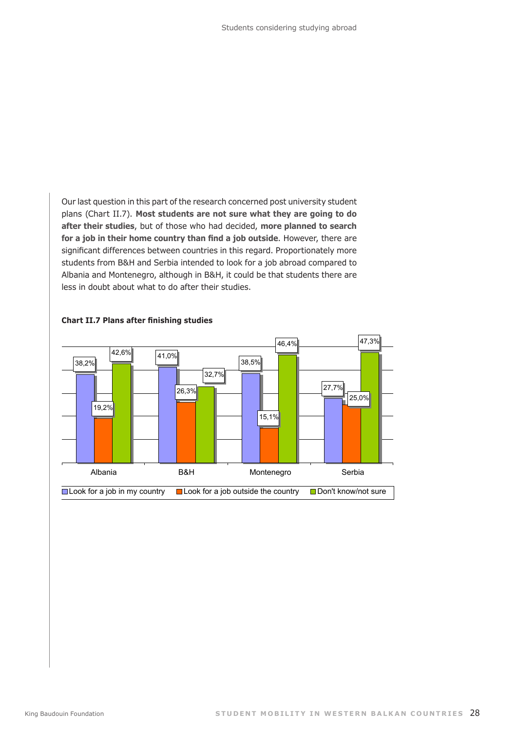Our last question in this part of the research concerned post university student plans (Chart II.7). **Most students are not sure what they are going to do after their studies**, but of those who had decided, **more planned to search for a job in their home country than find a job outside**. However, there are significant differences between countries in this regard. Proportionately more students from B&H and Serbia intended to look for a job abroad compared to Albania and Montenegro, although in B&H, it could be that students there are less in doubt about what to do after their studies.

**Chart II.7 Plans after finishing studies**

| | Albania | B&H | Montenegro | Serbia |
|---|---|---|---|---|
| Look for a job in my country | 38,2% | 41,0% | 38,5% | 27,7% |
| Look for a job outside the country | 19,2% | 26,3% | 15,1% | 25,0% |
| Don't know/not sure | 42,6% | 32,7% | 46,4% | 47,3% |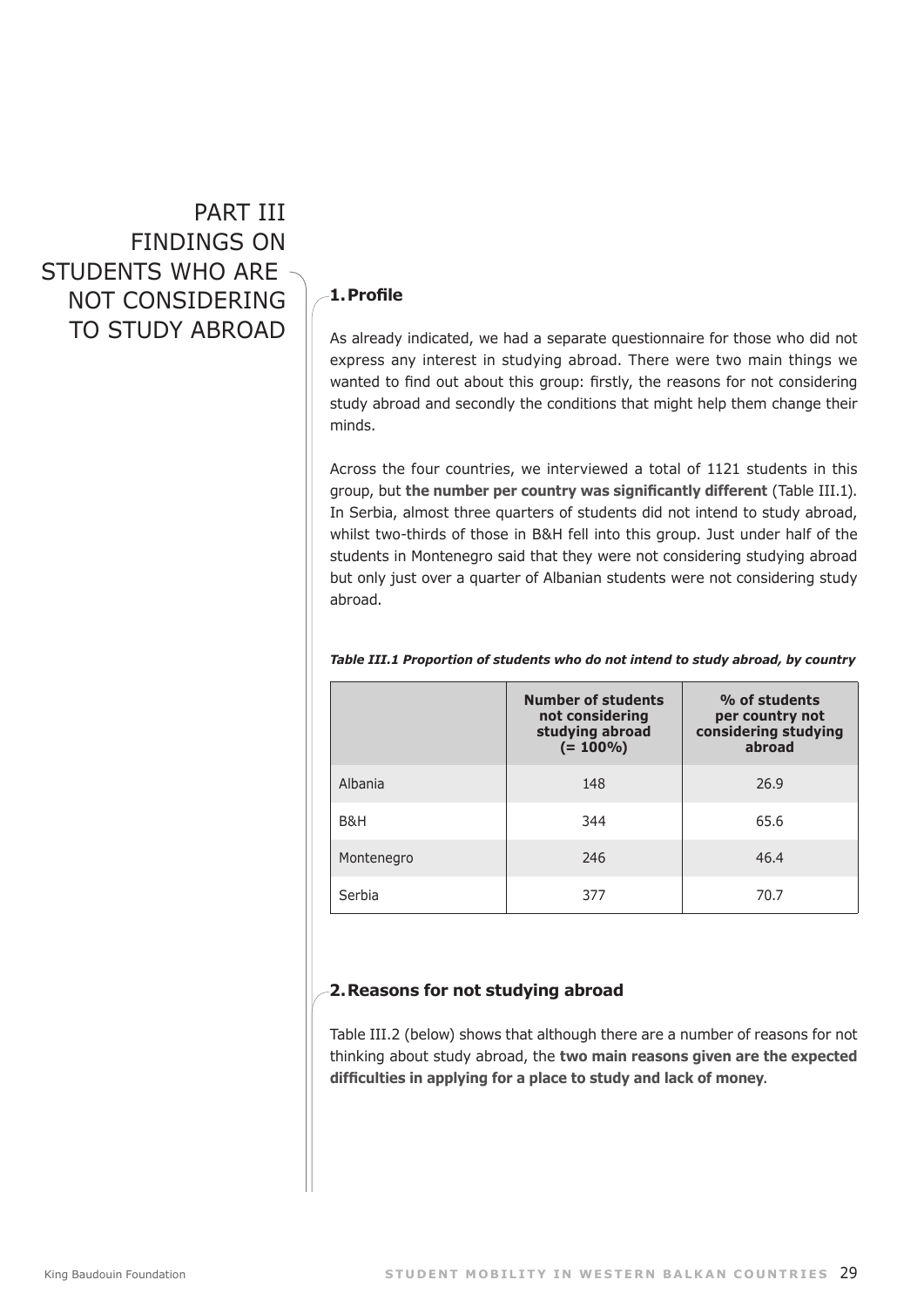# PART III FINDINGS ON STUDENTS WHO ARE NOT CONSIDERING TO STUDY ABROAD

## 1. Profile

As already indicated, we had a separate questionnaire for those who did not express any interest in studying abroad. There were two main things we wanted to find out about this group: firstly, the reasons for not considering study abroad and secondly the conditions that might help them change their minds.

Across the four countries, we interviewed a total of 1121 students in this group, but **the number per country was significantly different** (Table III.1). In Serbia, almost three quarters of students did not intend to study abroad, whilst two-thirds of those in B&H fell into this group. Just under half of the students in Montenegro said that they were not considering studying abroad but only just over a quarter of Albanian students were not considering study abroad.

***Table III.1 Proportion of students who do not intend to study abroad, by country***

| | Number of students not considering studying abroad (= 100%) | % of students per country not considering studying abroad |
|---|---|---|
| Albania | 148 | 26.9 |
| B&H | 344 | 65.6 |
| Montenegro | 246 | 46.4 |
| Serbia | 377 | 70.7 |

## 2. Reasons for not studying abroad

Table III.2 (below) shows that although there are a number of reasons for not thinking about study abroad, the **two main reasons given are the expected difficulties in applying for a place to study and lack of money**.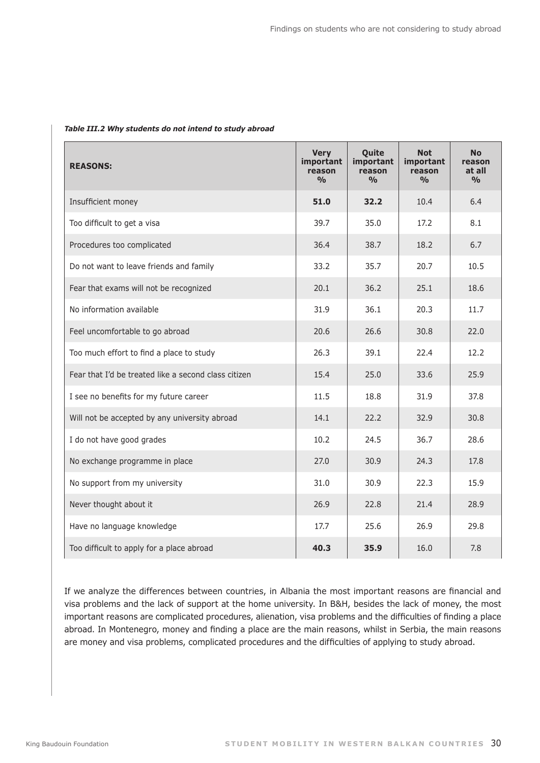*Table III.2 Why students do not intend to study abroad*

| REASONS: | Very important reason % | Quite important reason % | Not important reason % | No reason at all % |
|---|---|---|---|---|
| Insufficient money | **51.0** | **32.2** | 10.4 | 6.4 |
| Too difficult to get a visa | 39.7 | 35.0 | 17.2 | 8.1 |
| Procedures too complicated | 36.4 | 38.7 | 18.2 | 6.7 |
| Do not want to leave friends and family | 33.2 | 35.7 | 20.7 | 10.5 |
| Fear that exams will not be recognized | 20.1 | 36.2 | 25.1 | 18.6 |
| No information available | 31.9 | 36.1 | 20.3 | 11.7 |
| Feel uncomfortable to go abroad | 20.6 | 26.6 | 30.8 | 22.0 |
| Too much effort to find a place to study | 26.3 | 39.1 | 22.4 | 12.2 |
| Fear that I'd be treated like a second class citizen | 15.4 | 25.0 | 33.6 | 25.9 |
| I see no benefits for my future career | 11.5 | 18.8 | 31.9 | 37.8 |
| Will not be accepted by any university abroad | 14.1 | 22.2 | 32.9 | 30.8 |
| I do not have good grades | 10.2 | 24.5 | 36.7 | 28.6 |
| No exchange programme in place | 27.0 | 30.9 | 24.3 | 17.8 |
| No support from my university | 31.0 | 30.9 | 22.3 | 15.9 |
| Never thought about it | 26.9 | 22.8 | 21.4 | 28.9 |
| Have no language knowledge | 17.7 | 25.6 | 26.9 | 29.8 |
| Too difficult to apply for a place abroad | **40.3** | **35.9** | 16.0 | 7.8 |

If we analyze the differences between countries, in Albania the most important reasons are financial and visa problems and the lack of support at the home university. In B&H, besides the lack of money, the most important reasons are complicated procedures, alienation, visa problems and the difficulties of finding a place abroad. In Montenegro, money and finding a place are the main reasons, whilst in Serbia, the main reasons are money and visa problems, complicated procedures and the difficulties of applying to study abroad.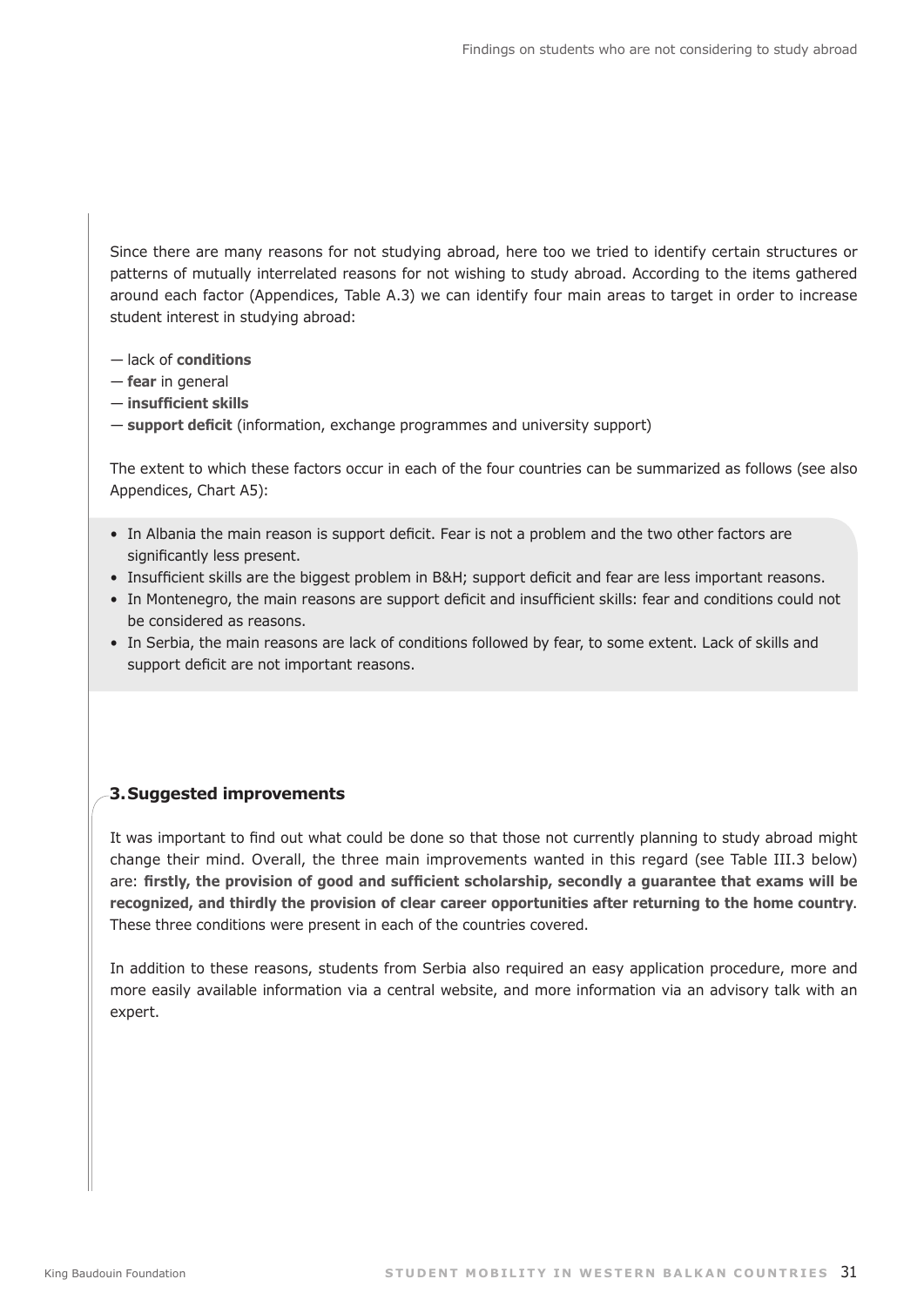Since there are many reasons for not studying abroad, here too we tried to identify certain structures or patterns of mutually interrelated reasons for not wishing to study abroad. According to the items gathered around each factor (Appendices, Table A.3) we can identify four main areas to target in order to increase student interest in studying abroad:

— lack of **conditions**
— **fear** in general
— **insufficient skills**
— **support deficit** (information, exchange programmes and university support)

The extent to which these factors occur in each of the four countries can be summarized as follows (see also Appendices, Chart A5):

- In Albania the main reason is support deficit. Fear is not a problem and the two other factors are significantly less present.
- Insufficient skills are the biggest problem in B&H; support deficit and fear are less important reasons.
- In Montenegro, the main reasons are support deficit and insufficient skills: fear and conditions could not be considered as reasons.
- In Serbia, the main reasons are lack of conditions followed by fear, to some extent. Lack of skills and support deficit are not important reasons.

## 3. Suggested improvements

It was important to find out what could be done so that those not currently planning to study abroad might change their mind. Overall, the three main improvements wanted in this regard (see Table III.3 below) are: **firstly, the provision of good and sufficient scholarship, secondly a guarantee that exams will be recognized, and thirdly the provision of clear career opportunities after returning to the home country**. These three conditions were present in each of the countries covered.

In addition to these reasons, students from Serbia also required an easy application procedure, more and more easily available information via a central website, and more information via an advisory talk with an expert.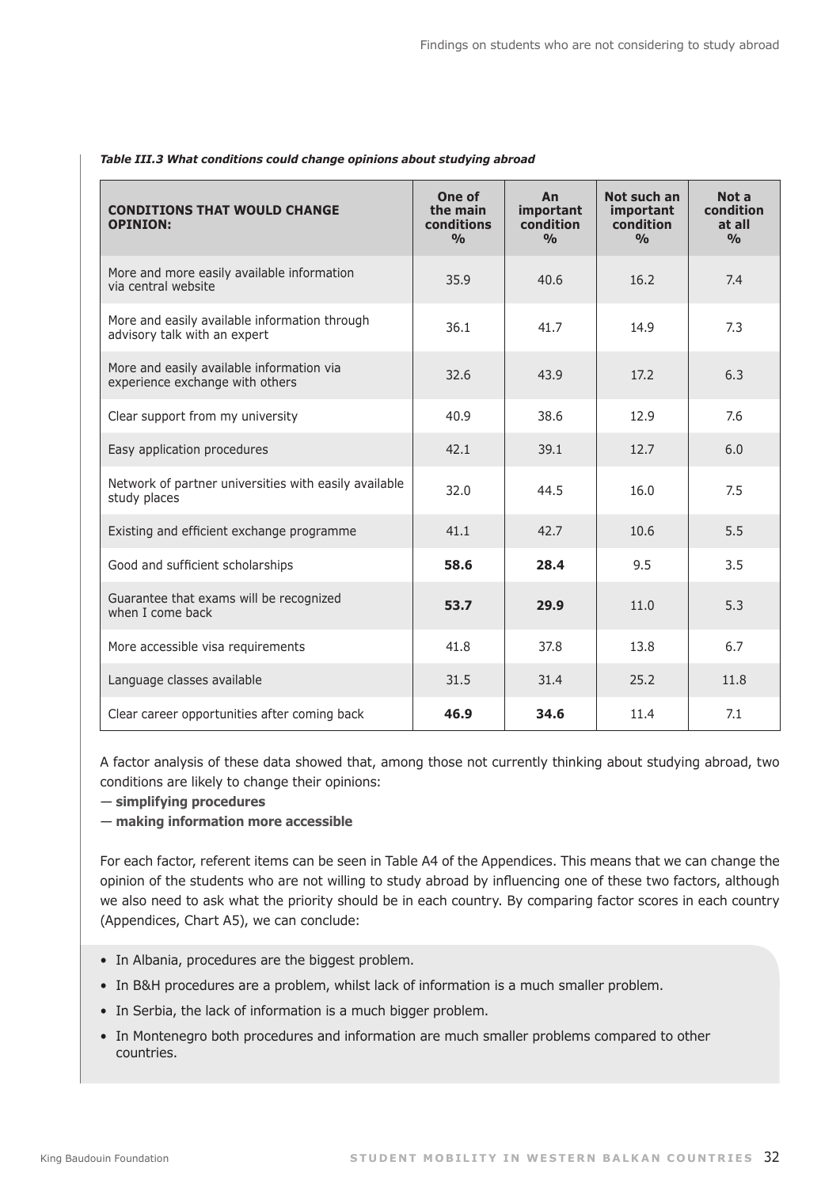*Table III.3 What conditions could change opinions about studying abroad*

| CONDITIONS THAT WOULD CHANGE OPINION: | One of the main conditions % | An important condition % | Not such an important condition % | Not a condition at all % |
|---|---|---|---|---|
| More and more easily available information via central website | 35.9 | 40.6 | 16.2 | 7.4 |
| More and easily available information through advisory talk with an expert | 36.1 | 41.7 | 14.9 | 7.3 |
| More and easily available information via experience exchange with others | 32.6 | 43.9 | 17.2 | 6.3 |
| Clear support from my university | 40.9 | 38.6 | 12.9 | 7.6 |
| Easy application procedures | 42.1 | 39.1 | 12.7 | 6.0 |
| Network of partner universities with easily available study places | 32.0 | 44.5 | 16.0 | 7.5 |
| Existing and efficient exchange programme | 41.1 | 42.7 | 10.6 | 5.5 |
| Good and sufficient scholarships | **58.6** | **28.4** | 9.5 | 3.5 |
| Guarantee that exams will be recognized when I come back | **53.7** | **29.9** | 11.0 | 5.3 |
| More accessible visa requirements | 41.8 | 37.8 | 13.8 | 6.7 |
| Language classes available | 31.5 | 31.4 | 25.2 | 11.8 |
| Clear career opportunities after coming back | **46.9** | **34.6** | 11.4 | 7.1 |

A factor analysis of these data showed that, among those not currently thinking about studying abroad, two conditions are likely to change their opinions:

— **simplifying procedures**

— **making information more accessible**

For each factor, referent items can be seen in Table A4 of the Appendices. This means that we can change the opinion of the students who are not willing to study abroad by influencing one of these two factors, although we also need to ask what the priority should be in each country. By comparing factor scores in each country (Appendices, Chart A5), we can conclude:

- In Albania, procedures are the biggest problem.
- In B&H procedures are a problem, whilst lack of information is a much smaller problem.
- In Serbia, the lack of information is a much bigger problem.
- In Montenegro both procedures and information are much smaller problems compared to other countries.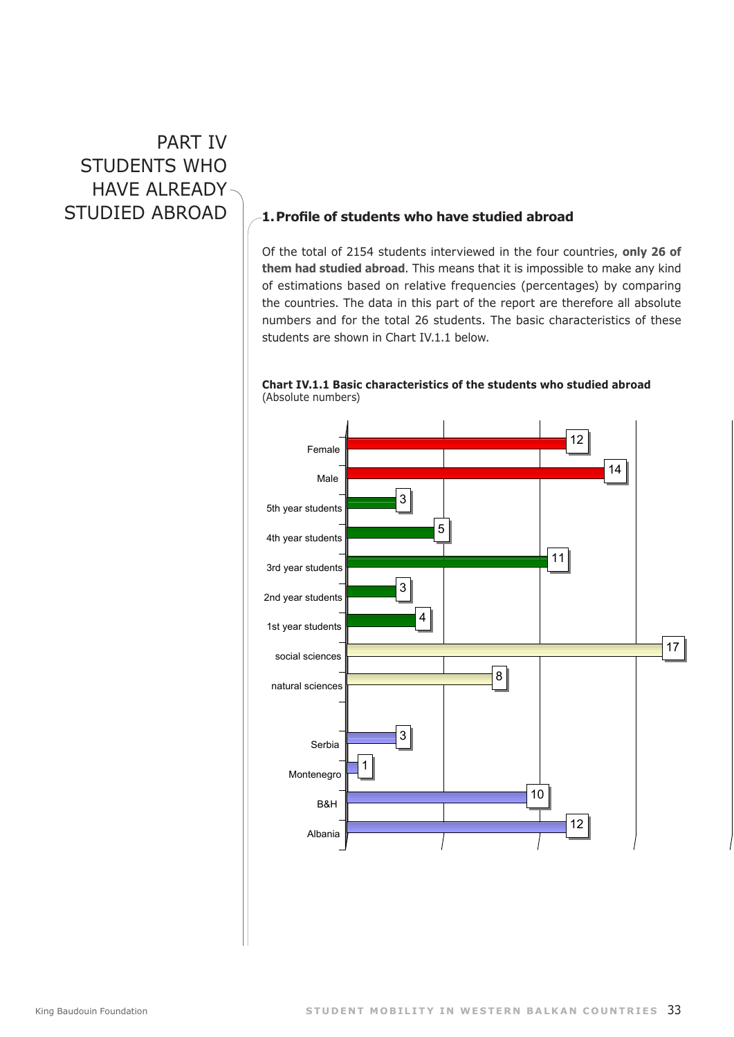# PART IV STUDENTS WHO HAVE ALREADY STUDIED ABROAD

## 1. Profile of students who have studied abroad

Of the total of 2154 students interviewed in the four countries, **only 26 of them had studied abroad**. This means that it is impossible to make any kind of estimations based on relative frequencies (percentages) by comparing the countries. The data in this part of the report are therefore all absolute numbers and for the total 26 students. The basic characteristics of these students are shown in Chart IV.1.1 below.

**Chart IV.1.1 Basic characteristics of the students who studied abroad**
(Absolute numbers)

| Category | Number |
|---|---|
| Female | 12 |
| Male | 14 |
| 5th year students | 3 |
| 4th year students | 5 |
| 3rd year students | 11 |
| 2nd year students | 3 |
| 1st year students | 4 |
| social sciences | 17 |
| natural sciences | 8 |
| Serbia | 3 |
| Montenegro | 1 |
| B&H | 10 |
| Albania | 12 |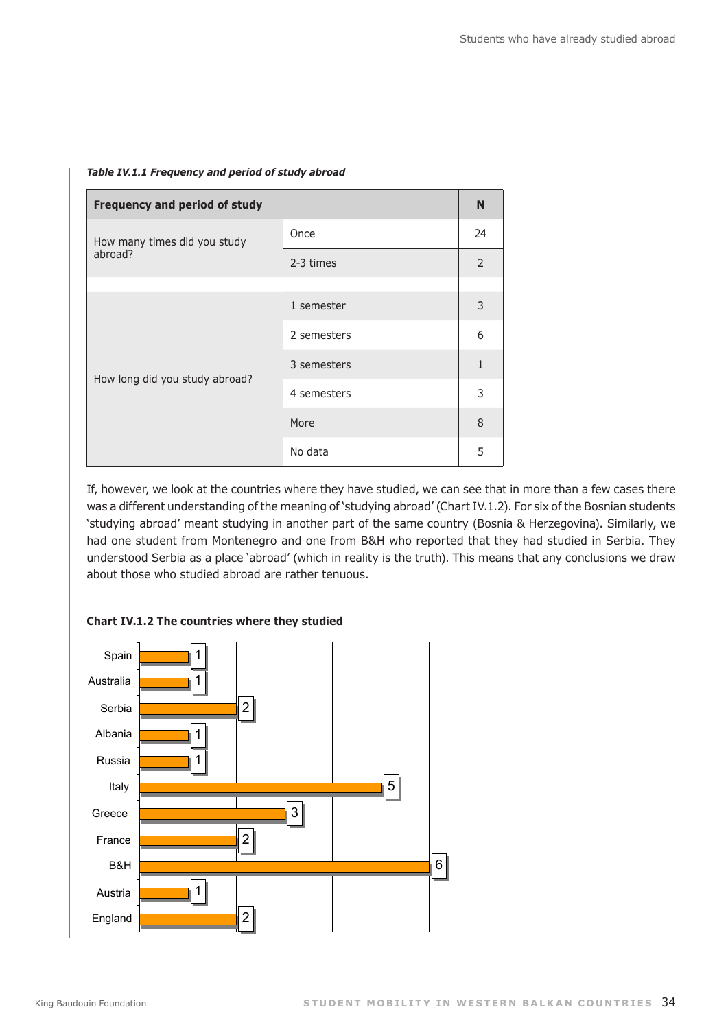*Table IV.1.1 Frequency and period of study abroad*

| Frequency and period of study | | N |
|---|---|---|
| How many times did you study abroad? | Once | 24 |
| | 2-3 times | 2 |
| | | |
| How long did you study abroad? | 1 semester | 3 |
| | 2 semesters | 6 |
| | 3 semesters | 1 |
| | 4 semesters | 3 |
| | More | 8 |
| | No data | 5 |

If, however, we look at the countries where they have studied, we can see that in more than a few cases there was a different understanding of the meaning of 'studying abroad' (Chart IV.1.2). For six of the Bosnian students 'studying abroad' meant studying in another part of the same country (Bosnia & Herzegovina). Similarly, we had one student from Montenegro and one from B&H who reported that they had studied in Serbia. They understood Serbia as a place 'abroad' (which in reality is the truth). This means that any conclusions we draw about those who studied abroad are rather tenuous.

**Chart IV.1.2 The countries where they studied**

| Country | N |
|---|---|
| Spain | 1 |
| Australia | 1 |
| Serbia | 2 |
| Albania | 1 |
| Russia | 1 |
| Italy | 5 |
| Greece | 3 |
| France | 2 |
| B&H | 6 |
| Austria | 1 |
| England | 2 |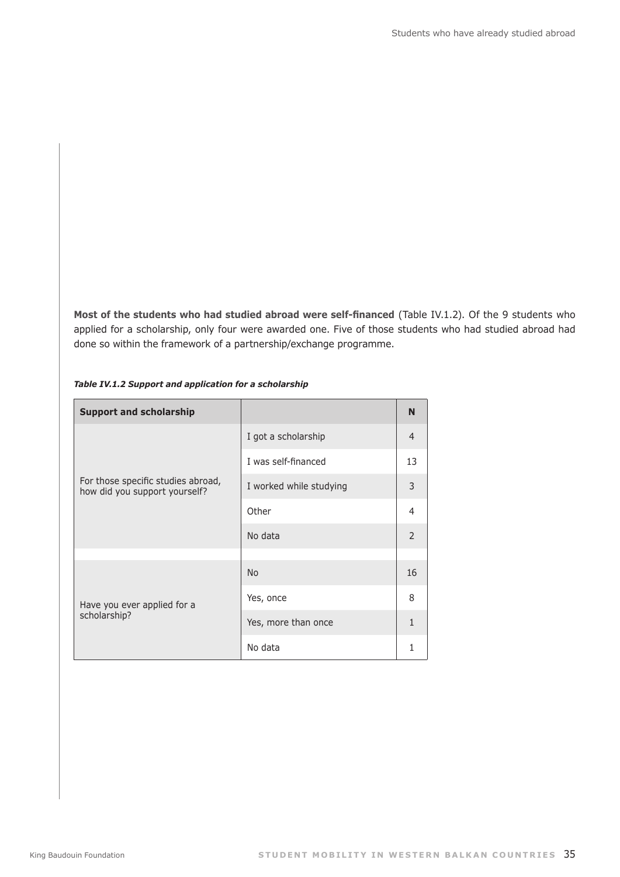**Most of the students who had studied abroad were self-financed** (Table IV.1.2). Of the 9 students who applied for a scholarship, only four were awarded one. Five of those students who had studied abroad had done so within the framework of a partnership/exchange programme.

***Table IV.1.2 Support and application for a scholarship***

| Support and scholarship | | N |
|---|---|---|
| For those specific studies abroad, how did you support yourself? | I got a scholarship | 4 |
| | I was self-financed | 13 |
| | I worked while studying | 3 |
| | Other | 4 |
| | No data | 2 |
| | | |
| Have you ever applied for a scholarship? | No | 16 |
| | Yes, once | 8 |
| | Yes, more than once | 1 |
| | No data | 1 |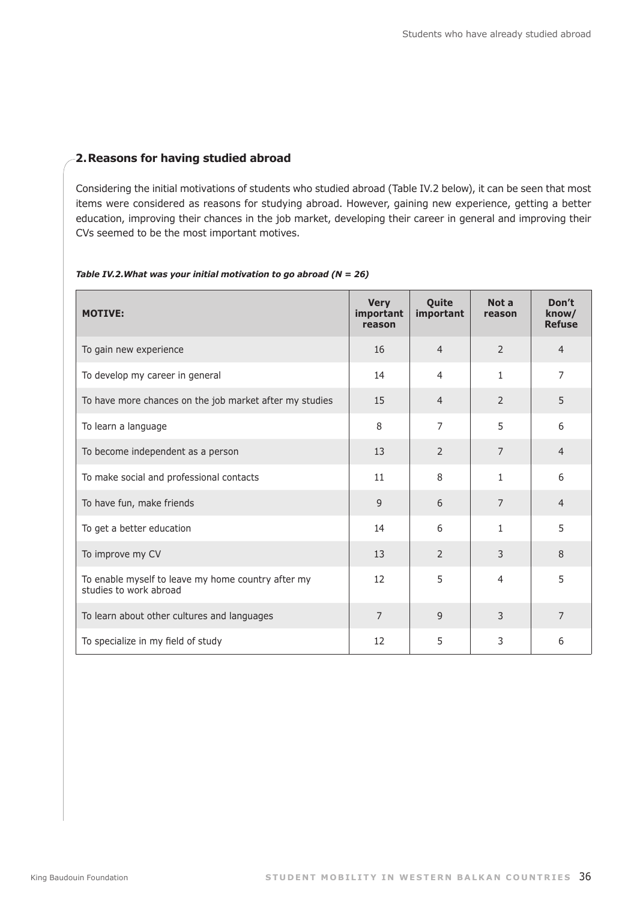## 2. Reasons for having studied abroad

Considering the initial motivations of students who studied abroad (Table IV.2 below), it can be seen that most items were considered as reasons for studying abroad. However, gaining new experience, getting a better education, improving their chances in the job market, developing their career in general and improving their CVs seemed to be the most important motives.

***Table IV.2. What was your initial motivation to go abroad (N = 26)***

| MOTIVE: | Very important reason | Quite important | Not a reason | Don't know/ Refuse |
|---|---|---|---|---|
| To gain new experience | 16 | 4 | 2 | 4 |
| To develop my career in general | 14 | 4 | 1 | 7 |
| To have more chances on the job market after my studies | 15 | 4 | 2 | 5 |
| To learn a language | 8 | 7 | 5 | 6 |
| To become independent as a person | 13 | 2 | 7 | 4 |
| To make social and professional contacts | 11 | 8 | 1 | 6 |
| To have fun, make friends | 9 | 6 | 7 | 4 |
| To get a better education | 14 | 6 | 1 | 5 |
| To improve my CV | 13 | 2 | 3 | 8 |
| To enable myself to leave my home country after my studies to work abroad | 12 | 5 | 4 | 5 |
| To learn about other cultures and languages | 7 | 9 | 3 | 7 |
| To specialize in my field of study | 12 | 5 | 3 | 6 |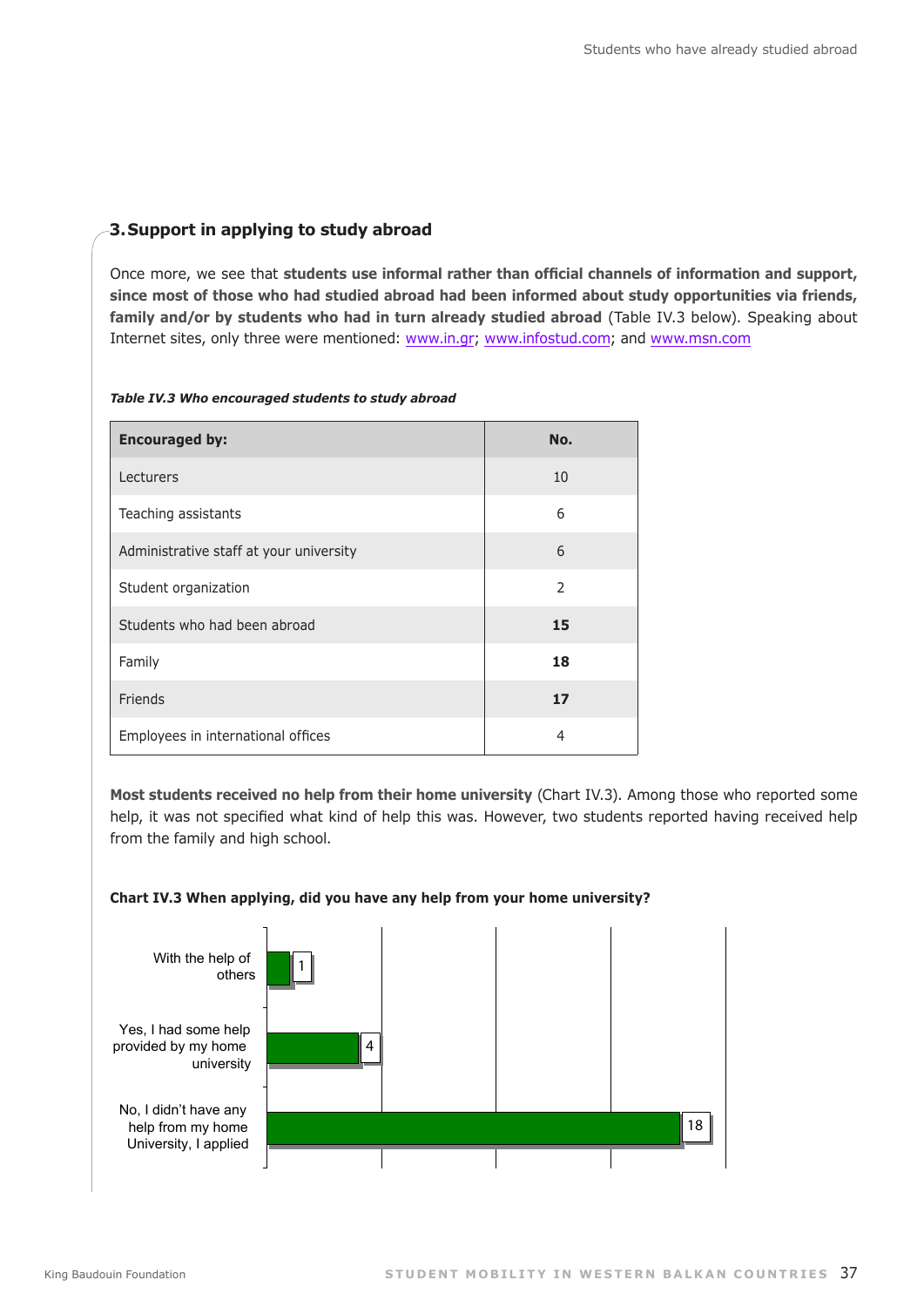## 3. Support in applying to study abroad

Once more, we see that **students use informal rather than official channels of information and support, since most of those who had studied abroad had been informed about study opportunities via friends, family and/or by students who had in turn already studied abroad** (Table IV.3 below). Speaking about Internet sites, only three were mentioned: www.in.gr; www.infostud.com; and www.msn.com

***Table IV.3 Who encouraged students to study abroad***

| Encouraged by: | No. |
|---|---|
| Lecturers | 10 |
| Teaching assistants | 6 |
| Administrative staff at your university | 6 |
| Student organization | 2 |
| Students who had been abroad | **15** |
| Family | **18** |
| Friends | **17** |
| Employees in international offices | 4 |

**Most students received no help from their home university** (Chart IV.3). Among those who reported some help, it was not specified what kind of help this was. However, two students reported having received help from the family and high school.

**Chart IV.3 When applying, did you have any help from your home university?**

| Response | No. |
|---|---|
| With the help of others | 1 |
| Yes, I had some help provided by my home university | 4 |
| No, I didn't have any help from my home University, I applied | 18 |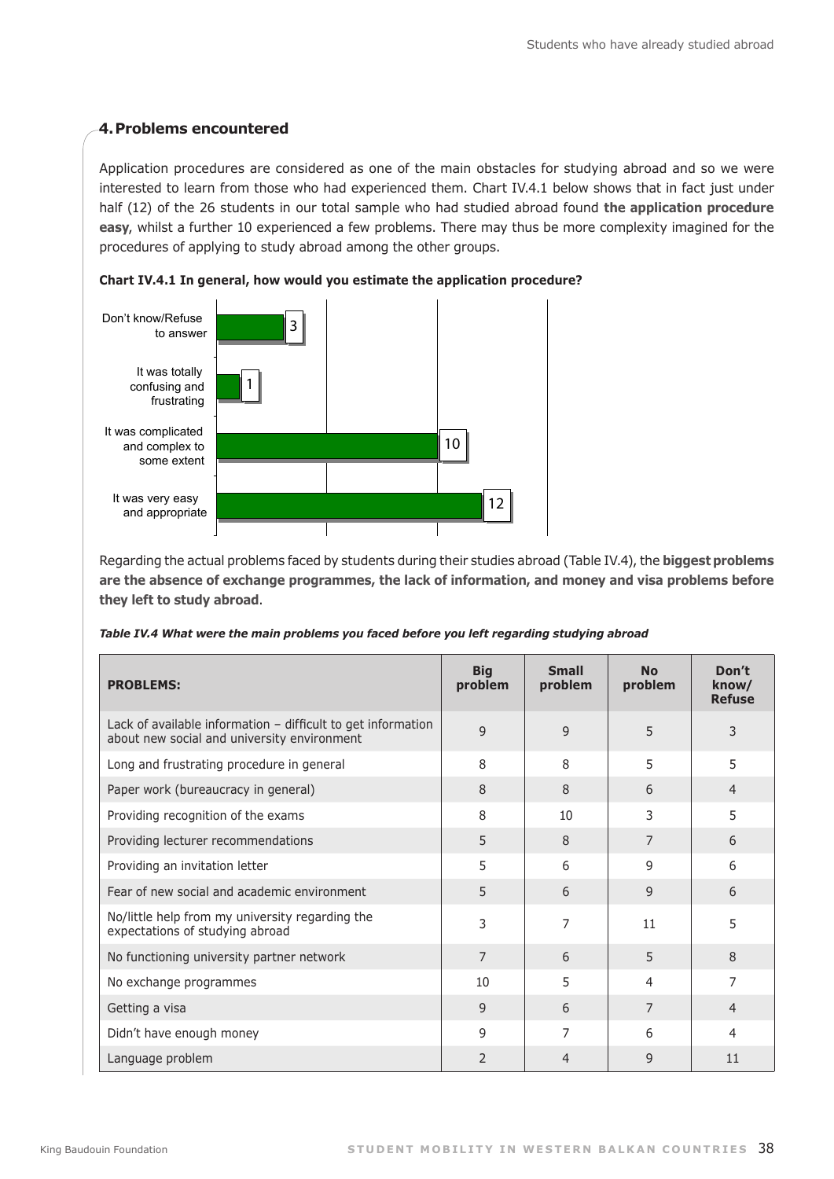## 4. Problems encountered

Application procedures are considered as one of the main obstacles for studying abroad and so we were interested to learn from those who had experienced them. Chart IV.4.1 below shows that in fact just under half (12) of the 26 students in our total sample who had studied abroad found **the application procedure easy**, whilst a further 10 experienced a few problems. There may thus be more complexity imagined for the procedures of applying to study abroad among the other groups.

**Chart IV.4.1 In general, how would you estimate the application procedure?**

| Response | Number |
|---|---|
| Don't know/Refuse to answer | 3 |
| It was totally confusing and frustrating | 1 |
| It was complicated and complex to some extent | 10 |
| It was very easy and appropriate | 12 |

Regarding the actual problems faced by students during their studies abroad (Table IV.4), the **biggest problems are the absence of exchange programmes, the lack of information, and money and visa problems before they left to study abroad**.

***Table IV.4 What were the main problems you faced before you left regarding studying abroad***

| PROBLEMS: | Big problem | Small problem | No problem | Don't know/ Refuse |
|---|---|---|---|---|
| Lack of available information – difficult to get information about new social and university environment | 9 | 9 | 5 | 3 |
| Long and frustrating procedure in general | 8 | 8 | 5 | 5 |
| Paper work (bureaucracy in general) | 8 | 8 | 6 | 4 |
| Providing recognition of the exams | 8 | 10 | 3 | 5 |
| Providing lecturer recommendations | 5 | 8 | 7 | 6 |
| Providing an invitation letter | 5 | 6 | 9 | 6 |
| Fear of new social and academic environment | 5 | 6 | 9 | 6 |
| No/little help from my university regarding the expectations of studying abroad | 3 | 7 | 11 | 5 |
| No functioning university partner network | 7 | 6 | 5 | 8 |
| No exchange programmes | 10 | 5 | 4 | 7 |
| Getting a visa | 9 | 6 | 7 | 4 |
| Didn't have enough money | 9 | 7 | 6 | 4 |
| Language problem | 2 | 4 | 9 | 11 |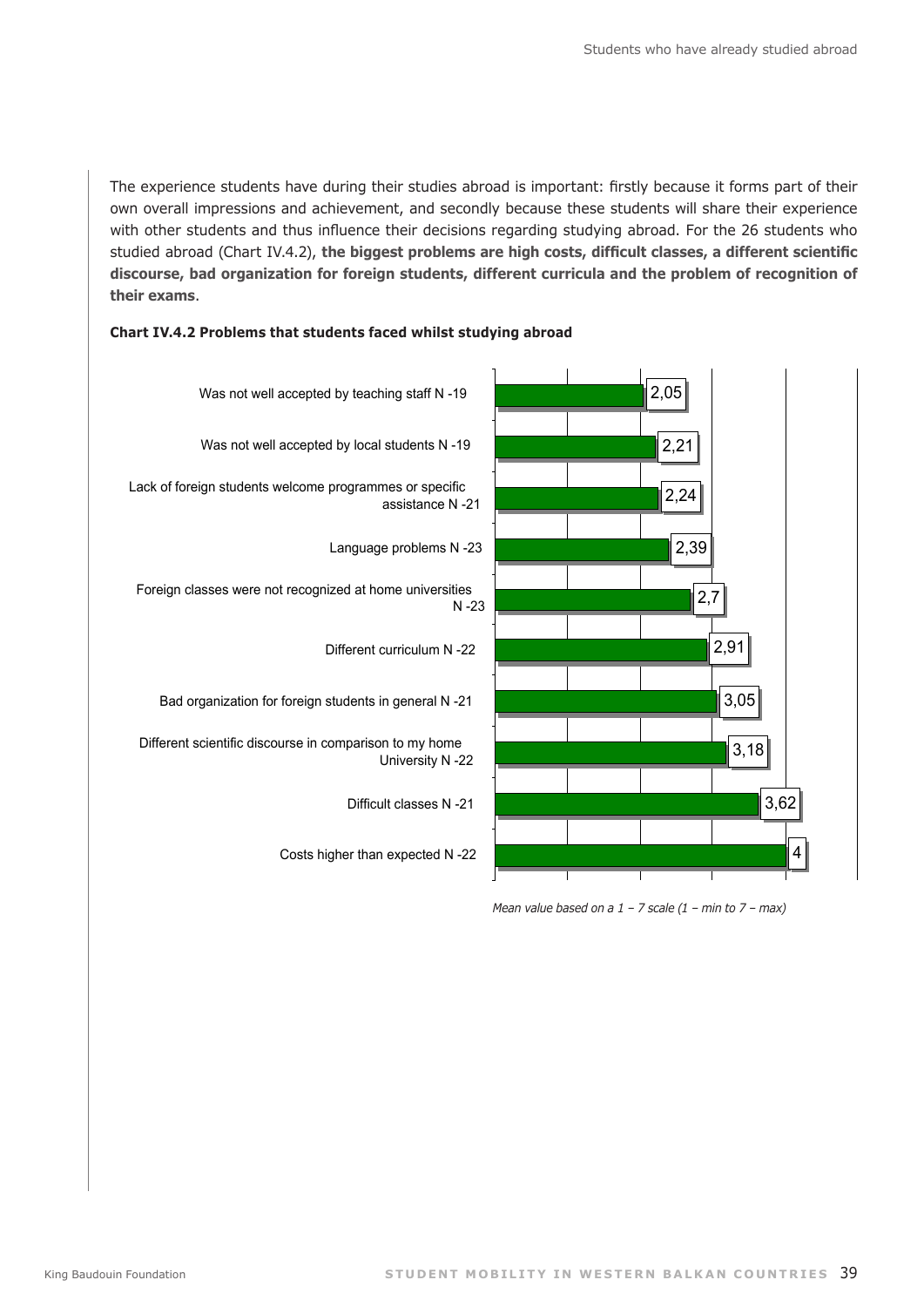The experience students have during their studies abroad is important: firstly because it forms part of their own overall impressions and achievement, and secondly because these students will share their experience with other students and thus influence their decisions regarding studying abroad. For the 26 students who studied abroad (Chart IV.4.2), **the biggest problems are high costs, difficult classes, a different scientific discourse, bad organization for foreign students, different curricula and the problem of recognition of their exams**.

**Chart IV.4.2 Problems that students faced whilst studying abroad**

| Problem | Mean value |
| --- | --- |
| Was not well accepted by teaching staff N -19 | 2,05 |
| Was not well accepted by local students N -19 | 2,21 |
| Lack of foreign students welcome programmes or specific assistance N -21 | 2,24 |
| Language problems N -23 | 2,39 |
| Foreign classes were not recognized at home universities N -23 | 2,7 |
| Different curriculum N -22 | 2,91 |
| Bad organization for foreign students in general N -21 | 3,05 |
| Different scientific discourse in comparison to my home University N -22 | 3,18 |
| Difficult classes N -21 | 3,62 |
| Costs higher than expected N -22 | 4 |

*Mean value based on a 1 – 7 scale (1 – min to 7 – max)*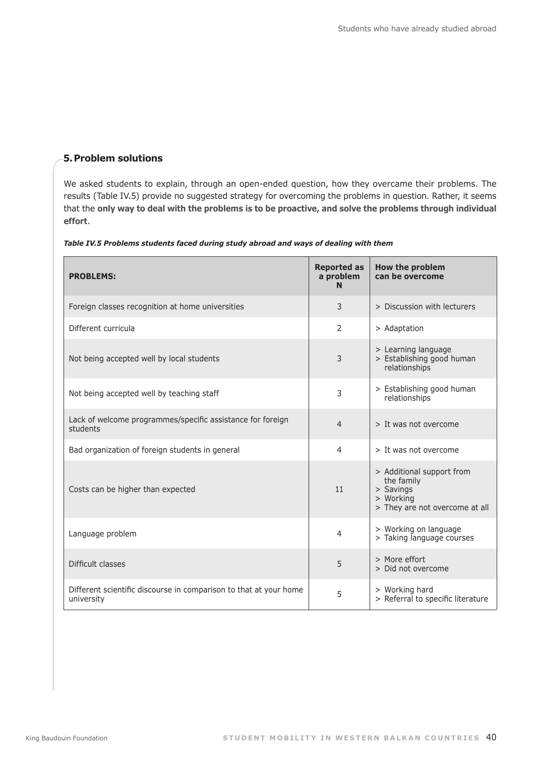## 5. Problem solutions

We asked students to explain, through an open-ended question, how they overcame their problems. The results (Table IV.5) provide no suggested strategy for overcoming the problems in question. Rather, it seems that the **only way to deal with the problems is to be proactive, and solve the problems through individual effort**.

***Table IV.5 Problems students faced during study abroad and ways of dealing with them***

| PROBLEMS: | Reported as a problem N | How the problem can be overcome |
|---|---|---|
| Foreign classes recognition at home universities | 3 | > Discussion with lecturers |
| Different curricula | 2 | > Adaptation |
| Not being accepted well by local students | 3 | > Learning language<br>> Establishing good human relationships |
| Not being accepted well by teaching staff | 3 | > Establishing good human relationships |
| Lack of welcome programmes/specific assistance for foreign students | 4 | > It was not overcome |
| Bad organization of foreign students in general | 4 | > It was not overcome |
| Costs can be higher than expected | 11 | > Additional support from the family<br>> Savings<br>> Working<br>> They are not overcome at all |
| Language problem | 4 | > Working on language<br>> Taking language courses |
| Difficult classes | 5 | > More effort<br>> Did not overcome |
| Different scientific discourse in comparison to that at your home university | 5 | > Working hard<br>> Referral to specific literature |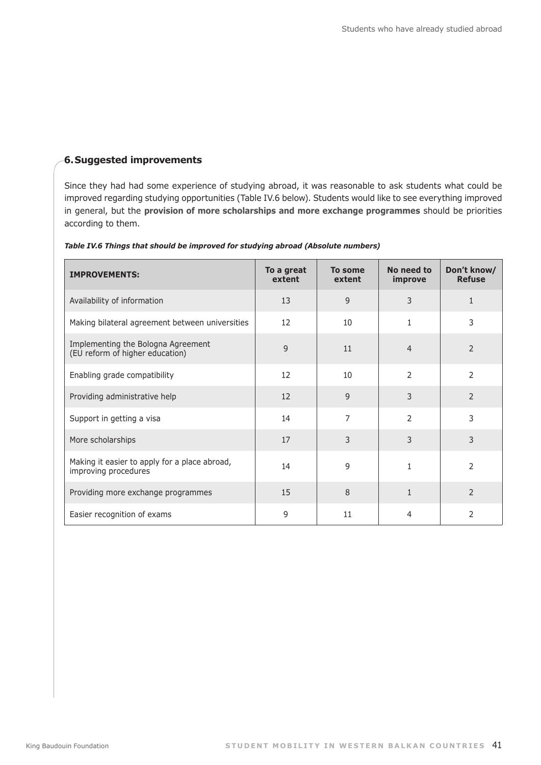## 6. Suggested improvements

Since they had had some experience of studying abroad, it was reasonable to ask students what could be improved regarding studying opportunities (Table IV.6 below). Students would like to see everything improved in general, but the **provision of more scholarships and more exchange programmes** should be priorities according to them.

***Table IV.6 Things that should be improved for studying abroad (Absolute numbers)***

| IMPROVEMENTS: | To a great extent | To some extent | No need to improve | Don't know/ Refuse |
|---|---|---|---|---|
| Availability of information | 13 | 9 | 3 | 1 |
| Making bilateral agreement between universities | 12 | 10 | 1 | 3 |
| Implementing the Bologna Agreement (EU reform of higher education) | 9 | 11 | 4 | 2 |
| Enabling grade compatibility | 12 | 10 | 2 | 2 |
| Providing administrative help | 12 | 9 | 3 | 2 |
| Support in getting a visa | 14 | 7 | 2 | 3 |
| More scholarships | 17 | 3 | 3 | 3 |
| Making it easier to apply for a place abroad, improving procedures | 14 | 9 | 1 | 2 |
| Providing more exchange programmes | 15 | 8 | 1 | 2 |
| Easier recognition of exams | 9 | 11 | 4 | 2 |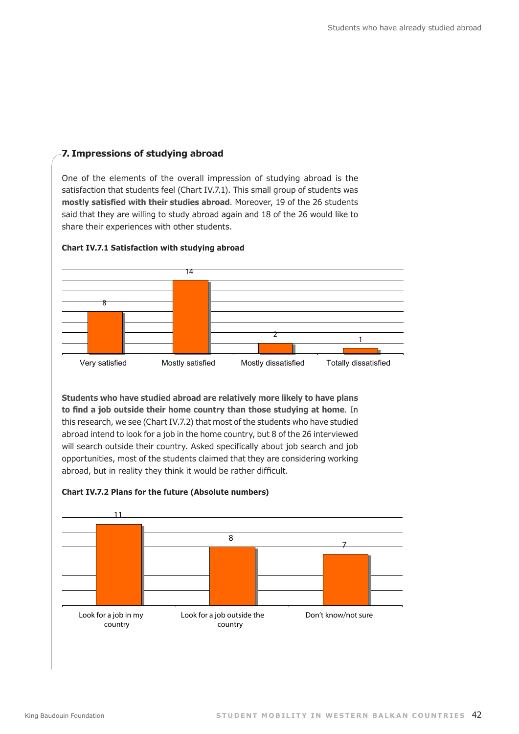## 7. Impressions of studying abroad

One of the elements of the overall impression of studying abroad is the satisfaction that students feel (Chart IV.7.1). This small group of students was **mostly satisfied with their studies abroad**. Moreover, 19 of the 26 students said that they are willing to study abroad again and 18 of the 26 would like to share their experiences with other students.

**Chart IV.7.1 Satisfaction with studying abroad**

| Very satisfied | Mostly satisfied | Mostly dissatisfied | Totally dissatisfied |
|---|---|---|---|
| 8 | 14 | 2 | 1 |

**Students who have studied abroad are relatively more likely to have plans to find a job outside their home country than those studying at home**. In this research, we see (Chart IV.7.2) that most of the students who have studied abroad intend to look for a job in the home country, but 8 of the 26 interviewed will search outside their country. Asked specifically about job search and job opportunities, most of the students claimed that they are considering working abroad, but in reality they think it would be rather difficult.

**Chart IV.7.2 Plans for the future (Absolute numbers)**

| Look for a job in my country | Look for a job outside the country | Don't know/not sure |
|---|---|---|
| 11 | 8 | 7 |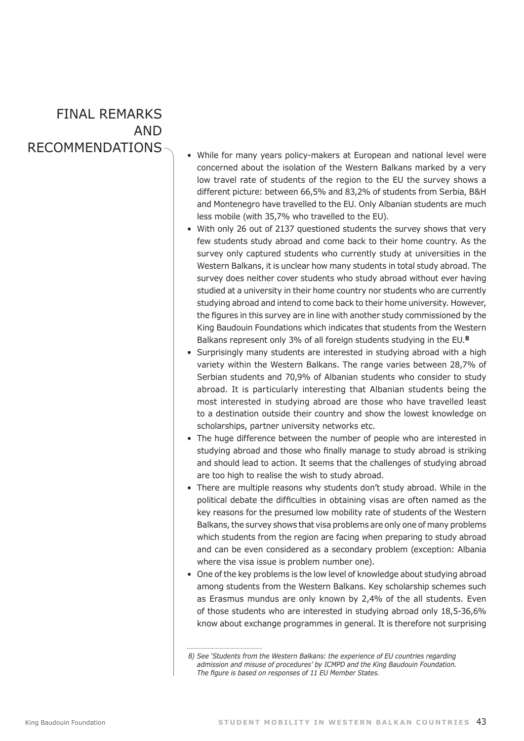# FINAL REMARKS AND RECOMMENDATIONS

- While for many years policy-makers at European and national level were concerned about the isolation of the Western Balkans marked by a very low travel rate of students of the region to the EU the survey shows a different picture: between 66,5% and 83,2% of students from Serbia, B&H and Montenegro have travelled to the EU. Only Albanian students are much less mobile (with 35,7% who travelled to the EU).
- With only 26 out of 2137 questioned students the survey shows that very few students study abroad and come back to their home country. As the survey only captured students who currently study at universities in the Western Balkans, it is unclear how many students in total study abroad. The survey does neither cover students who study abroad without ever having studied at a university in their home country nor students who are currently studying abroad and intend to come back to their home university. However, the figures in this survey are in line with another study commissioned by the King Baudouin Foundations which indicates that students from the Western Balkans represent only 3% of all foreign students studying in the EU.[8]
- Surprisingly many students are interested in studying abroad with a high variety within the Western Balkans. The range varies between 28,7% of Serbian students and 70,9% of Albanian students who consider to study abroad. It is particularly interesting that Albanian students being the most interested in studying abroad are those who have travelled least to a destination outside their country and show the lowest knowledge on scholarships, partner university networks etc.
- The huge difference between the number of people who are interested in studying abroad and those who finally manage to study abroad is striking and should lead to action. It seems that the challenges of studying abroad are too high to realise the wish to study abroad.
- There are multiple reasons why students don't study abroad. While in the political debate the difficulties in obtaining visas are often named as the key reasons for the presumed low mobility rate of students of the Western Balkans, the survey shows that visa problems are only one of many problems which students from the region are facing when preparing to study abroad and can be even considered as a secondary problem (exception: Albania where the visa issue is problem number one).
- One of the key problems is the low level of knowledge about studying abroad among students from the Western Balkans. Key scholarship schemes such as Erasmus mundus are only known by 2,4% of the all students. Even of those students who are interested in studying abroad only 18,5-36,6% know about exchange programmes in general. It is therefore not surprising

*8) See 'Students from the Western Balkans: the experience of EU countries regarding admission and misuse of procedures' by ICMPD and the King Baudouin Foundation. The figure is based on responses of 11 EU Member States.*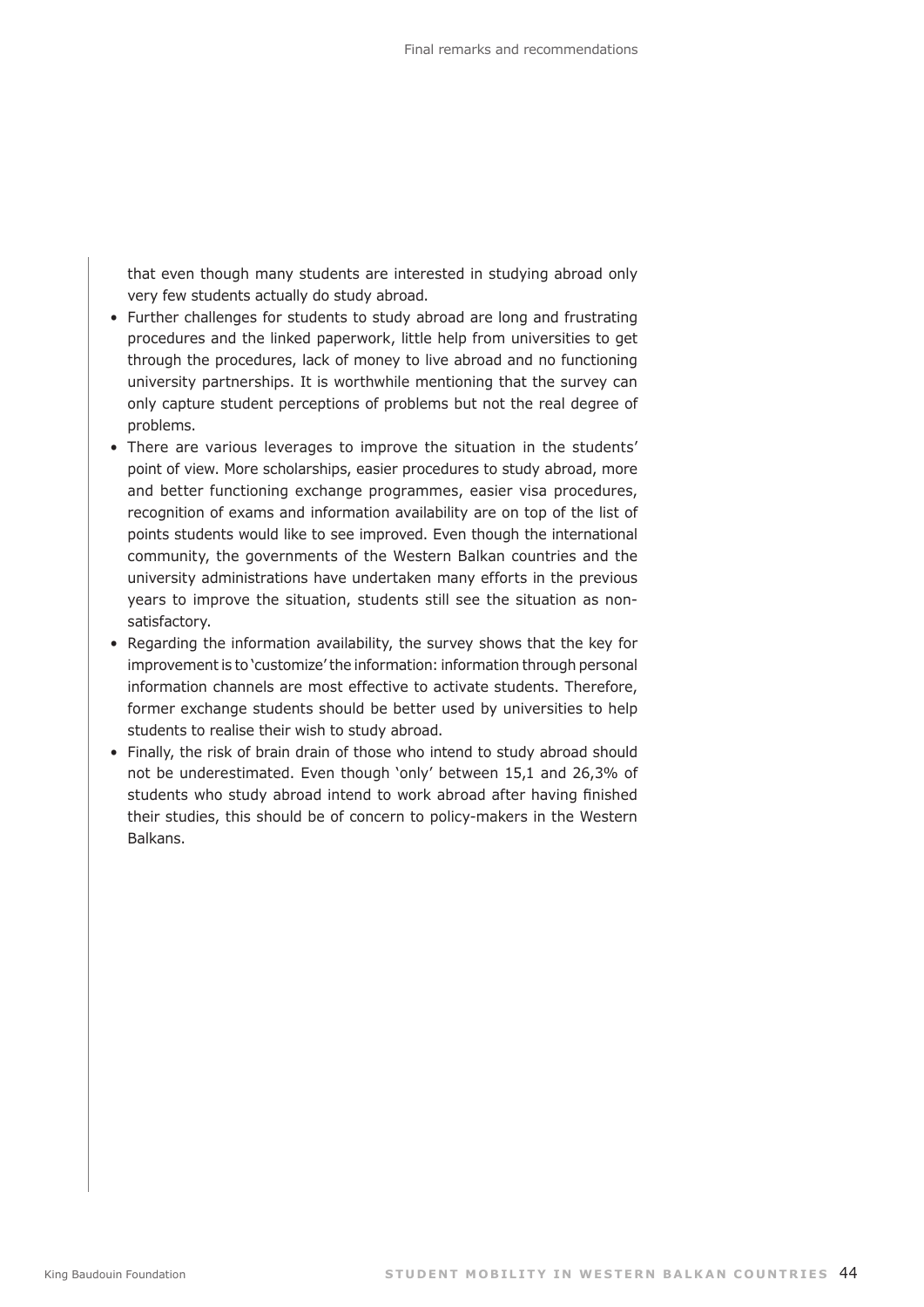that even though many students are interested in studying abroad only very few students actually do study abroad.

- Further challenges for students to study abroad are long and frustrating procedures and the linked paperwork, little help from universities to get through the procedures, lack of money to live abroad and no functioning university partnerships. It is worthwhile mentioning that the survey can only capture student perceptions of problems but not the real degree of problems.
- There are various leverages to improve the situation in the students' point of view. More scholarships, easier procedures to study abroad, more and better functioning exchange programmes, easier visa procedures, recognition of exams and information availability are on top of the list of points students would like to see improved. Even though the international community, the governments of the Western Balkan countries and the university administrations have undertaken many efforts in the previous years to improve the situation, students still see the situation as non-satisfactory.
- Regarding the information availability, the survey shows that the key for improvement is to 'customize' the information: information through personal information channels are most effective to activate students. Therefore, former exchange students should be better used by universities to help students to realise their wish to study abroad.
- Finally, the risk of brain drain of those who intend to study abroad should not be underestimated. Even though 'only' between 15,1 and 26,3% of students who study abroad intend to work abroad after having finished their studies, this should be of concern to policy-makers in the Western Balkans.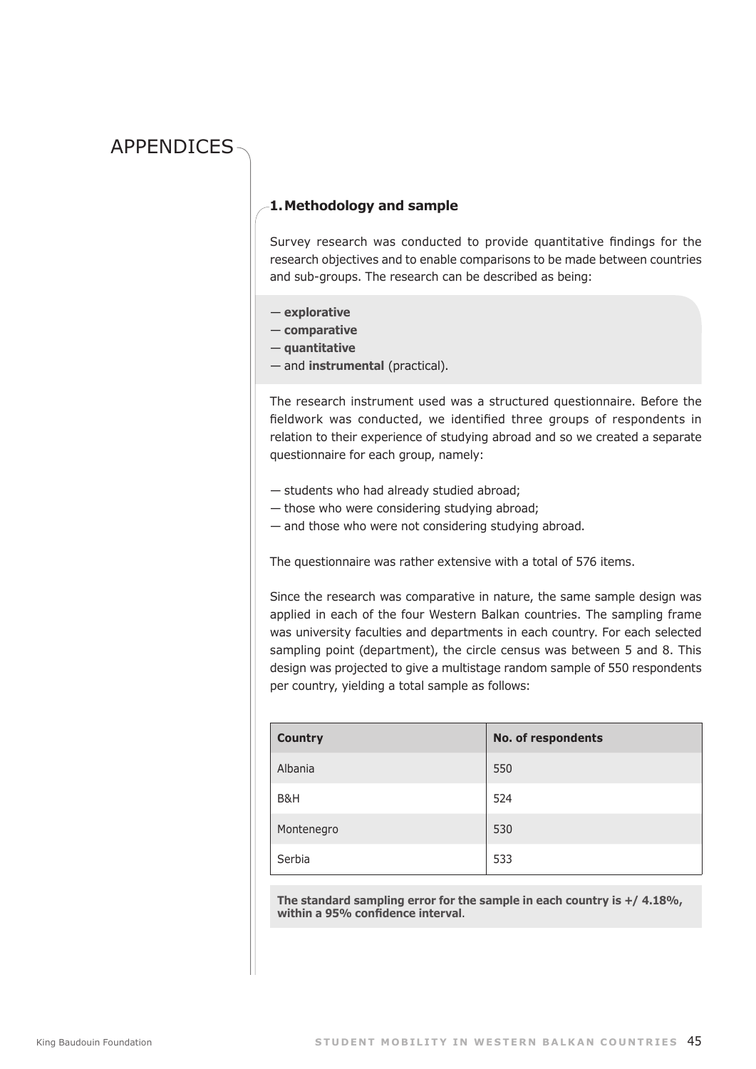# APPENDICES

## 1. Methodology and sample

Survey research was conducted to provide quantitative findings for the research objectives and to enable comparisons to be made between countries and sub-groups. The research can be described as being:

— **explorative**
— **comparative**
— **quantitative**
— and **instrumental** (practical).

The research instrument used was a structured questionnaire. Before the fieldwork was conducted, we identified three groups of respondents in relation to their experience of studying abroad and so we created a separate questionnaire for each group, namely:

— students who had already studied abroad;
— those who were considering studying abroad;
— and those who were not considering studying abroad.

The questionnaire was rather extensive with a total of 576 items.

Since the research was comparative in nature, the same sample design was applied in each of the four Western Balkan countries. The sampling frame was university faculties and departments in each country. For each selected sampling point (department), the circle census was between 5 and 8. This design was projected to give a multistage random sample of 550 respondents per country, yielding a total sample as follows:

| Country | No. of respondents |
|---|---|
| Albania | 550 |
| B&H | 524 |
| Montenegro | 530 |
| Serbia | 533 |

**The standard sampling error for the sample in each country is +/ 4.18%, within a 95% confidence interval**.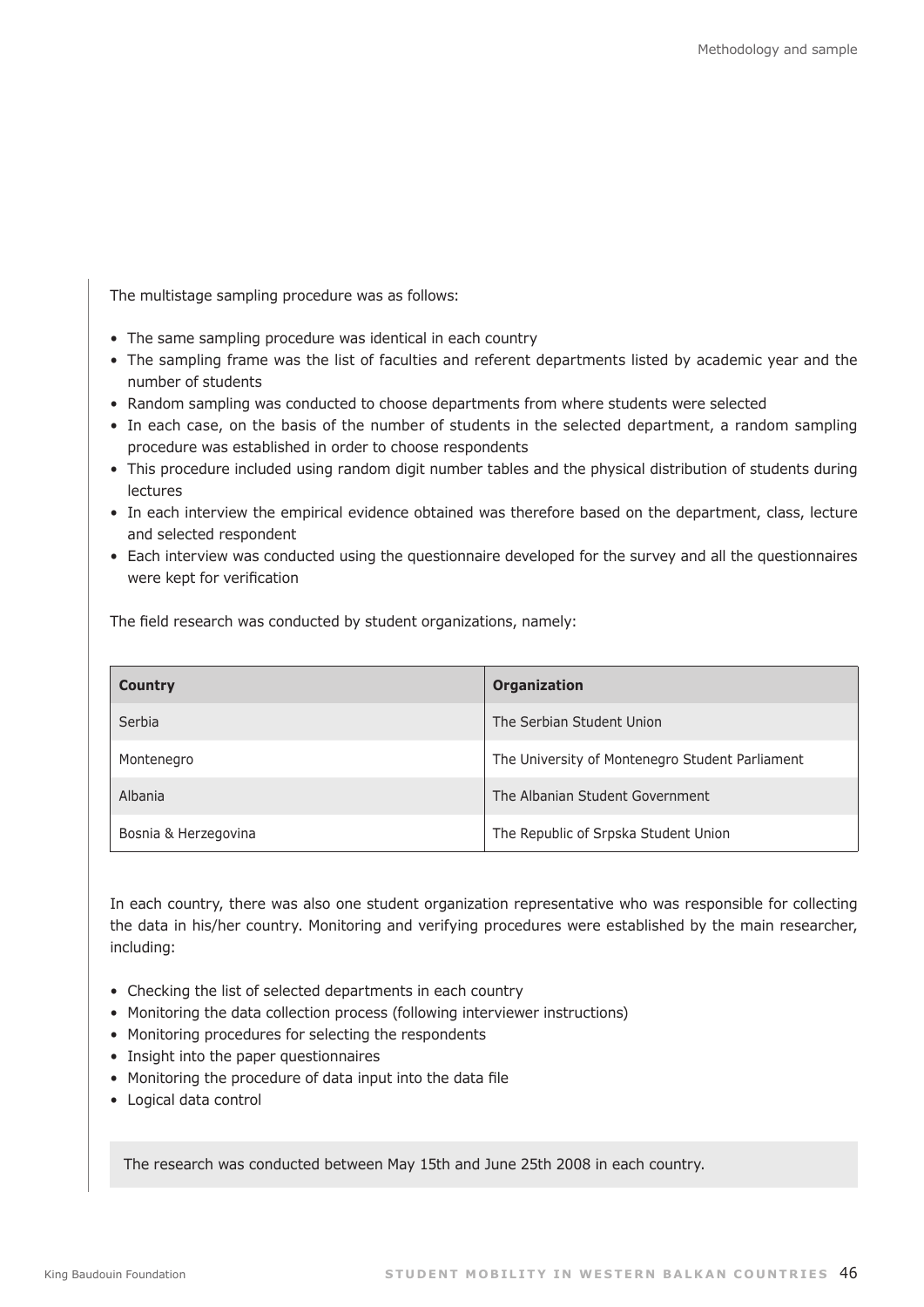The multistage sampling procedure was as follows:

- The same sampling procedure was identical in each country
- The sampling frame was the list of faculties and referent departments listed by academic year and the number of students
- Random sampling was conducted to choose departments from where students were selected
- In each case, on the basis of the number of students in the selected department, a random sampling procedure was established in order to choose respondents
- This procedure included using random digit number tables and the physical distribution of students during lectures
- In each interview the empirical evidence obtained was therefore based on the department, class, lecture and selected respondent
- Each interview was conducted using the questionnaire developed for the survey and all the questionnaires were kept for verification

The field research was conducted by student organizations, namely:

| Country | Organization |
|---|---|
| Serbia | The Serbian Student Union |
| Montenegro | The University of Montenegro Student Parliament |
| Albania | The Albanian Student Government |
| Bosnia & Herzegovina | The Republic of Srpska Student Union |

In each country, there was also one student organization representative who was responsible for collecting the data in his/her country. Monitoring and verifying procedures were established by the main researcher, including:

- Checking the list of selected departments in each country
- Monitoring the data collection process (following interviewer instructions)
- Monitoring procedures for selecting the respondents
- Insight into the paper questionnaires
- Monitoring the procedure of data input into the data file
- Logical data control

The research was conducted between May 15th and June 25th 2008 in each country.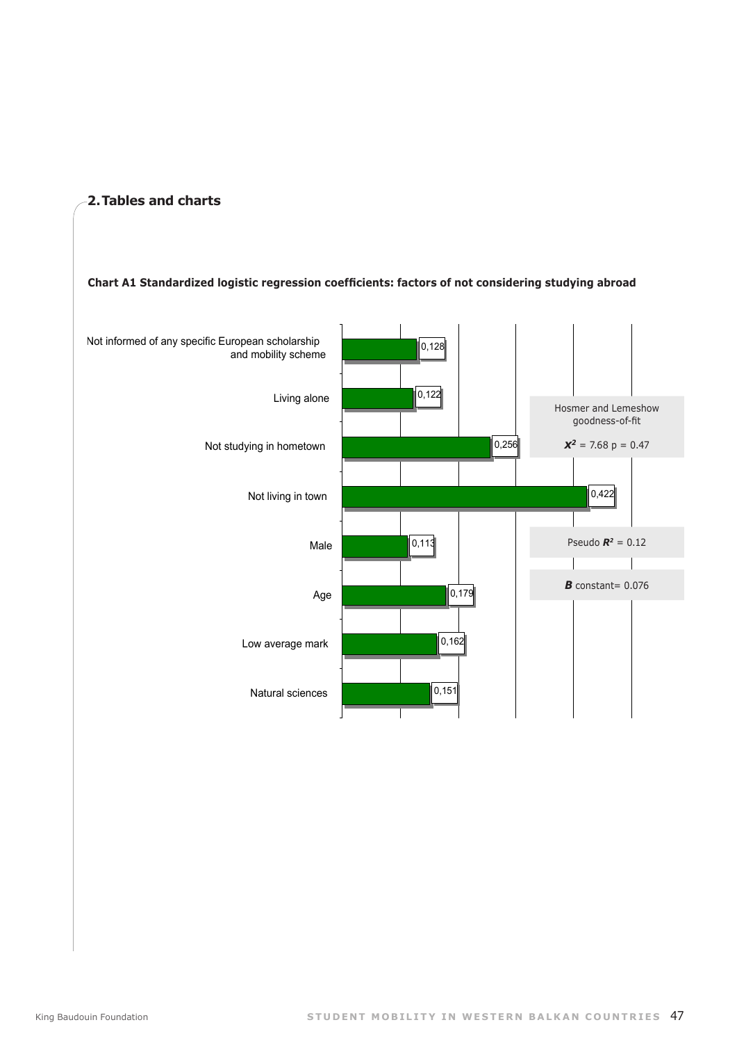## 2. Tables and charts

**Chart A1 Standardized logistic regression coefficients: factors of not considering studying abroad**

| Factor | Coefficient |
|---|---|
| Not informed of any specific European scholarship and mobility scheme | 0,128 |
| Living alone | 0,122 |
| Not studying in hometown | 0,256 |
| Not living in town | 0,422 |
| Male | 0,113 |
| Age | 0,179 |
| Low average mark | 0,162 |
| Natural sciences | 0,151 |

Hosmer and Lemeshow goodness-of-fit

$\chi^2$ = 7.68 p = 0.47

Pseudo $R^2$ = 0.12

***B*** constant= 0.076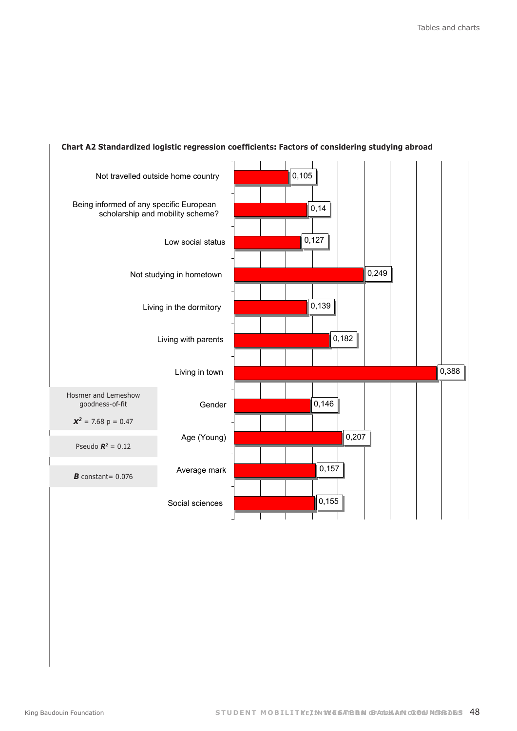**Chart A2 Standardized logistic regression coefficients: Factors of considering studying abroad**

| Factor | Coefficient |
| --- | --- |
| Not travelled outside home country | 0,105 |
| Being informed of any specific European scholarship and mobility scheme? | 0,14 |
| Low social status | 0,127 |
| Not studying in hometown | 0,249 |
| Living in the dormitory | 0,139 |
| Living with parents | 0,182 |
| Living in town | 0,388 |
| Gender | 0,146 |
| Age (Young) | 0,207 |
| Average mark | 0,157 |
| Social sciences | 0,155 |

Hosmer and Lemeshow goodness-of-fit

$X^2$ = 7.68 p = 0.47

Pseudo $R^2$ = 0.12

***B*** constant= 0.076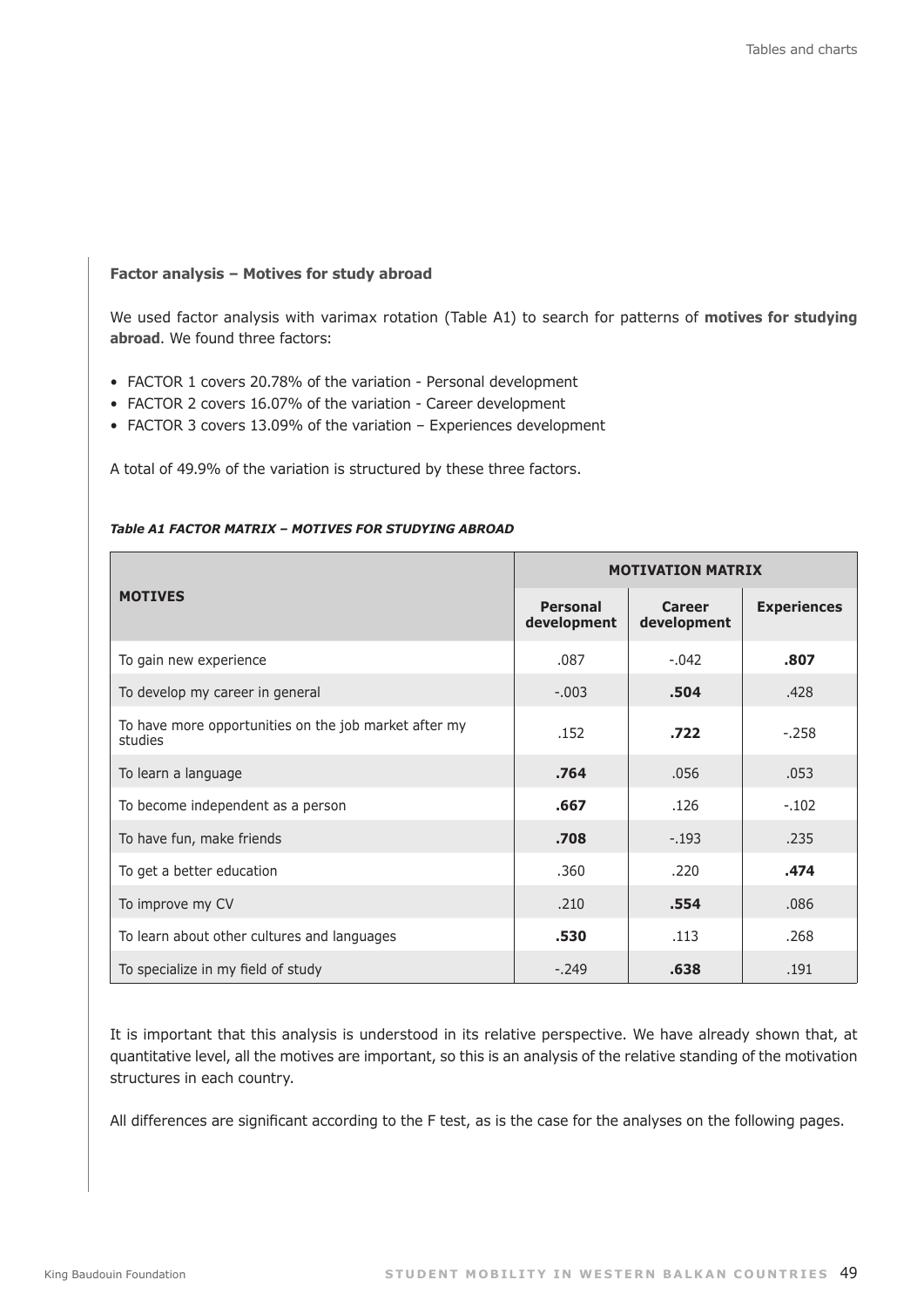**Factor analysis – Motives for study abroad**

We used factor analysis with varimax rotation (Table A1) to search for patterns of **motives for studying abroad**. We found three factors:

- FACTOR 1 covers 20.78% of the variation - Personal development
- FACTOR 2 covers 16.07% of the variation - Career development
- FACTOR 3 covers 13.09% of the variation – Experiences development

A total of 49.9% of the variation is structured by these three factors.

***Table A1 FACTOR MATRIX – MOTIVES FOR STUDYING ABROAD***

| MOTIVES | MOTIVATION MATRIX | | |
|---|---|---|---|
| | **Personal development** | **Career development** | **Experiences** |
| To gain new experience | .087 | -.042 | **.807** |
| To develop my career in general | -.003 | **.504** | .428 |
| To have more opportunities on the job market after my studies | .152 | **.722** | -.258 |
| To learn a language | **.764** | .056 | .053 |
| To become independent as a person | **.667** | .126 | -.102 |
| To have fun, make friends | **.708** | -.193 | .235 |
| To get a better education | .360 | .220 | **.474** |
| To improve my CV | .210 | **.554** | .086 |
| To learn about other cultures and languages | **.530** | .113 | .268 |
| To specialize in my field of study | -.249 | **.638** | .191 |

It is important that this analysis is understood in its relative perspective. We have already shown that, at quantitative level, all the motives are important, so this is an analysis of the relative standing of the motivation structures in each country.

All differences are significant according to the F test, as is the case for the analyses on the following pages.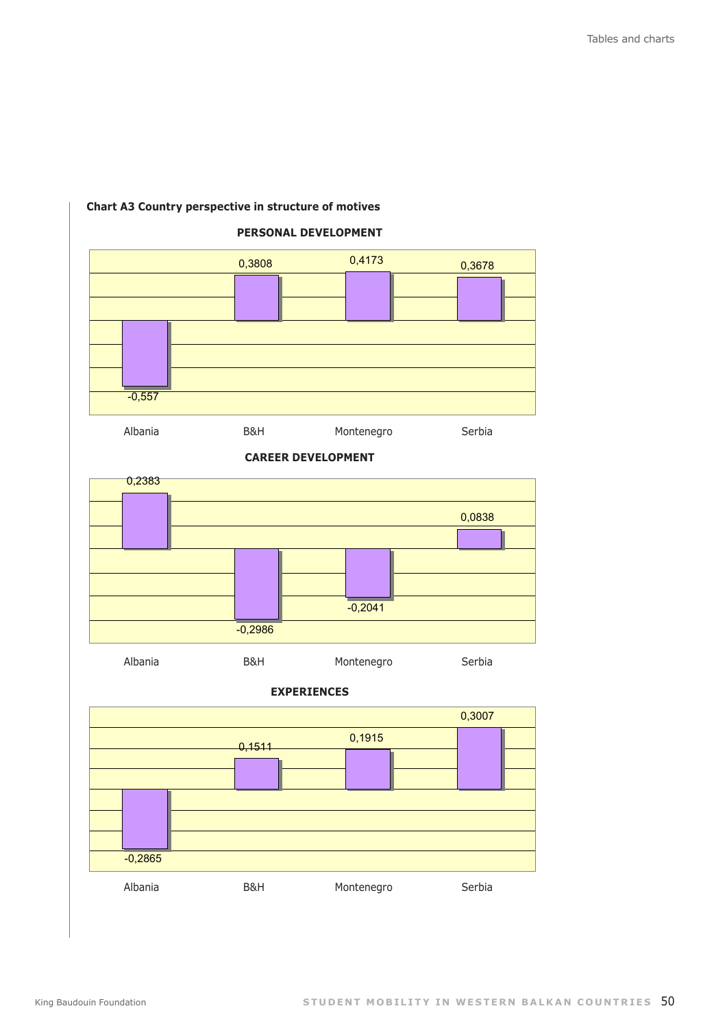**Chart A3 Country perspective in structure of motives**

**PERSONAL DEVELOPMENT**

| Albania | B&H | Montenegro | Serbia |
|---|---|---|---|
| -0,557 | 0,3808 | 0,4173 | 0,3678 |

**CAREER DEVELOPMENT**

| Albania | B&H | Montenegro | Serbia |
|---|---|---|---|
| 0,2383 | -0,2986 | -0,2041 | 0,0838 |

**EXPERIENCES**

| Albania | B&H | Montenegro | Serbia |
|---|---|---|---|
| -0,2865 | 0,1511 | 0,1915 | 0,3007 |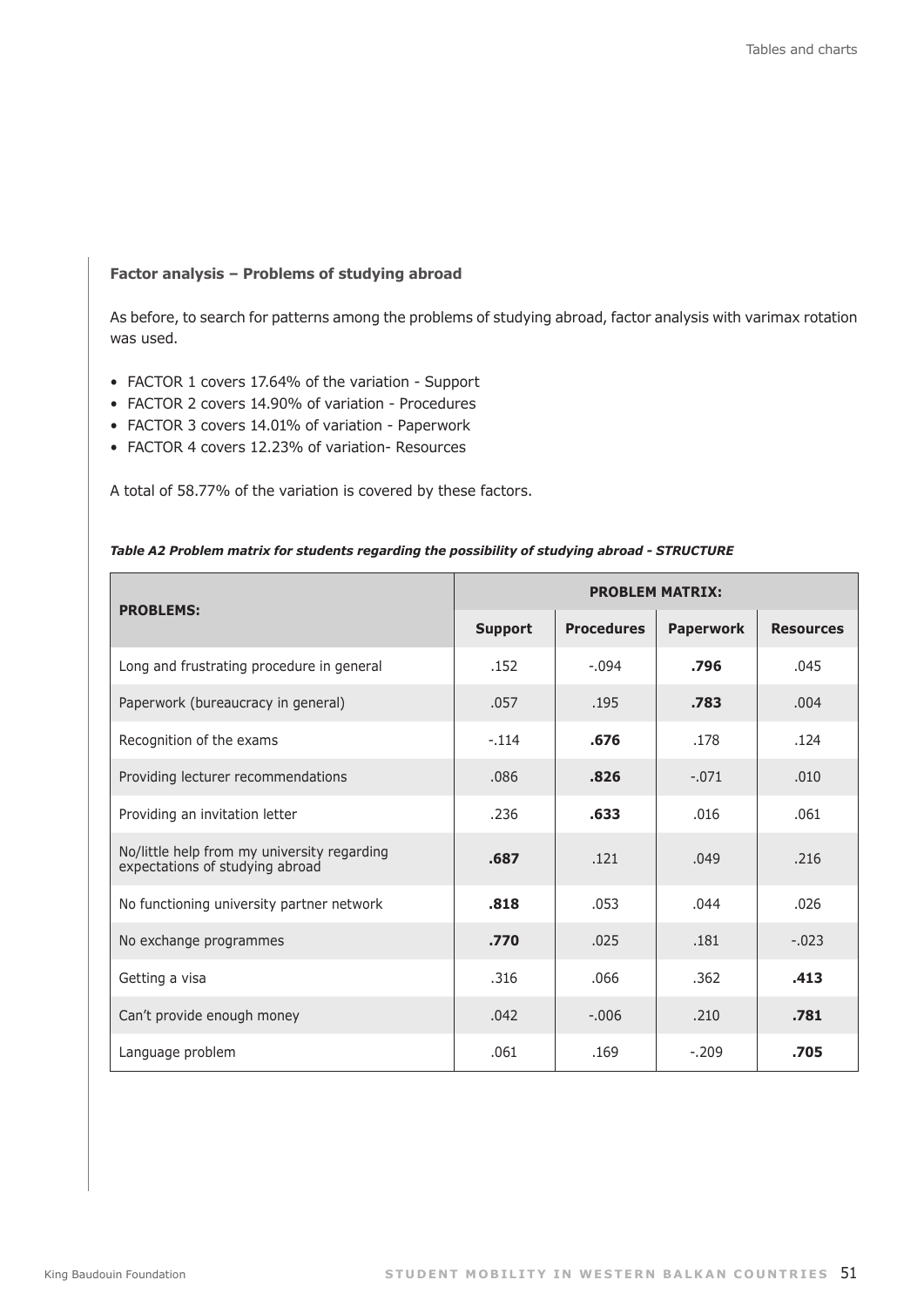**Factor analysis – Problems of studying abroad**

As before, to search for patterns among the problems of studying abroad, factor analysis with varimax rotation was used.

- FACTOR 1 covers 17.64% of the variation - Support
- FACTOR 2 covers 14.90% of variation - Procedures
- FACTOR 3 covers 14.01% of variation - Paperwork
- FACTOR 4 covers 12.23% of variation- Resources

A total of 58.77% of the variation is covered by these factors.

***Table A2 Problem matrix for students regarding the possibility of studying abroad - STRUCTURE***

| PROBLEMS: | PROBLEM MATRIX: | | | |
|---|---|---|---|---|
| | **Support** | **Procedures** | **Paperwork** | **Resources** |
| Long and frustrating procedure in general | .152 | -.094 | **.796** | .045 |
| Paperwork (bureaucracy in general) | .057 | .195 | **.783** | .004 |
| Recognition of the exams | -.114 | **.676** | .178 | .124 |
| Providing lecturer recommendations | .086 | **.826** | -.071 | .010 |
| Providing an invitation letter | .236 | **.633** | .016 | .061 |
| No/little help from my university regarding expectations of studying abroad | **.687** | .121 | .049 | .216 |
| No functioning university partner network | **.818** | .053 | .044 | .026 |
| No exchange programmes | **.770** | .025 | .181 | -.023 |
| Getting a visa | .316 | .066 | .362 | **.413** |
| Can't provide enough money | .042 | -.006 | .210 | **.781** |
| Language problem | .061 | .169 | -.209 | **.705** |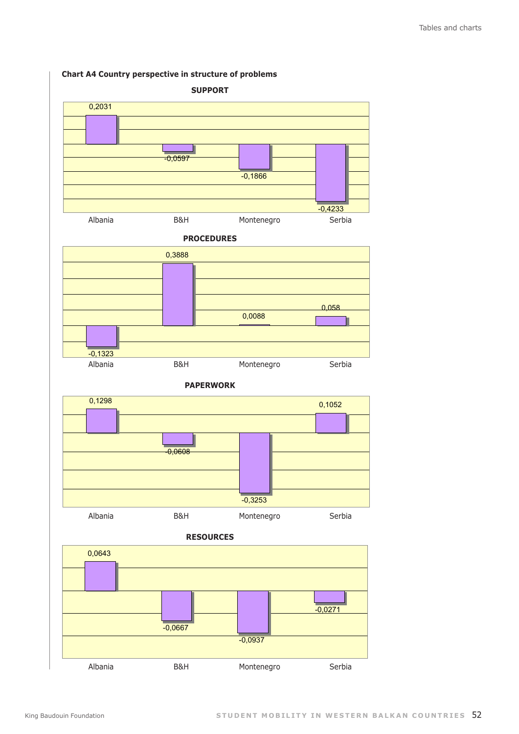**Chart A4 Country perspective in structure of problems**

**SUPPORT**

| | Albania | B&H | Montenegro | Serbia |
|---|---|---|---|---|
| SUPPORT | 0,2031 | -0,0597 | -0,1866 | -0,4233 |

**PROCEDURES**

| | Albania | B&H | Montenegro | Serbia |
|---|---|---|---|---|
| PROCEDURES | -0,1323 | 0,3888 | 0,0088 | 0,058 |

**PAPERWORK**

| | Albania | B&H | Montenegro | Serbia |
|---|---|---|---|---|
| PAPERWORK | 0,1298 | -0,0608 | -0,3253 | 0,1052 |

**RESOURCES**

| | Albania | B&H | Montenegro | Serbia |
|---|---|---|---|---|
| RESOURCES | 0,0643 | -0,0667 | -0,0937 | -0,0271 |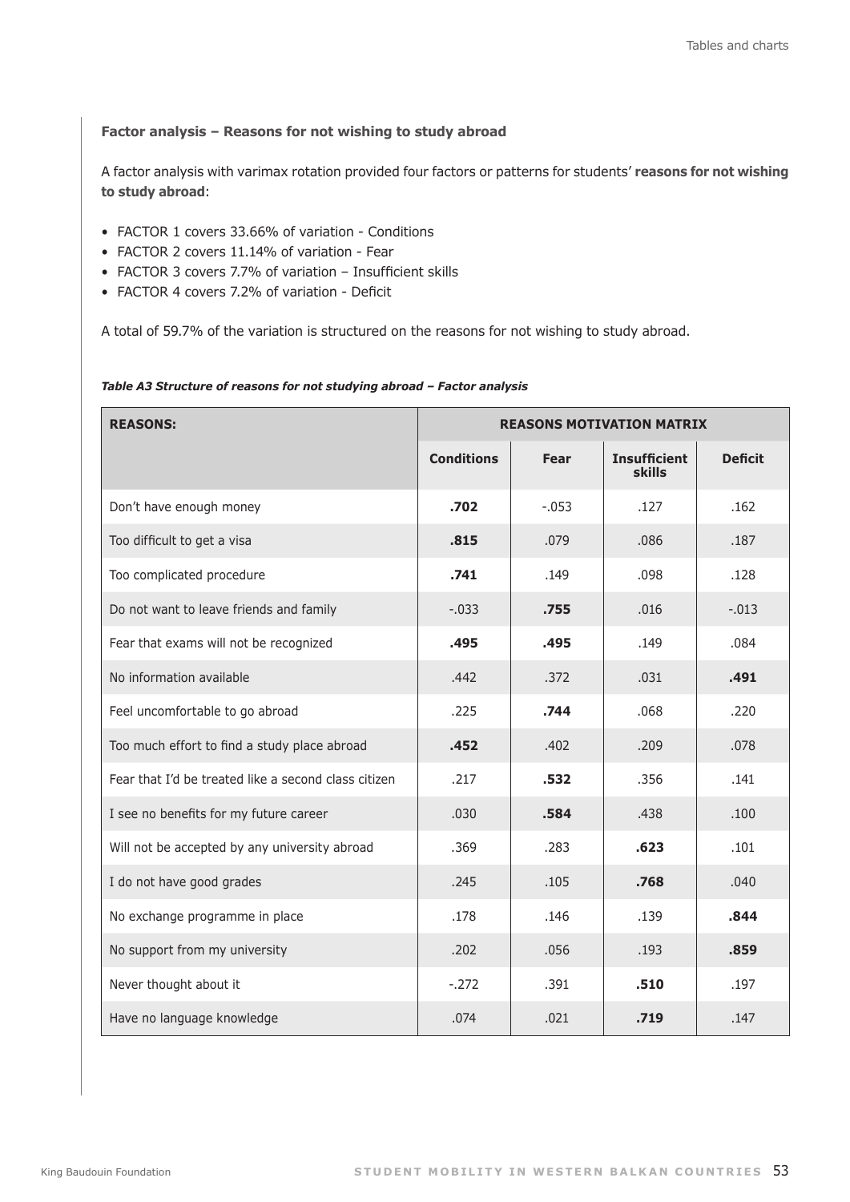### Factor analysis – Reasons for not wishing to study abroad

A factor analysis with varimax rotation provided four factors or patterns for students' **reasons for not wishing to study abroad**:

- FACTOR 1 covers 33.66% of variation - Conditions
- FACTOR 2 covers 11.14% of variation - Fear
- FACTOR 3 covers 7.7% of variation – Insufficient skills
- FACTOR 4 covers 7.2% of variation - Deficit

A total of 59.7% of the variation is structured on the reasons for not wishing to study abroad.

***Table A3 Structure of reasons for not studying abroad – Factor analysis***

| **REASONS:** | **REASONS MOTIVATION MATRIX** | | | |
|---|---|---|---|---|
| | **Conditions** | **Fear** | **Insufficient skills** | **Deficit** |
| Don't have enough money | **.702** | -.053 | .127 | .162 |
| Too difficult to get a visa | **.815** | .079 | .086 | .187 |
| Too complicated procedure | **.741** | .149 | .098 | .128 |
| Do not want to leave friends and family | -.033 | **.755** | .016 | -.013 |
| Fear that exams will not be recognized | **.495** | **.495** | .149 | .084 |
| No information available | .442 | .372 | .031 | **.491** |
| Feel uncomfortable to go abroad | .225 | **.744** | .068 | .220 |
| Too much effort to find a study place abroad | **.452** | .402 | .209 | .078 |
| Fear that I'd be treated like a second class citizen | .217 | **.532** | .356 | .141 |
| I see no benefits for my future career | .030 | **.584** | .438 | .100 |
| Will not be accepted by any university abroad | .369 | .283 | **.623** | .101 |
| I do not have good grades | .245 | .105 | **.768** | .040 |
| No exchange programme in place | .178 | .146 | .139 | **.844** |
| No support from my university | .202 | .056 | .193 | **.859** |
| Never thought about it | -.272 | .391 | **.510** | .197 |
| Have no language knowledge | .074 | .021 | **.719** | .147 |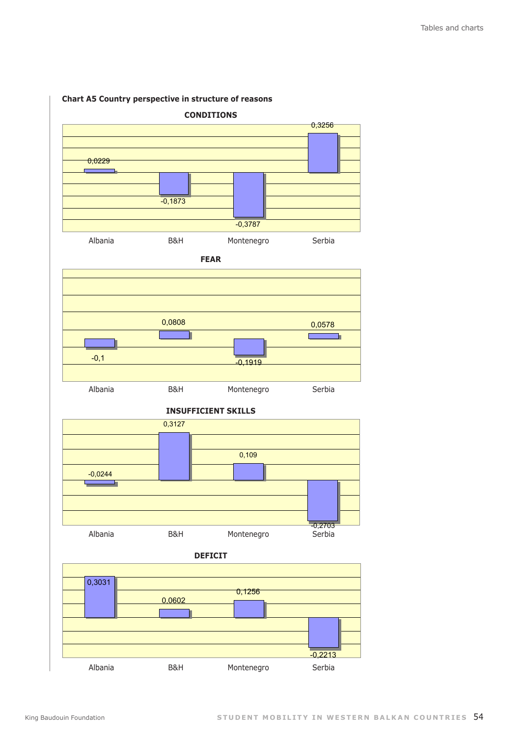**Chart A5 Country perspective in structure of reasons**

**CONDITIONS**

| Country | Value |
|---|---|
| Albania | 0,0229 |
| B&H | -0,1873 |
| Montenegro | -0,3787 |
| Serbia | 0,3256 |

**FEAR**

| Country | Value |
|---|---|
| Albania | -0,1 |
| B&H | 0,0808 |
| Montenegro | -0,1919 |
| Serbia | 0,0578 |

**INSUFFICIENT SKILLS**

| Country | Value |
|---|---|
| Albania | -0,0244 |
| B&H | 0,3127 |
| Montenegro | 0,109 |
| Serbia | -0,2703 |

**DEFICIT**

| Country | Value |
|---|---|
| Albania | 0,3031 |
| B&H | 0,0602 |
| Montenegro | 0,1256 |
| Serbia | -0,2213 |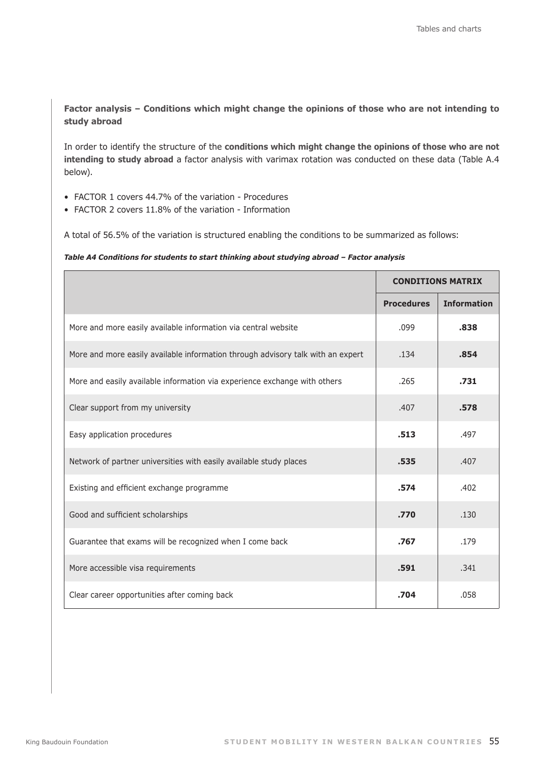**Factor analysis – Conditions which might change the opinions of those who are not intending to study abroad**

In order to identify the structure of the **conditions which might change the opinions of those who are not intending to study abroad** a factor analysis with varimax rotation was conducted on these data (Table A.4 below).

- FACTOR 1 covers 44.7% of the variation - Procedures
- FACTOR 2 covers 11.8% of the variation - Information

A total of 56.5% of the variation is structured enabling the conditions to be summarized as follows:

***Table A4 Conditions for students to start thinking about studying abroad – Factor analysis***

| | **CONDITIONS MATRIX** | |
|---|---|---|
| | **Procedures** | **Information** |
| More and more easily available information via central website | .099 | **.838** |
| More and more easily available information through advisory talk with an expert | .134 | **.854** |
| More and easily available information via experience exchange with others | .265 | **.731** |
| Clear support from my university | .407 | **.578** |
| Easy application procedures | **.513** | .497 |
| Network of partner universities with easily available study places | **.535** | .407 |
| Existing and efficient exchange programme | **.574** | .402 |
| Good and sufficient scholarships | **.770** | .130 |
| Guarantee that exams will be recognized when I come back | **.767** | .179 |
| More accessible visa requirements | **.591** | .341 |
| Clear career opportunities after coming back | **.704** | .058 |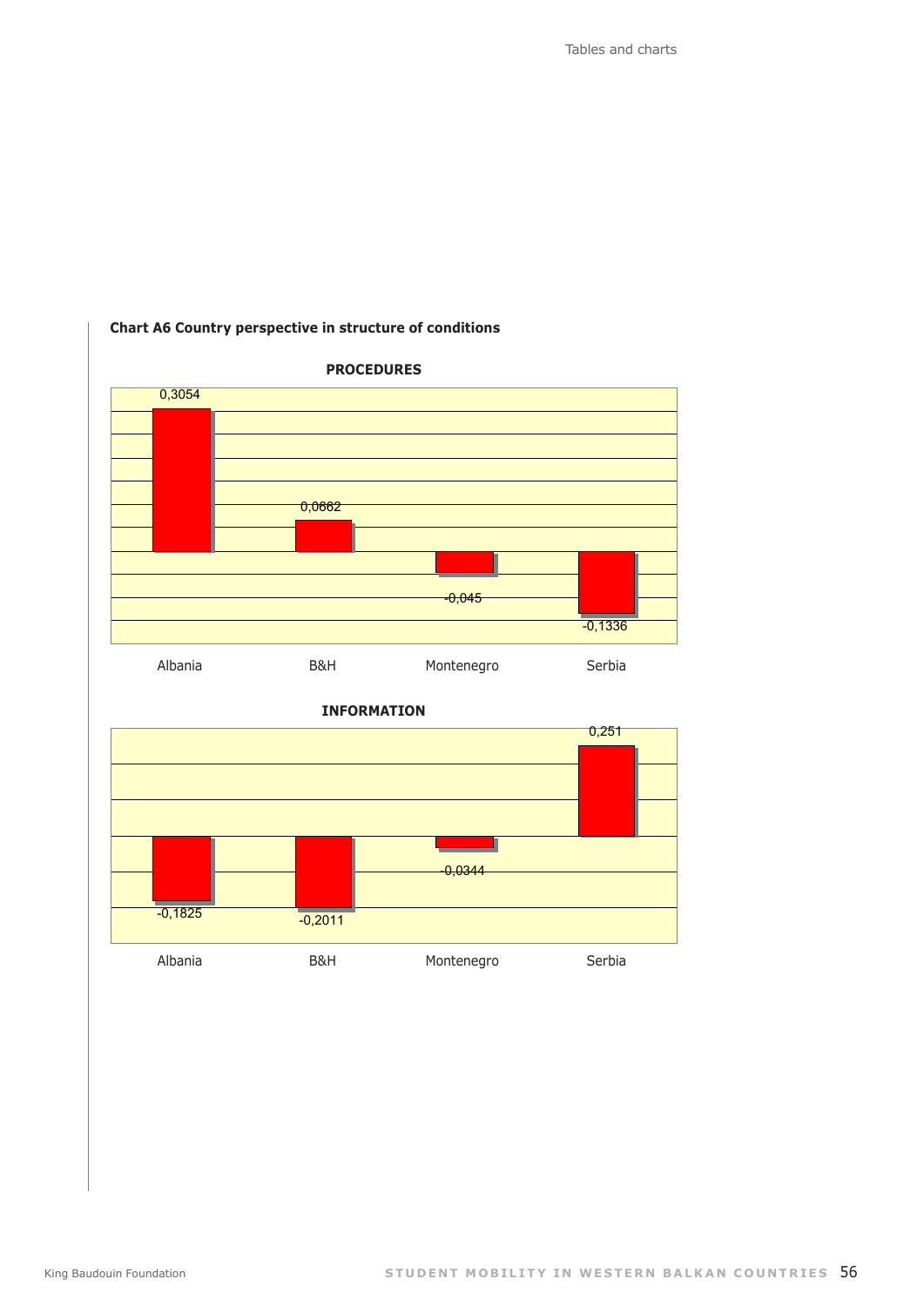**Chart A6 Country perspective in structure of conditions**

**PROCEDURES**

| Country | Value |
|---|---|
| Albania | 0,3054 |
| B&H | 0,0662 |
| Montenegro | -0,045 |
| Serbia | -0,1336 |

**INFORMATION**

| Country | Value |
|---|---|
| Albania | -0,1825 |
| B&H | -0,2011 |
| Montenegro | -0,0344 |
| Serbia | 0,251 |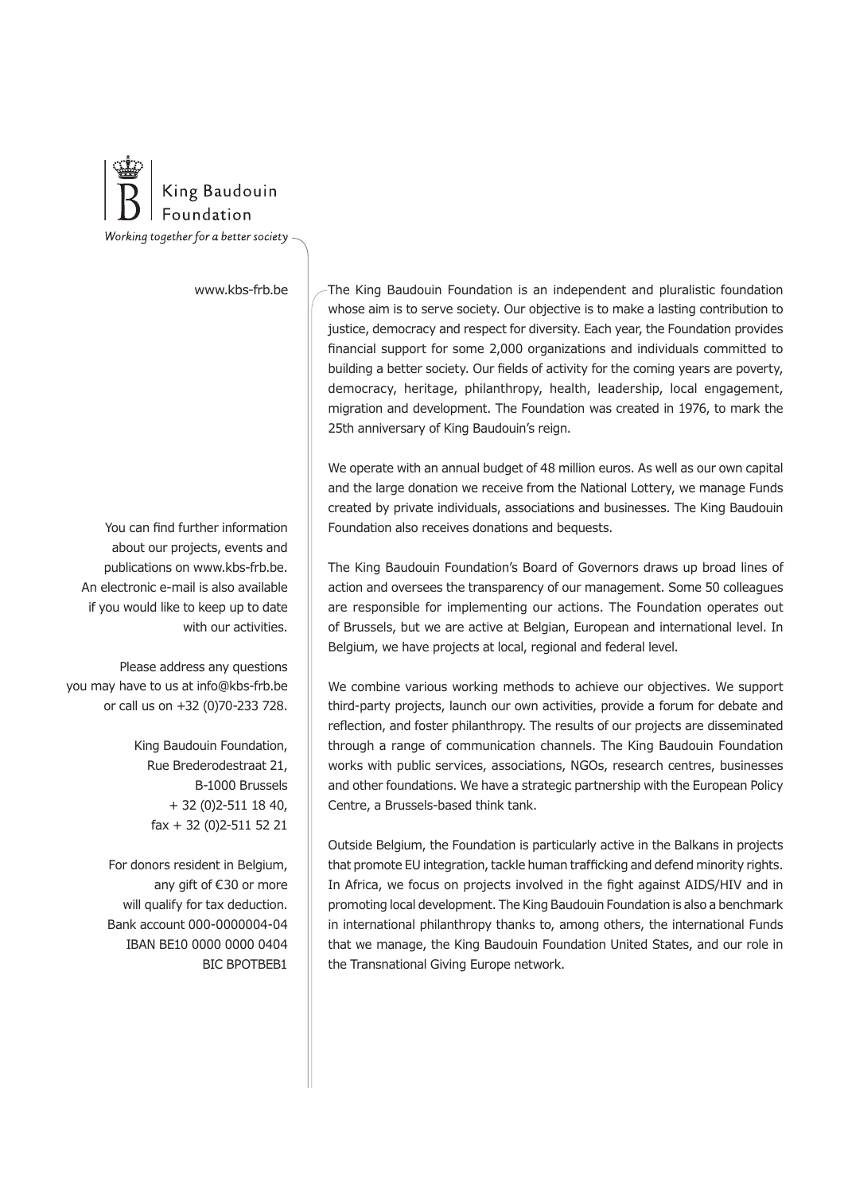King Baudouin Foundation

*Working together for a better society*

www.kbs-frb.be

The King Baudouin Foundation is an independent and pluralistic foundation whose aim is to serve society. Our objective is to make a lasting contribution to justice, democracy and respect for diversity. Each year, the Foundation provides financial support for some 2,000 organizations and individuals committed to building a better society. Our fields of activity for the coming years are poverty, democracy, heritage, philanthropy, health, leadership, local engagement, migration and development. The Foundation was created in 1976, to mark the 25th anniversary of King Baudouin's reign.

We operate with an annual budget of 48 million euros. As well as our own capital and the large donation we receive from the National Lottery, we manage Funds created by private individuals, associations and businesses. The King Baudouin Foundation also receives donations and bequests.

The King Baudouin Foundation's Board of Governors draws up broad lines of action and oversees the transparency of our management. Some 50 colleagues are responsible for implementing our actions. The Foundation operates out of Brussels, but we are active at Belgian, European and international level. In Belgium, we have projects at local, regional and federal level.

We combine various working methods to achieve our objectives. We support third-party projects, launch our own activities, provide a forum for debate and reflection, and foster philanthropy. The results of our projects are disseminated through a range of communication channels. The King Baudouin Foundation works with public services, associations, NGOs, research centres, businesses and other foundations. We have a strategic partnership with the European Policy Centre, a Brussels-based think tank.

Outside Belgium, the Foundation is particularly active in the Balkans in projects that promote EU integration, tackle human trafficking and defend minority rights. In Africa, we focus on projects involved in the fight against AIDS/HIV and in promoting local development. The King Baudouin Foundation is also a benchmark in international philanthropy thanks to, among others, the international Funds that we manage, the King Baudouin Foundation United States, and our role in the Transnational Giving Europe network.

You can find further information about our projects, events and publications on www.kbs-frb.be. An electronic e-mail is also available if you would like to keep up to date with our activities.

Please address any questions you may have to us at info@kbs-frb.be or call us on +32 (0)70-233 728.

King Baudouin Foundation,
Rue Brederodestraat 21,
B-1000 Brussels
+ 32 (0)2-511 18 40,
fax + 32 (0)2-511 52 21

For donors resident in Belgium, any gift of €30 or more will qualify for tax deduction.
Bank account 000-0000004-04
IBAN BE10 0000 0000 0404
BIC BPOTBEB1